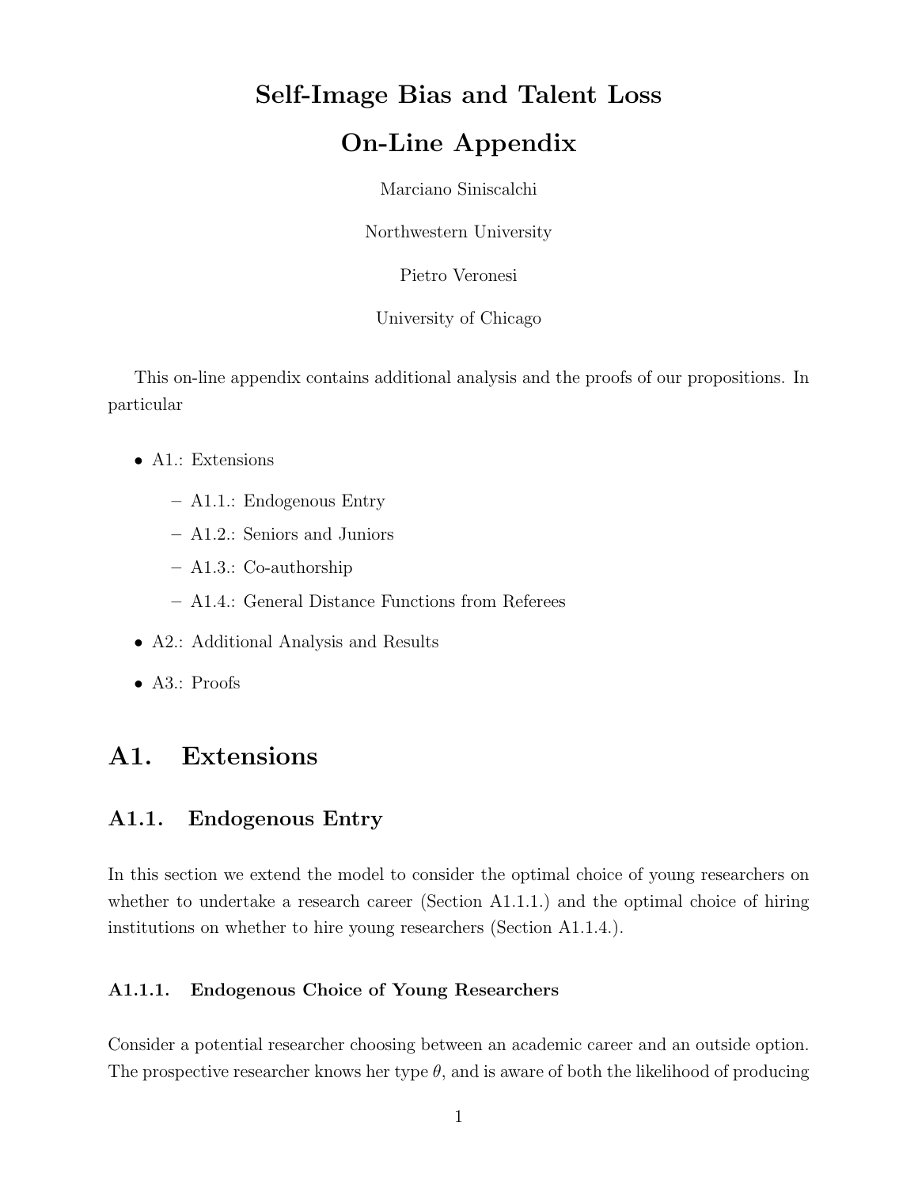# Self-Image Bias and Talent Loss

# On-Line Appendix

Marciano Siniscalchi

Northwestern University

Pietro Veronesi

University of Chicago

This on-line appendix contains additional analysis and the proofs of our propositions. In particular

- A1.: Extensions
  - A1.1.: Endogenous Entry
  - A1.2.: Seniors and Juniors
  - A1.3.: Co-authorship
  - A1.4.: General Distance Functions from Referees
- A2.: Additional Analysis and Results
- A3.: Proofs

## A1. Extensions

### A1.1. Endogenous Entry

In this section we extend the model to consider the optimal choice of young researchers on whether to undertake a research career (Section A1.1.1.) and the optimal choice of hiring institutions on whether to hire young researchers (Section A1.1.4.).

#### A1.1.1. Endogenous Choice of Young Researchers

Consider a potential researcher choosing between an academic career and an outside option. The prospective researcher knows her type $\theta$, and is aware of both the likelihood of producing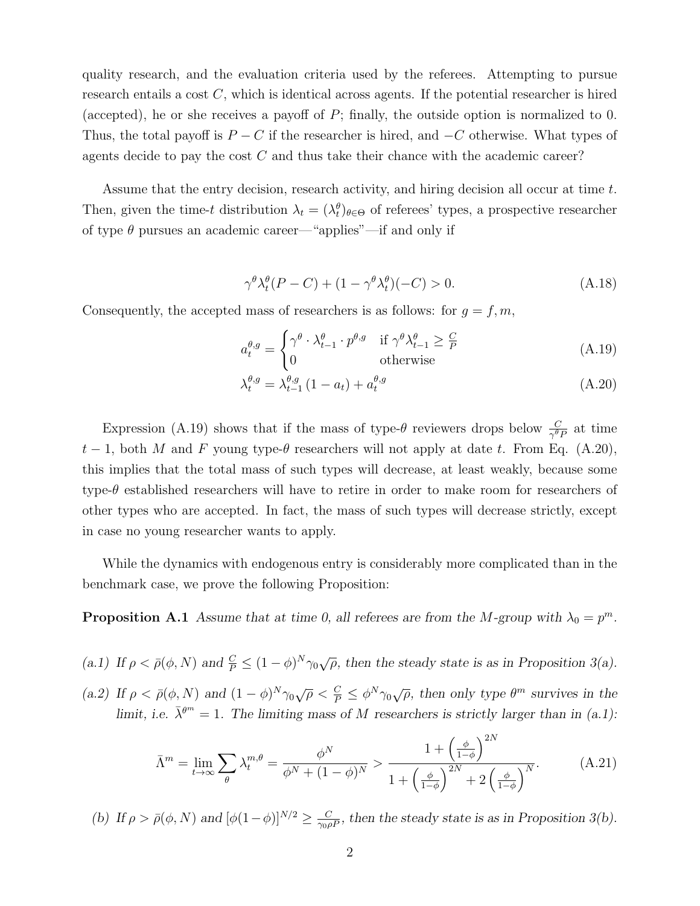quality research, and the evaluation criteria used by the referees. Attempting to pursue research entails a cost $C$, which is identical across agents. If the potential researcher is hired (accepted), he or she receives a payoff of $P$; finally, the outside option is normalized to 0. Thus, the total payoff is $P - C$ if the researcher is hired, and $-C$ otherwise. What types of agents decide to pay the cost $C$ and thus take their chance with the academic career?

Assume that the entry decision, research activity, and hiring decision all occur at time $t$. Then, given the time-$t$ distribution $\lambda_t = (\lambda_t^\theta)_{\theta \in \Theta}$ of referees' types, a prospective researcher of type $\theta$ pursues an academic career—"applies"—if and only if

$$\gamma^\theta \lambda_t^\theta (P - C) + (1 - \gamma^\theta \lambda_t^\theta)(-C) > 0. \tag{A.18}$$

Consequently, the accepted mass of researchers is as follows: for $g = f, m$,

$$a_t^{\theta,g} = \begin{cases} \gamma^\theta \cdot \lambda_{t-1}^\theta \cdot p^{\theta,g} & \text{if } \gamma^\theta \lambda_{t-1}^\theta \geq \frac{C}{P} \\ 0 & \text{otherwise} \end{cases} \tag{A.19}$$

$$\lambda_t^{\theta,g} = \lambda_{t-1}^{\theta,g} (1 - a_t) + a_t^{\theta,g} \tag{A.20}$$

Expression (A.19) shows that if the mass of type-$\theta$ reviewers drops below $\frac{C}{\gamma^\theta P}$ at time $t-1$, both $M$ and $F$ young type-$\theta$ researchers will not apply at date $t$. From Eq. (A.20), this implies that the total mass of such types will decrease, at least weakly, because some type-$\theta$ established researchers will have to retire in order to make room for researchers of other types who are accepted. In fact, the mass of such types will decrease strictly, except in case no young researcher wants to apply.

While the dynamics with endogenous entry is considerably more complicated than in the benchmark case, we prove the following Proposition:

**Proposition A.1** *Assume that at time 0, all referees are from the M-group with $\lambda_0 = p^m$.*

*(a.1) If $\rho < \bar{\rho}(\phi, N)$ and $\frac{C}{P} \leq (1-\phi)^N \gamma_0 \sqrt{\rho}$, then the steady state is as in Proposition 3(a).*

*(a.2) If $\rho < \bar{\rho}(\phi, N)$ and $(1-\phi)^N \gamma_0 \sqrt{\rho} < \frac{C}{P} \leq \phi^N \gamma_0 \sqrt{\rho}$, then only type $\theta^m$ survives in the limit, i.e. $\bar{\lambda}^{\theta^m} = 1$. The limiting mass of M researchers is strictly larger than in (a.1):*

$$\bar{\Lambda}^m = \lim_{t \to \infty} \sum_\theta \lambda_t^{m,\theta} = \frac{\phi^N}{\phi^N + (1-\phi)^N} > \frac{1 + \left(\frac{\phi}{1-\phi}\right)^{2N}}{1 + \left(\frac{\phi}{1-\phi}\right)^{2N} + 2\left(\frac{\phi}{1-\phi}\right)^N}. \tag{A.21}$$

*(b) If $\rho > \bar{\rho}(\phi, N)$ and $[\phi(1-\phi)]^{N/2} \geq \frac{C}{\gamma_0 \rho P}$, then the steady state is as in Proposition 3(b).*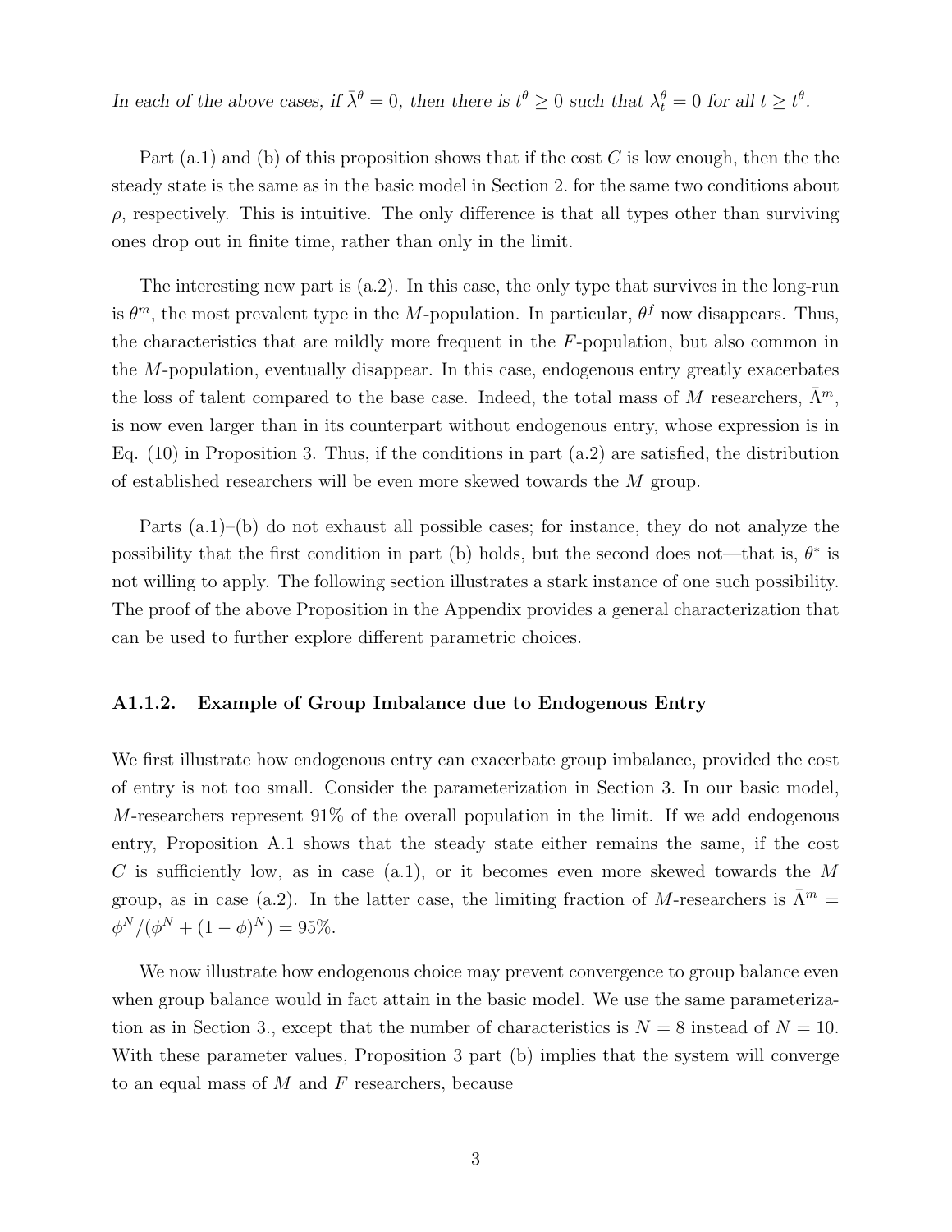*In each of the above cases, if $\bar{\lambda}^\theta = 0$, then there is $t^\theta \geq 0$ such that $\lambda_t^\theta = 0$ for all $t \geq t^\theta$.*

Part (a.1) and (b) of this proposition shows that if the cost $C$ is low enough, then the the steady state is the same as in the basic model in Section 2. for the same two conditions about $\rho$, respectively. This is intuitive. The only difference is that all types other than surviving ones drop out in finite time, rather than only in the limit.

The interesting new part is (a.2). In this case, the only type that survives in the long-run is $\theta^m$, the most prevalent type in the $M$-population. In particular, $\theta^f$ now disappears. Thus, the characteristics that are mildly more frequent in the $F$-population, but also common in the $M$-population, eventually disappear. In this case, endogenous entry greatly exacerbates the loss of talent compared to the base case. Indeed, the total mass of $M$ researchers, $\bar{\Lambda}^m$, is now even larger than in its counterpart without endogenous entry, whose expression is in Eq. (10) in Proposition 3. Thus, if the conditions in part (a.2) are satisfied, the distribution of established researchers will be even more skewed towards the $M$ group.

Parts (a.1)–(b) do not exhaust all possible cases; for instance, they do not analyze the possibility that the first condition in part (b) holds, but the second does not—that is, $\theta^*$ is not willing to apply. The following section illustrates a stark instance of one such possibility. The proof of the above Proposition in the Appendix provides a general characterization that can be used to further explore different parametric choices.

### A1.1.2. Example of Group Imbalance due to Endogenous Entry

We first illustrate how endogenous entry can exacerbate group imbalance, provided the cost of entry is not too small. Consider the parameterization in Section 3. In our basic model, $M$-researchers represent 91% of the overall population in the limit. If we add endogenous entry, Proposition A.1 shows that the steady state either remains the same, if the cost $C$ is sufficiently low, as in case (a.1), or it becomes even more skewed towards the $M$ group, as in case (a.2). In the latter case, the limiting fraction of $M$-researchers is $\bar{\Lambda}^m = \phi^N/(\phi^N + (1-\phi)^N) = 95\%$.

We now illustrate how endogenous choice may prevent convergence to group balance even when group balance would in fact attain in the basic model. We use the same parameterization as in Section 3., except that the number of characteristics is $N = 8$ instead of $N = 10$. With these parameter values, Proposition 3 part (b) implies that the system will converge to an equal mass of $M$ and $F$ researchers, because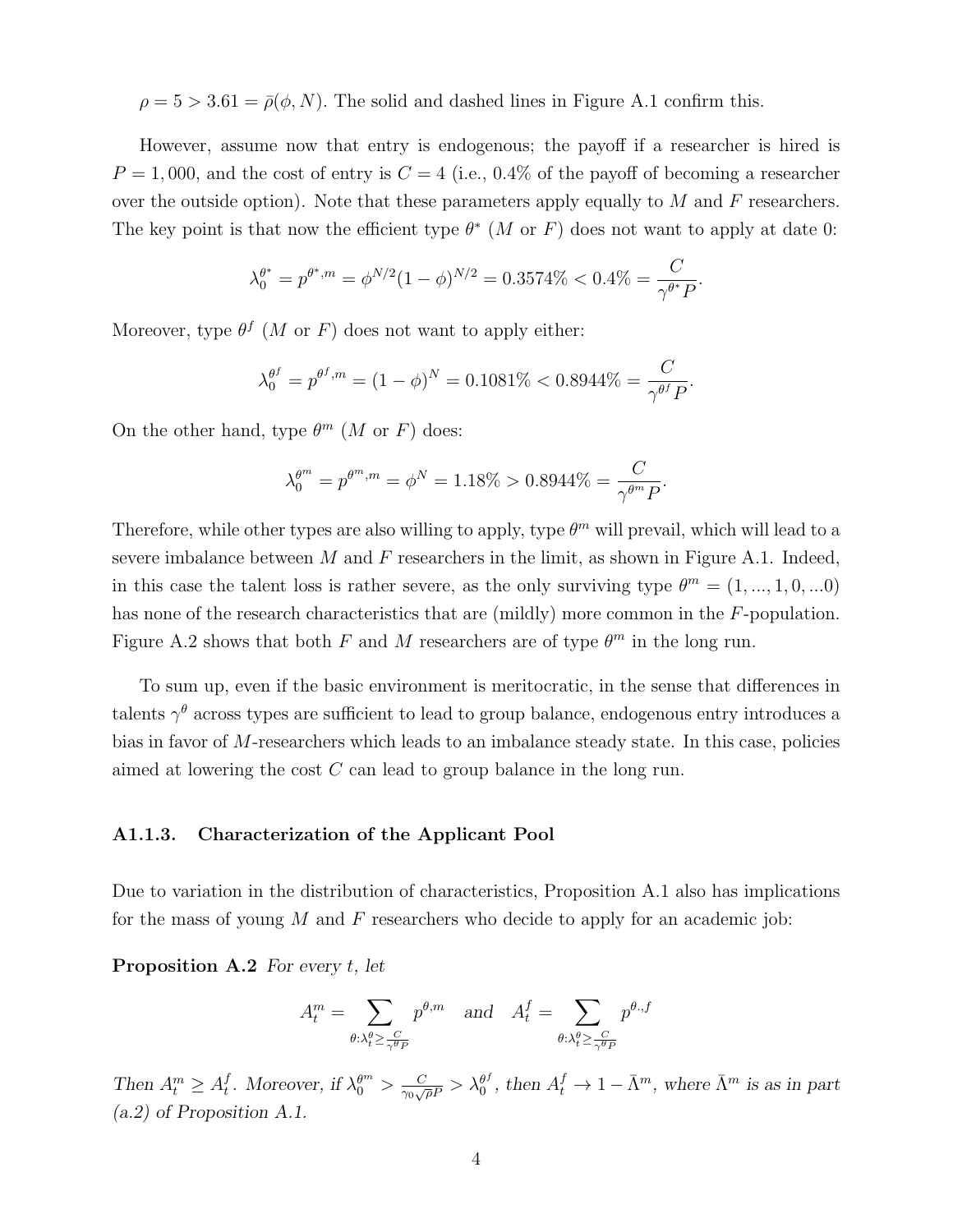$\rho = 5 > 3.61 = \bar{\rho}(\phi, N)$. The solid and dashed lines in Figure A.1 confirm this.

However, assume now that entry is endogenous; the payoff if a researcher is hired is $P = 1,000$, and the cost of entry is $C = 4$ (i.e., 0.4% of the payoff of becoming a researcher over the outside option). Note that these parameters apply equally to $M$ and $F$ researchers. The key point is that now the efficient type $\theta^*$ ($M$ or $F$) does not want to apply at date 0:

$$\lambda_0^{\theta^*} = p^{\theta^*,m} = \phi^{N/2}(1-\phi)^{N/2} = 0.3574\% < 0.4\% = \frac{C}{\gamma^{\theta^*}P}.$$

Moreover, type $\theta^f$ ($M$ or $F$) does not want to apply either:

$$\lambda_0^{\theta^f} = p^{\theta^f,m} = (1-\phi)^N = 0.1081\% < 0.8944\% = \frac{C}{\gamma^{\theta^f}P}.$$

On the other hand, type $\theta^m$ ($M$ or $F$) does:

$$\lambda_0^{\theta^m} = p^{\theta^m,m} = \phi^N = 1.18\% > 0.8944\% = \frac{C}{\gamma^{\theta^m}P}.$$

Therefore, while other types are also willing to apply, type $\theta^m$ will prevail, which will lead to a severe imbalance between $M$ and $F$ researchers in the limit, as shown in Figure A.1. Indeed, in this case the talent loss is rather severe, as the only surviving type $\theta^m = (1, ..., 1, 0, ...0)$ has none of the research characteristics that are (mildly) more common in the $F$-population. Figure A.2 shows that both $F$ and $M$ researchers are of type $\theta^m$ in the long run.

To sum up, even if the basic environment is meritocratic, in the sense that differences in talents $\gamma^\theta$ across types are sufficient to lead to group balance, endogenous entry introduces a bias in favor of $M$-researchers which leads to an imbalance steady state. In this case, policies aimed at lowering the cost $C$ can lead to group balance in the long run.

### A1.1.3. Characterization of the Applicant Pool

Due to variation in the distribution of characteristics, Proposition A.1 also has implications for the mass of young $M$ and $F$ researchers who decide to apply for an academic job:

**Proposition A.2** *For every $t$, let*

$$A_t^m = \sum_{\theta:\lambda_t^\theta \geq \frac{C}{\gamma^\theta P}} p^{\theta,m} \quad \textit{and} \quad A_t^f = \sum_{\theta:\lambda_t^\theta \geq \frac{C}{\gamma^\theta P}} p^{\theta,,f}$$

*Then $A_t^m \geq A_t^f$. Moreover, if $\lambda_0^{\theta^m} > \frac{C}{\gamma_0\sqrt{\rho}P} > \lambda_0^{\theta^f}$, then $A_t^f \to 1 - \bar{\Lambda}^m$, where $\bar{\Lambda}^m$ is as in part (a.2) of Proposition A.1.*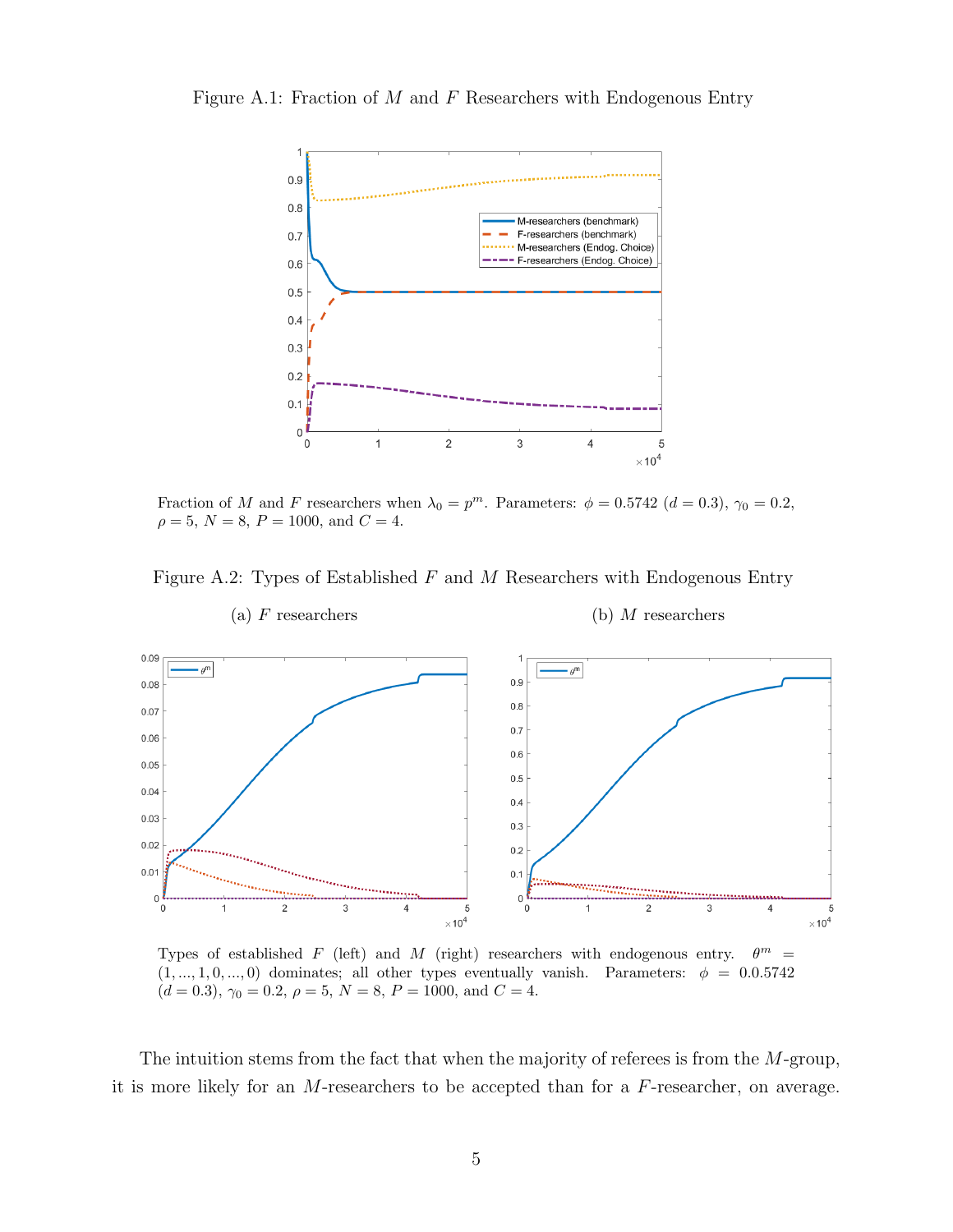Figure A.1: Fraction of $M$ and $F$ Researchers with Endogenous Entry

Fraction of $M$ and $F$ researchers when $\lambda_0 = p^m$. Parameters: $\phi = 0.5742$ ($d = 0.3$), $\gamma_0 = 0.2$, $\rho = 5$, $N = 8$, $P = 1000$, and $C = 4$.

Figure A.2: Types of Established $F$ and $M$ Researchers with Endogenous Entry

(a) $F$ researchers

(b) $M$ researchers

Types of established $F$ (left) and $M$ (right) researchers with endogenous entry. $\theta^m = (1, ..., 1, 0, ..., 0)$ dominates; all other types eventually vanish. Parameters: $\phi = 0.0.5742$ ($d = 0.3$), $\gamma_0 = 0.2$, $\rho = 5$, $N = 8$, $P = 1000$, and $C = 4$.

The intuition stems from the fact that when the majority of referees is from the $M$-group, it is more likely for an $M$-researchers to be accepted than for a $F$-researcher, on average.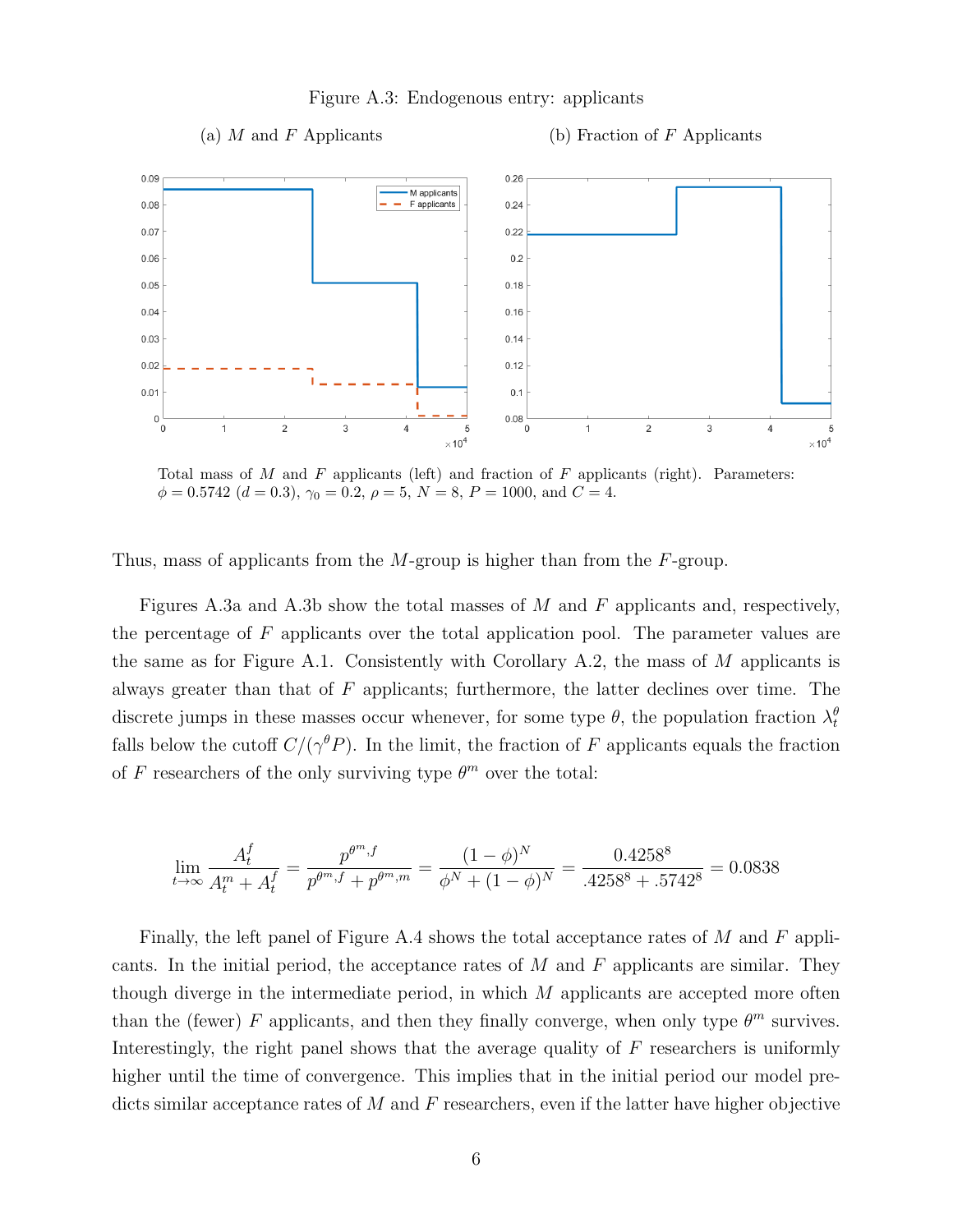Figure A.3: Endogenous entry: applicants

(a) $M$ and $F$ Applicants

(b) Fraction of $F$ Applicants

Total mass of $M$ and $F$ applicants (left) and fraction of $F$ applicants (right). Parameters: $\phi = 0.5742$ ($d = 0.3$), $\gamma_0 = 0.2$, $\rho = 5$, $N = 8$, $P = 1000$, and $C = 4$.

Thus, mass of applicants from the $M$-group is higher than from the $F$-group.

Figures A.3a and A.3b show the total masses of $M$ and $F$ applicants and, respectively, the percentage of $F$ applicants over the total application pool. The parameter values are the same as for Figure A.1. Consistently with Corollary A.2, the mass of $M$ applicants is always greater than that of $F$ applicants; furthermore, the latter declines over time. The discrete jumps in these masses occur whenever, for some type $\theta$, the population fraction $\lambda_t^\theta$ falls below the cutoff $C/(\gamma^\theta P)$. In the limit, the fraction of $F$ applicants equals the fraction of $F$ researchers of the only surviving type $\theta^m$ over the total:

$$\lim_{t\to\infty} \frac{A_t^f}{A_t^m + A_t^f} = \frac{p^{\theta^m,f}}{p^{\theta^m,f} + p^{\theta^m,m}} = \frac{(1-\phi)^N}{\phi^N + (1-\phi)^N} = \frac{0.4258^8}{.4258^8 + .5742^8} = 0.0838$$

Finally, the left panel of Figure A.4 shows the total acceptance rates of $M$ and $F$ applicants. In the initial period, the acceptance rates of $M$ and $F$ applicants are similar. They though diverge in the intermediate period, in which $M$ applicants are accepted more often than the (fewer) $F$ applicants, and then they finally converge, when only type $\theta^m$ survives. Interestingly, the right panel shows that the average quality of $F$ researchers is uniformly higher until the time of convergence. This implies that in the initial period our model predicts similar acceptance rates of $M$ and $F$ researchers, even if the latter have higher objective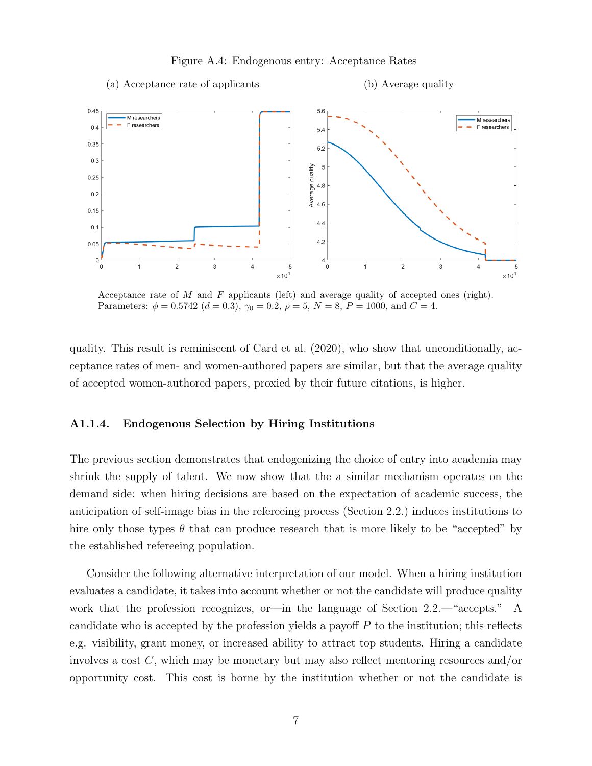Figure A.4: Endogenous entry: Acceptance Rates

(a) Acceptance rate of applicants (b) Average quality

Acceptance rate of $M$ and $F$ applicants (left) and average quality of accepted ones (right). Parameters: $\phi = 0.5742$ ($d = 0.3$), $\gamma_0 = 0.2$, $\rho = 5$, $N = 8$, $P = 1000$, and $C = 4$.

quality. This result is reminiscent of Card et al. (2020), who show that unconditionally, acceptance rates of men- and women-authored papers are similar, but that the average quality of accepted women-authored papers, proxied by their future citations, is higher.

### A1.1.4. Endogenous Selection by Hiring Institutions

The previous section demonstrates that endogenizing the choice of entry into academia may shrink the supply of talent. We now show that the a similar mechanism operates on the demand side: when hiring decisions are based on the expectation of academic success, the anticipation of self-image bias in the refereeing process (Section 2.2.) induces institutions to hire only those types $\theta$ that can produce research that is more likely to be "accepted" by the established refereeing population.

Consider the following alternative interpretation of our model. When a hiring institution evaluates a candidate, it takes into account whether or not the candidate will produce quality work that the profession recognizes, or—in the language of Section 2.2.—"accepts." A candidate who is accepted by the profession yields a payoff $P$ to the institution; this reflects e.g. visibility, grant money, or increased ability to attract top students. Hiring a candidate involves a cost $C$, which may be monetary but may also reflect mentoring resources and/or opportunity cost. This cost is borne by the institution whether or not the candidate is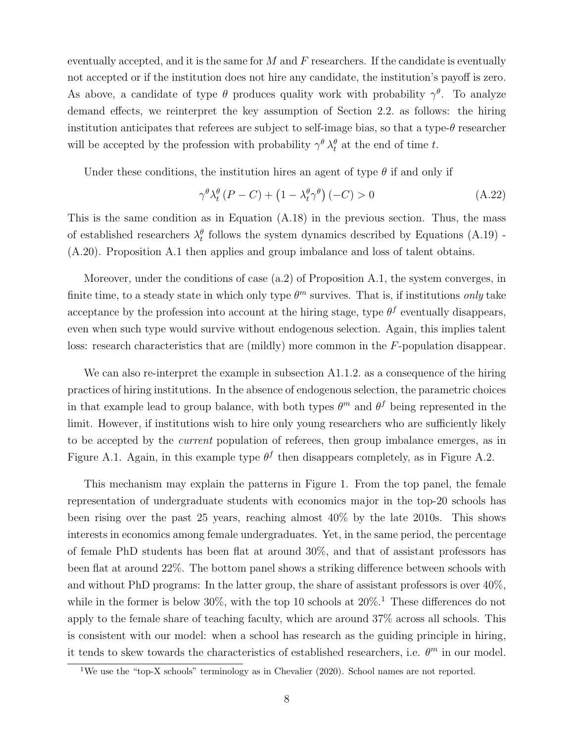eventually accepted, and it is the same for $M$ and $F$ researchers. If the candidate is eventually not accepted or if the institution does not hire any candidate, the institution's payoff is zero. As above, a candidate of type $\theta$ produces quality work with probability $\gamma^{\theta}$. To analyze demand effects, we reinterpret the key assumption of Section 2.2. as follows: the hiring institution anticipates that referees are subject to self-image bias, so that a type-$\theta$ researcher will be accepted by the profession with probability $\gamma^{\theta}\,\lambda_t^{\theta}$ at the end of time $t$.

Under these conditions, the institution hires an agent of type $\theta$ if and only if

$$\gamma^{\theta}\lambda_t^{\theta}\left(P-C\right)+\left(1-\lambda_t^{\theta}\gamma^{\theta}\right)\left(-C\right)>0 \tag{A.22}$$

This is the same condition as in Equation (A.18) in the previous section. Thus, the mass of established researchers $\lambda_t^{\theta}$ follows the system dynamics described by Equations (A.19) - (A.20). Proposition A.1 then applies and group imbalance and loss of talent obtains.

Moreover, under the conditions of case (a.2) of Proposition A.1, the system converges, in finite time, to a steady state in which only type $\theta^m$ survives. That is, if institutions *only* take acceptance by the profession into account at the hiring stage, type $\theta^f$ eventually disappears, even when such type would survive without endogenous selection. Again, this implies talent loss: research characteristics that are (mildly) more common in the $F$-population disappear.

We can also re-interpret the example in subsection A1.1.2. as a consequence of the hiring practices of hiring institutions. In the absence of endogenous selection, the parametric choices in that example lead to group balance, with both types $\theta^m$ and $\theta^f$ being represented in the limit. However, if institutions wish to hire only young researchers who are sufficiently likely to be accepted by the *current* population of referees, then group imbalance emerges, as in Figure A.1. Again, in this example type $\theta^f$ then disappears completely, as in Figure A.2.

This mechanism may explain the patterns in Figure 1. From the top panel, the female representation of undergraduate students with economics major in the top-20 schools has been rising over the past 25 years, reaching almost 40% by the late 2010s. This shows interests in economics among female undergraduates. Yet, in the same period, the percentage of female PhD students has been flat at around 30%, and that of assistant professors has been flat at around 22%. The bottom panel shows a striking difference between schools with and without PhD programs: In the latter group, the share of assistant professors is over 40%, while in the former is below 30%, with the top 10 schools at 20%.[1] These differences do not apply to the female share of teaching faculty, which are around 37% across all schools. This is consistent with our model: when a school has research as the guiding principle in hiring, it tends to skew towards the characteristics of established researchers, i.e. $\theta^m$ in our model.

[1] We use the "top-X schools" terminology as in Chevalier (2020). School names are not reported.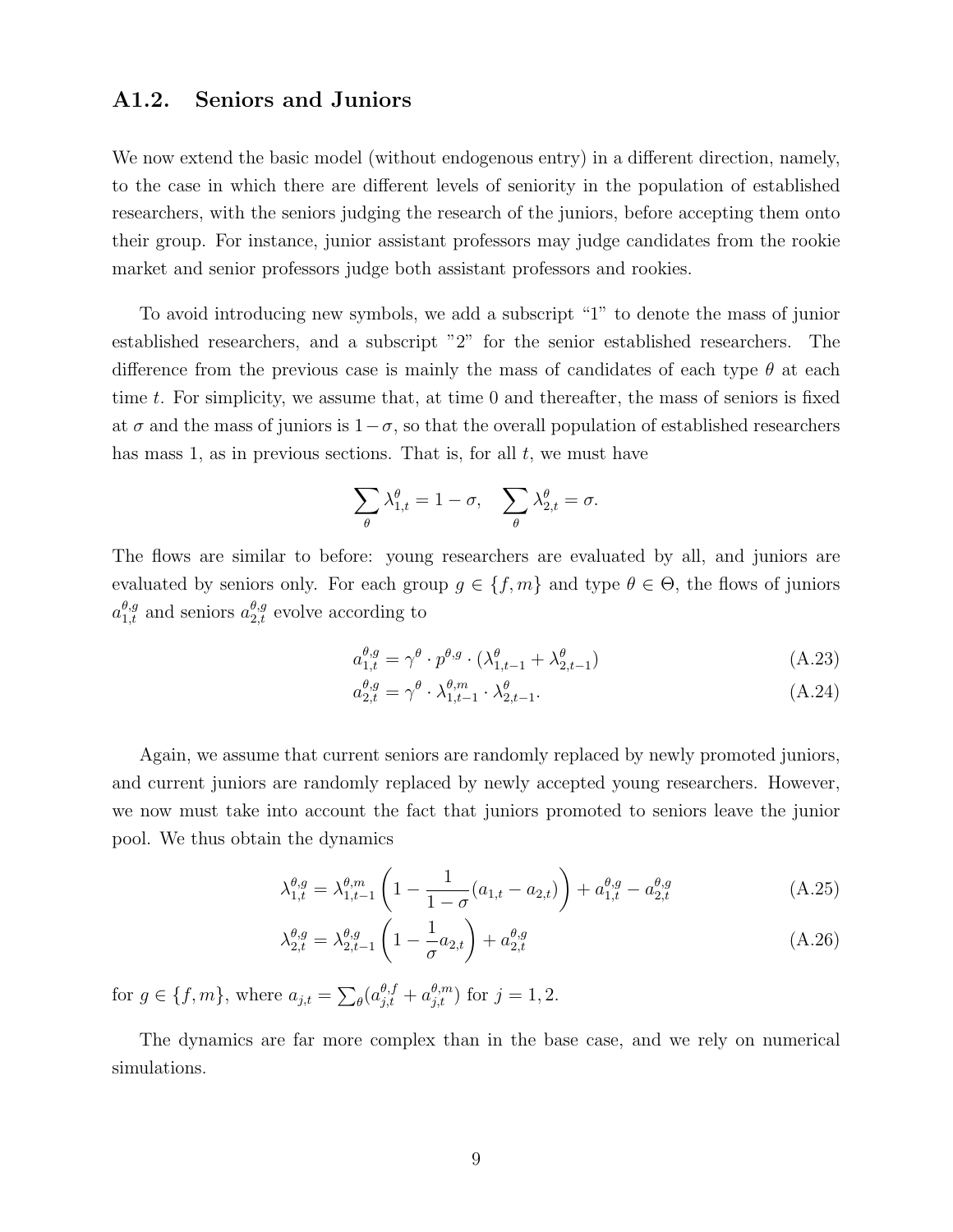### A1.2. Seniors and Juniors

We now extend the basic model (without endogenous entry) in a different direction, namely, to the case in which there are different levels of seniority in the population of established researchers, with the seniors judging the research of the juniors, before accepting them onto their group. For instance, junior assistant professors may judge candidates from the rookie market and senior professors judge both assistant professors and rookies.

To avoid introducing new symbols, we add a subscript "1" to denote the mass of junior established researchers, and a subscript "2" for the senior established researchers. The difference from the previous case is mainly the mass of candidates of each type $\theta$ at each time $t$. For simplicity, we assume that, at time 0 and thereafter, the mass of seniors is fixed at $\sigma$ and the mass of juniors is $1-\sigma$, so that the overall population of established researchers has mass 1, as in previous sections. That is, for all $t$, we must have

$$\sum_{\theta} \lambda^{\theta}_{1,t} = 1-\sigma, \quad \sum_{\theta} \lambda^{\theta}_{2,t} = \sigma.$$

The flows are similar to before: young researchers are evaluated by all, and juniors are evaluated by seniors only. For each group $g \in \{f, m\}$ and type $\theta \in \Theta$, the flows of juniors $a^{\theta,g}_{1,t}$ and seniors $a^{\theta,g}_{2,t}$ evolve according to

$$a^{\theta,g}_{1,t} = \gamma^{\theta} \cdot p^{\theta,g} \cdot (\lambda^{\theta}_{1,t-1} + \lambda^{\theta}_{2,t-1}) \tag{A.23}$$

$$a^{\theta,g}_{2,t} = \gamma^{\theta} \cdot \lambda^{\theta,m}_{1,t-1} \cdot \lambda^{\theta}_{2,t-1}. \tag{A.24}$$

Again, we assume that current seniors are randomly replaced by newly promoted juniors, and current juniors are randomly replaced by newly accepted young researchers. However, we now must take into account the fact that juniors promoted to seniors leave the junior pool. We thus obtain the dynamics

$$\lambda^{\theta,g}_{1,t} = \lambda^{\theta,m}_{1,t-1}\left(1 - \frac{1}{1-\sigma}(a_{1,t} - a_{2,t})\right) + a^{\theta,g}_{1,t} - a^{\theta,g}_{2,t} \tag{A.25}$$

$$\lambda^{\theta,g}_{2,t} = \lambda^{\theta,g}_{2,t-1}\left(1 - \frac{1}{\sigma}a_{2,t}\right) + a^{\theta,g}_{2,t} \tag{A.26}$$

for $g \in \{f, m\}$, where $a_{j,t} = \sum_{\theta}(a^{\theta,f}_{j,t} + a^{\theta,m}_{j,t})$ for $j = 1, 2$.

The dynamics are far more complex than in the base case, and we rely on numerical simulations.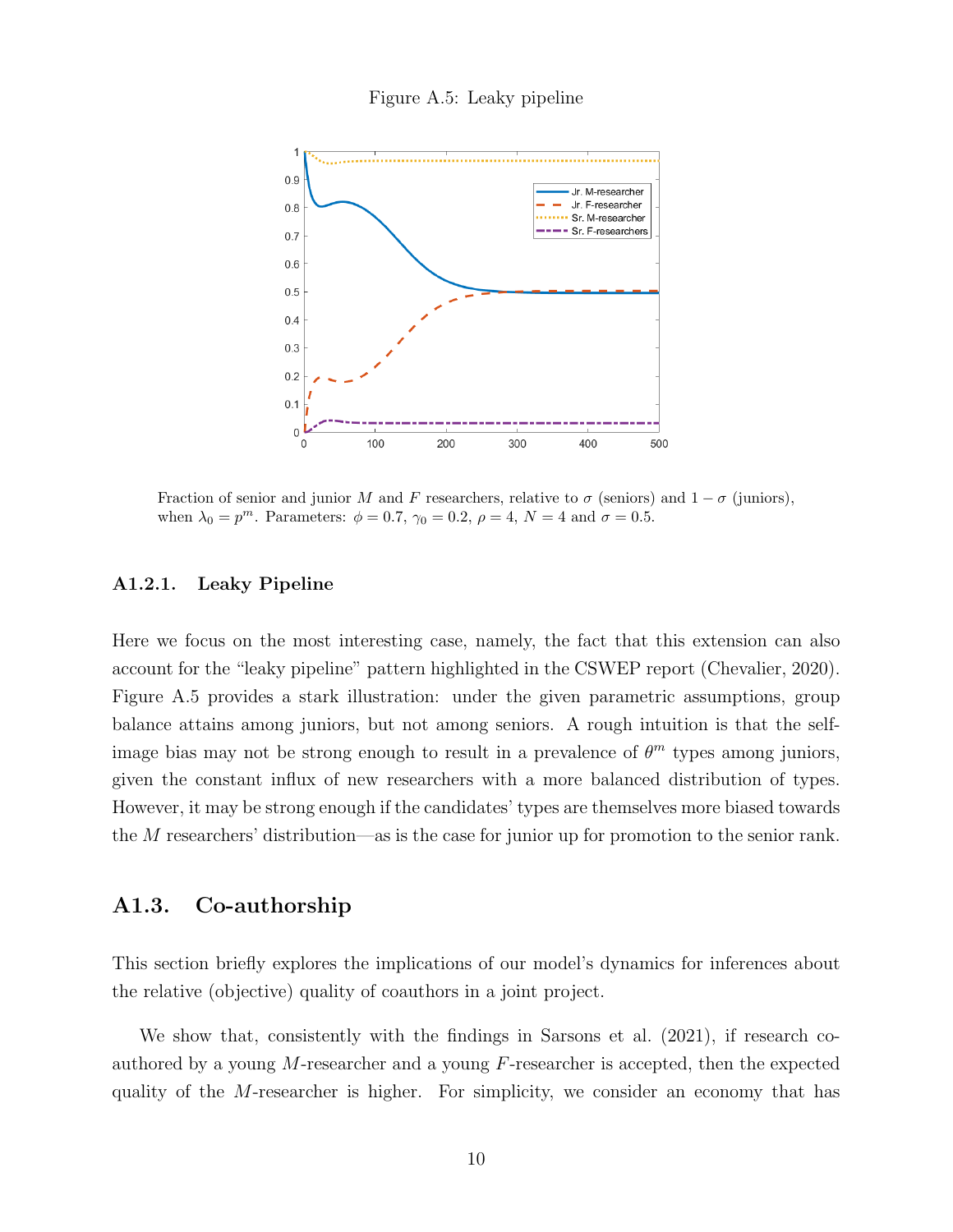Figure A.5: Leaky pipeline

Fraction of senior and junior $M$ and $F$ researchers, relative to $\sigma$ (seniors) and $1-\sigma$ (juniors), when $\lambda_0 = p^m$. Parameters: $\phi = 0.7$, $\gamma_0 = 0.2$, $\rho = 4$, $N = 4$ and $\sigma = 0.5$.

### A1.2.1. Leaky Pipeline

Here we focus on the most interesting case, namely, the fact that this extension can also account for the "leaky pipeline" pattern highlighted in the CSWEP report (Chevalier, 2020). Figure A.5 provides a stark illustration: under the given parametric assumptions, group balance attains among juniors, but not among seniors. A rough intuition is that the self-image bias may not be strong enough to result in a prevalence of $\theta^m$ types among juniors, given the constant influx of new researchers with a more balanced distribution of types. However, it may be strong enough if the candidates' types are themselves more biased towards the $M$ researchers' distribution—as is the case for junior up for promotion to the senior rank.

## A1.3. Co-authorship

This section briefly explores the implications of our model's dynamics for inferences about the relative (objective) quality of coauthors in a joint project.

We show that, consistently with the findings in Sarsons et al. (2021), if research co-authored by a young $M$-researcher and a young $F$-researcher is accepted, then the expected quality of the $M$-researcher is higher. For simplicity, we consider an economy that has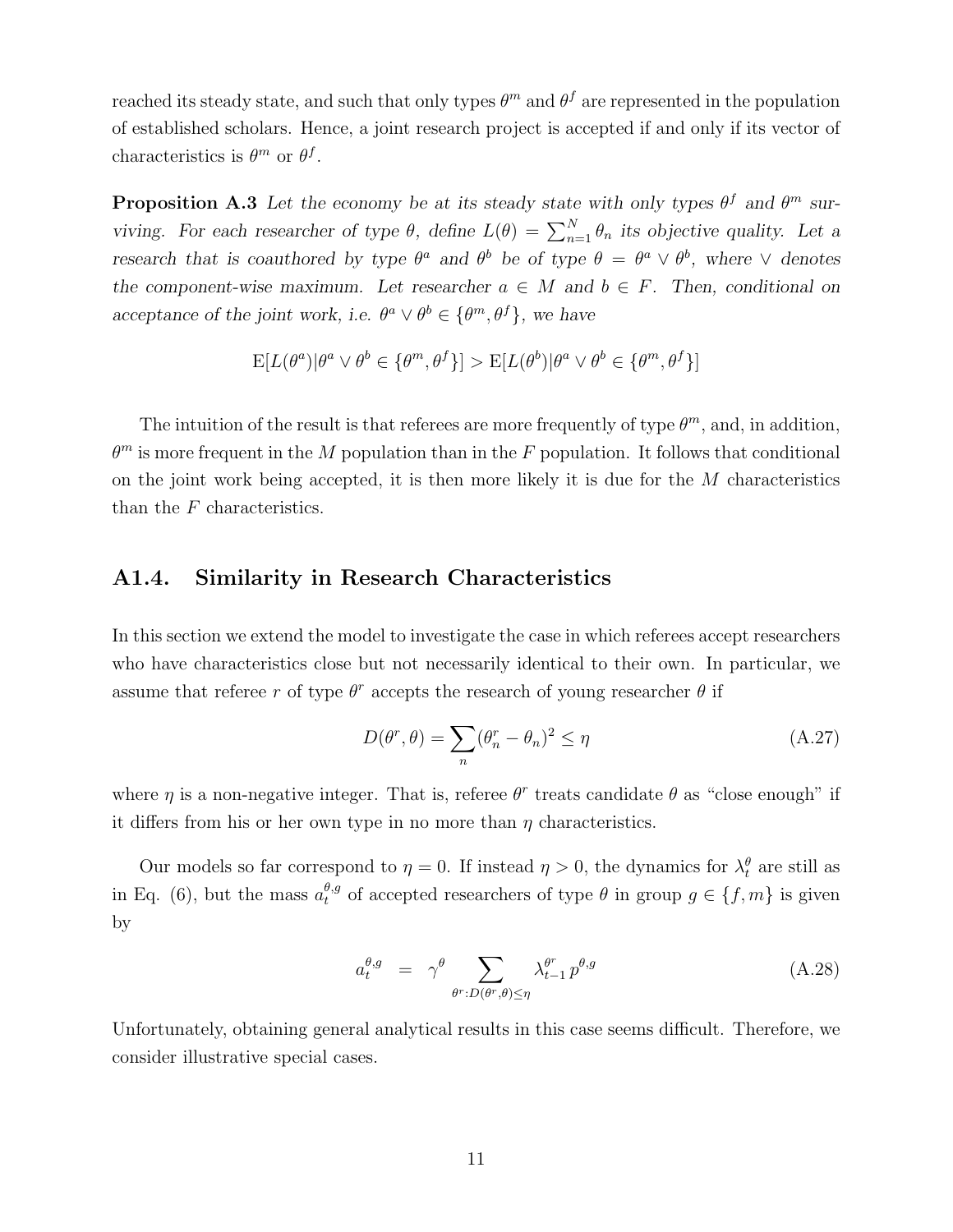reached its steady state, and such that only types $\theta^m$ and $\theta^f$ are represented in the population of established scholars. Hence, a joint research project is accepted if and only if its vector of characteristics is $\theta^m$ or $\theta^f$.

**Proposition A.3** *Let the economy be at its steady state with only types $\theta^f$ and $\theta^m$ surviving. For each researcher of type $\theta$, define $L(\theta) = \sum_{n=1}^{N} \theta_n$ its objective quality. Let a research that is coauthored by type $\theta^a$ and $\theta^b$ be of type $\theta = \theta^a \vee \theta^b$, where $\vee$ denotes the component-wise maximum. Let researcher $a \in M$ and $b \in F$. Then, conditional on acceptance of the joint work, i.e. $\theta^a \vee \theta^b \in \{\theta^m, \theta^f\}$, we have*

$$\mathrm{E}[L(\theta^a)|\theta^a \vee \theta^b \in \{\theta^m, \theta^f\}] > \mathrm{E}[L(\theta^b)|\theta^a \vee \theta^b \in \{\theta^m, \theta^f\}]$$

The intuition of the result is that referees are more frequently of type $\theta^m$, and, in addition, $\theta^m$ is more frequent in the $M$ population than in the $F$ population. It follows that conditional on the joint work being accepted, it is then more likely it is due for the $M$ characteristics than the $F$ characteristics.

## A1.4. Similarity in Research Characteristics

In this section we extend the model to investigate the case in which referees accept researchers who have characteristics close but not necessarily identical to their own. In particular, we assume that referee $r$ of type $\theta^r$ accepts the research of young researcher $\theta$ if

$$D(\theta^r, \theta) = \sum_n (\theta_n^r - \theta_n)^2 \leq \eta \tag{A.27}$$

where $\eta$ is a non-negative integer. That is, referee $\theta^r$ treats candidate $\theta$ as "close enough" if it differs from his or her own type in no more than $\eta$ characteristics.

Our models so far correspond to $\eta = 0$. If instead $\eta > 0$, the dynamics for $\lambda_t^\theta$ are still as in Eq. (6), but the mass $a_t^{\theta,g}$ of accepted researchers of type $\theta$ in group $g \in \{f, m\}$ is given by

$$a_t^{\theta,g} = \gamma^\theta \sum_{\theta^r : D(\theta^r, \theta) \leq \eta} \lambda_{t-1}^{\theta^r} p^{\theta,g} \tag{A.28}$$

Unfortunately, obtaining general analytical results in this case seems difficult. Therefore, we consider illustrative special cases.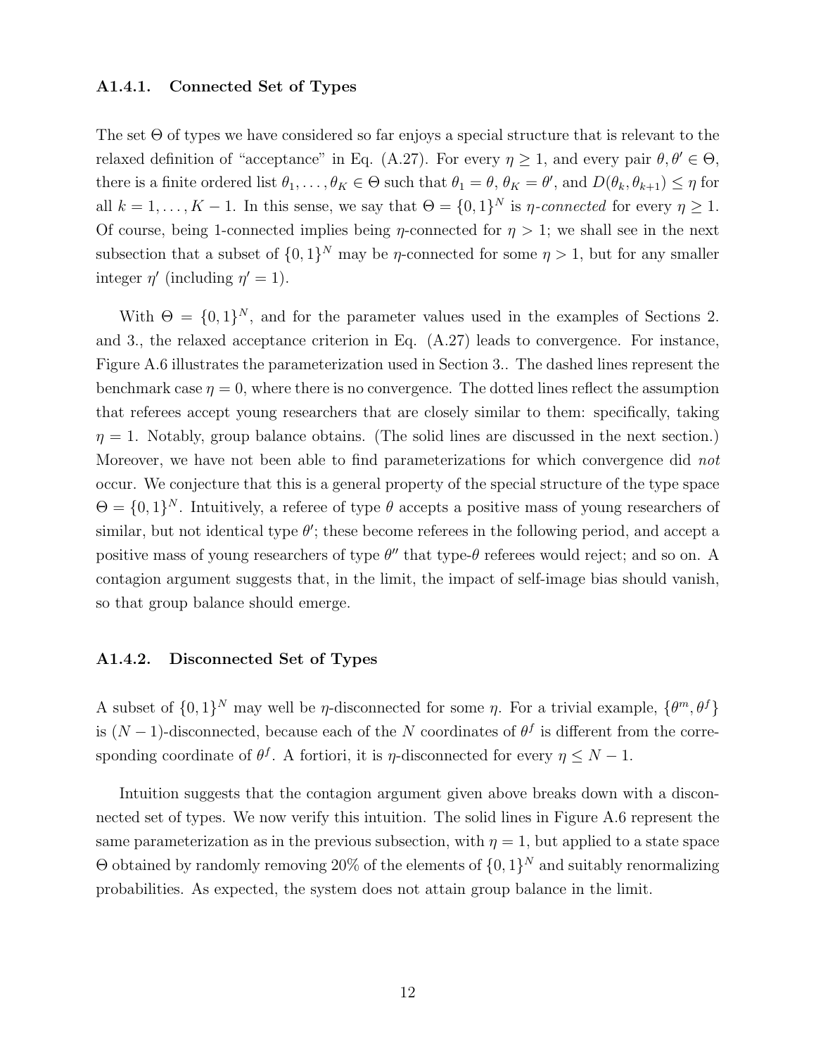### A1.4.1. Connected Set of Types

The set $\Theta$ of types we have considered so far enjoys a special structure that is relevant to the relaxed definition of "acceptance" in Eq. (A.27). For every $\eta \geq 1$, and every pair $\theta, \theta' \in \Theta$, there is a finite ordered list $\theta_1, \ldots, \theta_K \in \Theta$ such that $\theta_1 = \theta$, $\theta_K = \theta'$, and $D(\theta_k, \theta_{k+1}) \leq \eta$ for all $k = 1, \ldots, K-1$. In this sense, we say that $\Theta = \{0,1\}^N$ is *$\eta$-connected* for every $\eta \geq 1$. Of course, being 1-connected implies being $\eta$-connected for $\eta > 1$; we shall see in the next subsection that a subset of $\{0,1\}^N$ may be $\eta$-connected for some $\eta > 1$, but for any smaller integer $\eta'$ (including $\eta' = 1$).

With $\Theta = \{0,1\}^N$, and for the parameter values used in the examples of Sections 2. and 3., the relaxed acceptance criterion in Eq. (A.27) leads to convergence. For instance, Figure A.6 illustrates the parameterization used in Section 3.. The dashed lines represent the benchmark case $\eta = 0$, where there is no convergence. The dotted lines reflect the assumption that referees accept young researchers that are closely similar to them: specifically, taking $\eta = 1$. Notably, group balance obtains. (The solid lines are discussed in the next section.) Moreover, we have not been able to find parameterizations for which convergence did *not* occur. We conjecture that this is a general property of the special structure of the type space $\Theta = \{0,1\}^N$. Intuitively, a referee of type $\theta$ accepts a positive mass of young researchers of similar, but not identical type $\theta'$; these become referees in the following period, and accept a positive mass of young researchers of type $\theta''$ that type-$\theta$ referees would reject; and so on. A contagion argument suggests that, in the limit, the impact of self-image bias should vanish, so that group balance should emerge.

### A1.4.2. Disconnected Set of Types

A subset of $\{0,1\}^N$ may well be $\eta$-disconnected for some $\eta$. For a trivial example, $\{\theta^m, \theta^f\}$ is $(N-1)$-disconnected, because each of the $N$ coordinates of $\theta^f$ is different from the corresponding coordinate of $\theta^f$. A fortiori, it is $\eta$-disconnected for every $\eta \leq N-1$.

Intuition suggests that the contagion argument given above breaks down with a disconnected set of types. We now verify this intuition. The solid lines in Figure A.6 represent the same parameterization as in the previous subsection, with $\eta = 1$, but applied to a state space $\Theta$ obtained by randomly removing 20% of the elements of $\{0,1\}^N$ and suitably renormalizing probabilities. As expected, the system does not attain group balance in the limit.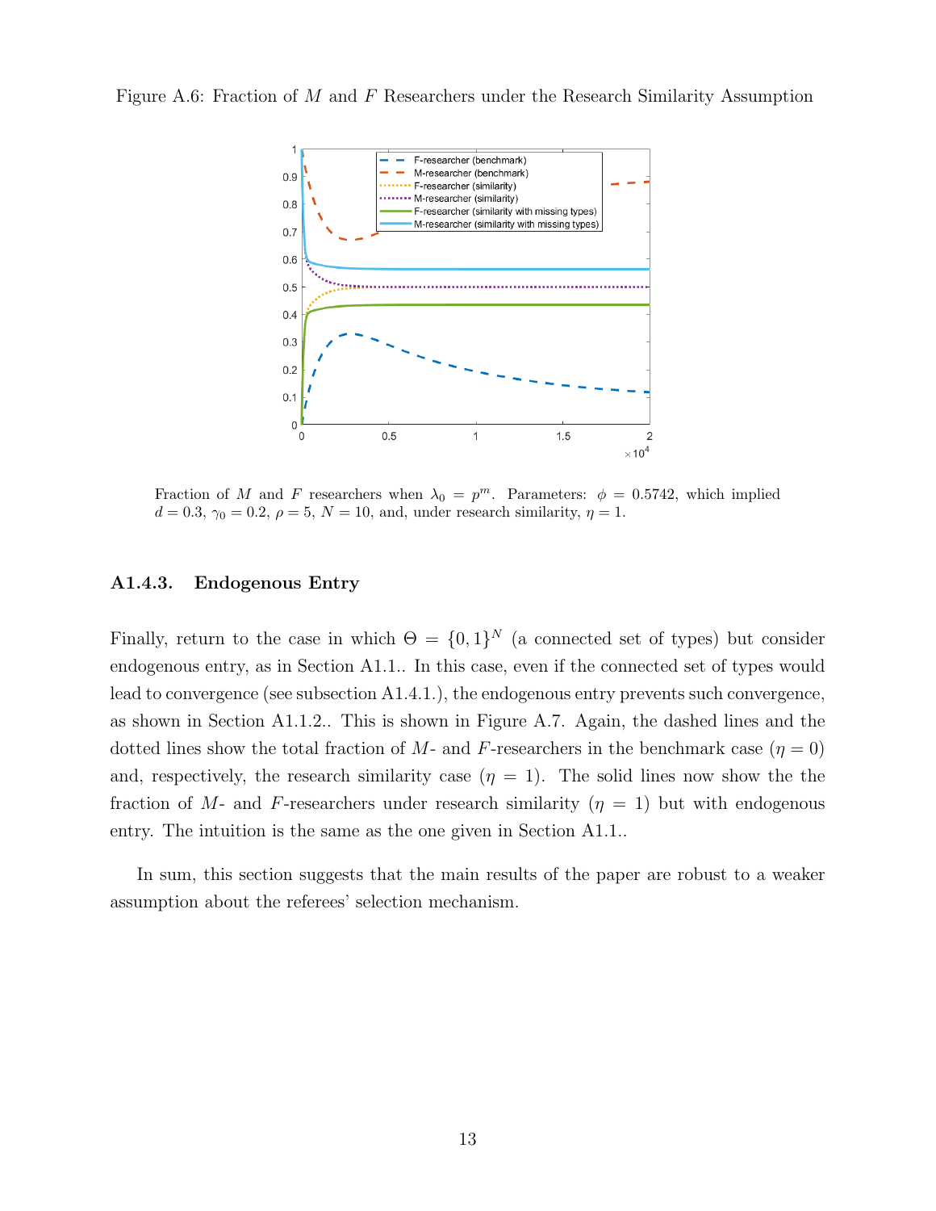Figure A.6: Fraction of $M$ and $F$ Researchers under the Research Similarity Assumption

Fraction of $M$ and $F$ researchers when $\lambda_0 = p^m$. Parameters: $\phi = 0.5742$, which implied $d = 0.3$, $\gamma_0 = 0.2$, $\rho = 5$, $N = 10$, and, under research similarity, $\eta = 1$.

### A1.4.3. Endogenous Entry

Finally, return to the case in which $\Theta = \{0, 1\}^N$ (a connected set of types) but consider endogenous entry, as in Section A1.1.. In this case, even if the connected set of types would lead to convergence (see subsection A1.4.1.), the endogenous entry prevents such convergence, as shown in Section A1.1.2.. This is shown in Figure A.7. Again, the dashed lines and the dotted lines show the total fraction of $M$- and $F$-researchers in the benchmark case ($\eta = 0$) and, respectively, the research similarity case ($\eta = 1$). The solid lines now show the the fraction of $M$- and $F$-researchers under research similarity ($\eta = 1$) but with endogenous entry. The intuition is the same as the one given in Section A1.1..

In sum, this section suggests that the main results of the paper are robust to a weaker assumption about the referees' selection mechanism.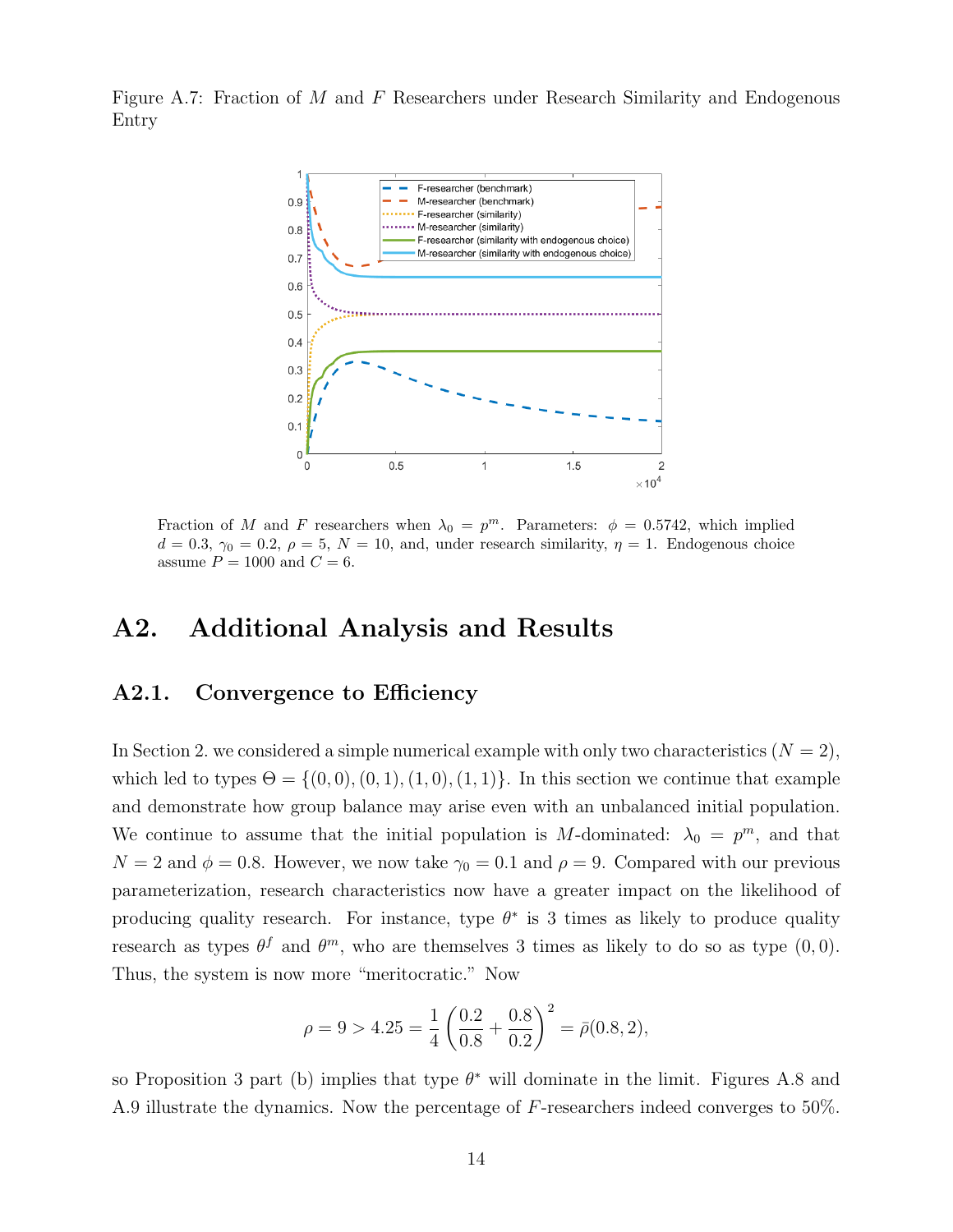Figure A.7: Fraction of $M$ and $F$ Researchers under Research Similarity and Endogenous Entry

Fraction of $M$ and $F$ researchers when $\lambda_0 = p^m$. Parameters: $\phi = 0.5742$, which implied $d = 0.3$, $\gamma_0 = 0.2$, $\rho = 5$, $N = 10$, and, under research similarity, $\eta = 1$. Endogenous choice assume $P = 1000$ and $C = 6$.

# A2. Additional Analysis and Results

## A2.1. Convergence to Efficiency

In Section 2. we considered a simple numerical example with only two characteristics ($N = 2$), which led to types $\Theta = \{(0,0),(0,1),(1,0),(1,1)\}$. In this section we continue that example and demonstrate how group balance may arise even with an unbalanced initial population. We continue to assume that the initial population is $M$-dominated: $\lambda_0 = p^m$, and that $N = 2$ and $\phi = 0.8$. However, we now take $\gamma_0 = 0.1$ and $\rho = 9$. Compared with our previous parameterization, research characteristics now have a greater impact on the likelihood of producing quality research. For instance, type $\theta^*$ is 3 times as likely to produce quality research as types $\theta^f$ and $\theta^m$, who are themselves 3 times as likely to do so as type $(0,0)$. Thus, the system is now more "meritocratic." Now

$$\rho = 9 > 4.25 = \frac{1}{4}\left(\frac{0.2}{0.8} + \frac{0.8}{0.2}\right)^2 = \bar{\rho}(0.8, 2),$$

so Proposition 3 part (b) implies that type $\theta^*$ will dominate in the limit. Figures A.8 and A.9 illustrate the dynamics. Now the percentage of $F$-researchers indeed converges to 50%.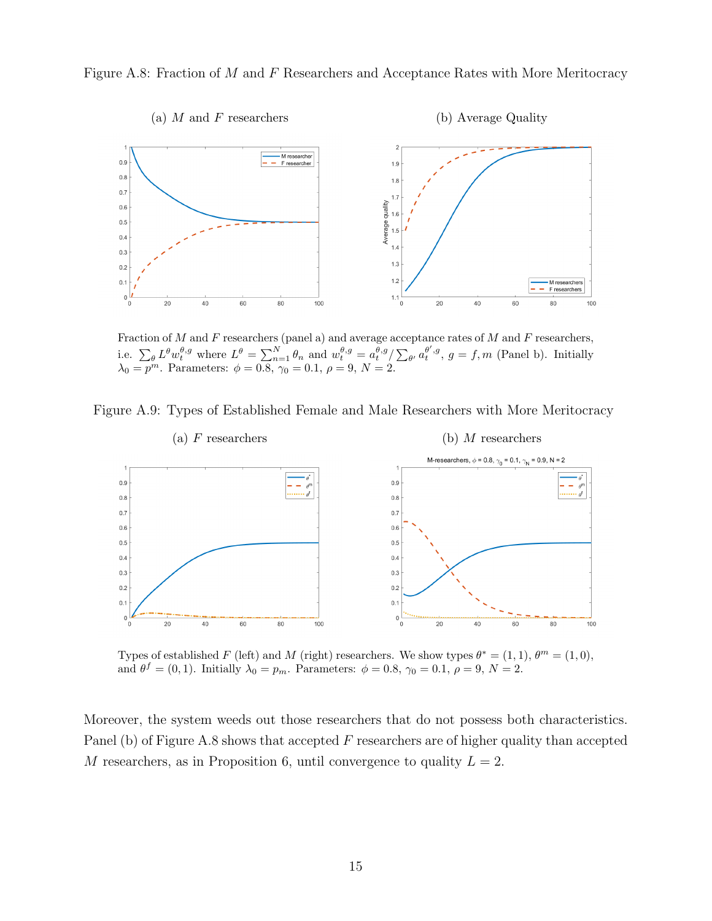Figure A.8: Fraction of $M$ and $F$ Researchers and Acceptance Rates with More Meritocracy

(a) $M$ and $F$ researchers

(b) Average Quality

Fraction of $M$ and $F$ researchers (panel a) and average acceptance rates of $M$ and $F$ researchers, i.e. $\sum_\theta L^\theta w_t^{\theta,g}$ where $L^\theta = \sum_{n=1}^N \theta_n$ and $w_t^{\theta,g} = a_t^{\theta,g} / \sum_{\theta'} a_t^{\theta',g}$, $g = f, m$ (Panel b). Initially $\lambda_0 = p^m$. Parameters: $\phi = 0.8$, $\gamma_0 = 0.1$, $\rho = 9$, $N = 2$.

Figure A.9: Types of Established Female and Male Researchers with More Meritocracy

(a) $F$ researchers

(b) $M$ researchers

Types of established $F$ (left) and $M$ (right) researchers. We show types $\theta^* = (1, 1)$, $\theta^m = (1, 0)$, and $\theta^f = (0, 1)$. Initially $\lambda_0 = p_m$. Parameters: $\phi = 0.8$, $\gamma_0 = 0.1$, $\rho = 9$, $N = 2$.

Moreover, the system weeds out those researchers that do not possess both characteristics. Panel (b) of Figure A.8 shows that accepted $F$ researchers are of higher quality than accepted $M$ researchers, as in Proposition 6, until convergence to quality $L = 2$.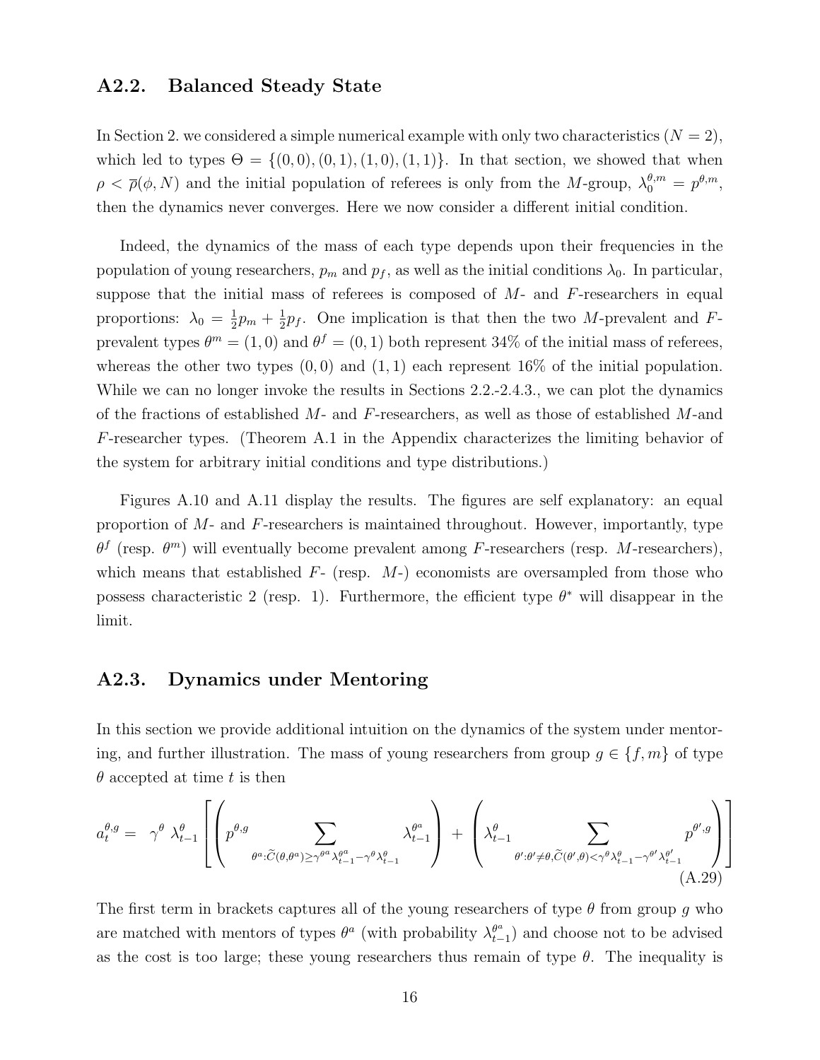### A2.2. Balanced Steady State

In Section 2. we considered a simple numerical example with only two characteristics ($N = 2$), which led to types $\Theta = \{(0,0), (0,1), (1,0), (1,1)\}$. In that section, we showed that when $\rho < \overline{\rho}(\phi, N)$ and the initial population of referees is only from the $M$-group, $\lambda_0^{\theta,m} = p^{\theta,m}$, then the dynamics never converges. Here we now consider a different initial condition.

Indeed, the dynamics of the mass of each type depends upon their frequencies in the population of young researchers, $p_m$ and $p_f$, as well as the initial conditions $\lambda_0$. In particular, suppose that the initial mass of referees is composed of $M$- and $F$-researchers in equal proportions: $\lambda_0 = \frac{1}{2}p_m + \frac{1}{2}p_f$. One implication is that then the two $M$-prevalent and $F$-prevalent types $\theta^m = (1,0)$ and $\theta^f = (0,1)$ both represent 34% of the initial mass of referees, whereas the other two types $(0,0)$ and $(1,1)$ each represent 16% of the initial population. While we can no longer invoke the results in Sections 2.2.-2.4.3., we can plot the dynamics of the fractions of established $M$- and $F$-researchers, as well as those of established $M$-and $F$-researcher types. (Theorem A.1 in the Appendix characterizes the limiting behavior of the system for arbitrary initial conditions and type distributions.)

Figures A.10 and A.11 display the results. The figures are self explanatory: an equal proportion of $M$- and $F$-researchers is maintained throughout. However, importantly, type $\theta^f$ (resp. $\theta^m$) will eventually become prevalent among $F$-researchers (resp. $M$-researchers), which means that established $F$- (resp. $M$-) economists are oversampled from those who possess characteristic 2 (resp. 1). Furthermore, the efficient type $\theta^*$ will disappear in the limit.

### A2.3. Dynamics under Mentoring

In this section we provide additional intuition on the dynamics of the system under mentoring, and further illustration. The mass of young researchers from group $g \in \{f, m\}$ of type $\theta$ accepted at time $t$ is then

$$a_t^{\theta,g} = \gamma^\theta \, \lambda_{t-1}^\theta \left[ \left( p^{\theta,g} \sum_{\theta^a : \widetilde{C}(\theta,\theta^a) \geq \gamma^{\theta^a} \lambda_{t-1}^{\theta^a} - \gamma^\theta \lambda_{t-1}^\theta} \lambda_{t-1}^{\theta^a} \right) + \left( \lambda_{t-1}^\theta \sum_{\theta' : \theta' \neq \theta, \widetilde{C}(\theta',\theta) < \gamma^\theta \lambda_{t-1}^\theta - \gamma^{\theta'} \lambda_{t-1}^{\theta'}} p^{\theta',g} \right) \right] \tag{A.29}$$

The first term in brackets captures all of the young researchers of type $\theta$ from group $g$ who are matched with mentors of types $\theta^a$ (with probability $\lambda_{t-1}^{\theta^a}$) and choose not to be advised as the cost is too large; these young researchers thus remain of type $\theta$. The inequality is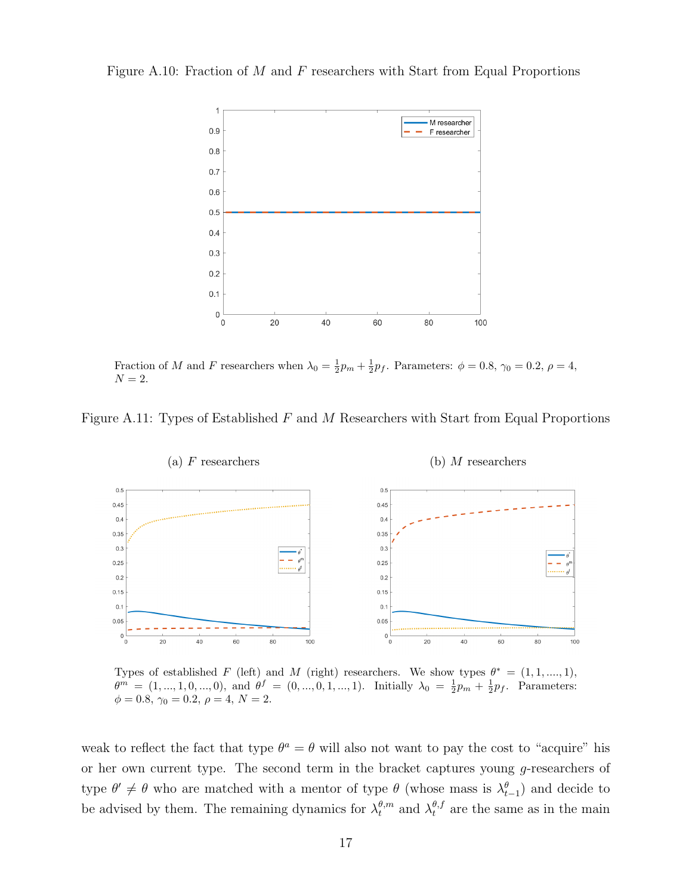Figure A.10: Fraction of $M$ and $F$ researchers with Start from Equal Proportions

Fraction of $M$ and $F$ researchers when $\lambda_0 = \frac{1}{2}p_m + \frac{1}{2}p_f$. Parameters: $\phi = 0.8$, $\gamma_0 = 0.2$, $\rho = 4$, $N = 2$.

Figure A.11: Types of Established $F$ and $M$ Researchers with Start from Equal Proportions

(a) $F$ researchers

(b) $M$ researchers

Types of established $F$ (left) and $M$ (right) researchers. We show types $\theta^* = (1, 1, ...., 1)$, $\theta^m = (1, ..., 1, 0, ..., 0)$, and $\theta^f = (0, ..., 0, 1, ..., 1)$. Initially $\lambda_0 = \frac{1}{2}p_m + \frac{1}{2}p_f$. Parameters: $\phi = 0.8$, $\gamma_0 = 0.2$, $\rho = 4$, $N = 2$.

weak to reflect the fact that type $\theta^a = \theta$ will also not want to pay the cost to "acquire" his or her own current type. The second term in the bracket captures young $g$-researchers of type $\theta' \neq \theta$ who are matched with a mentor of type $\theta$ (whose mass is $\lambda_{t-1}^{\theta}$) and decide to be advised by them. The remaining dynamics for $\lambda_t^{\theta,m}$ and $\lambda_t^{\theta,f}$ are the same as in the main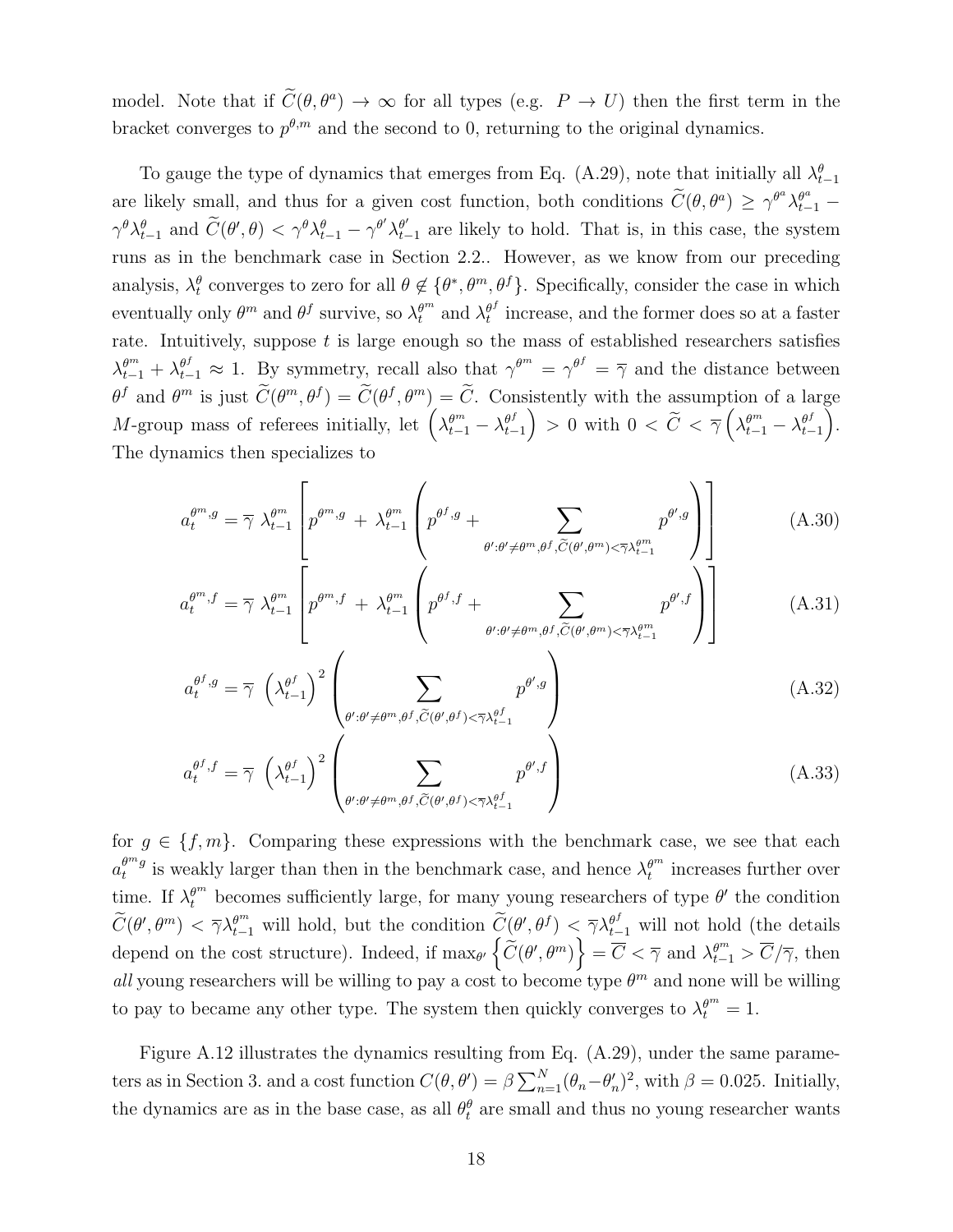model. Note that if $\widetilde{C}(\theta, \theta^a) \to \infty$ for all types (e.g. $P \to U$) then the first term in the bracket converges to $p^{\theta,m}$ and the second to 0, returning to the original dynamics.

To gauge the type of dynamics that emerges from Eq. (A.29), note that initially all $\lambda_{t-1}^{\theta}$ are likely small, and thus for a given cost function, both conditions $\widetilde{C}(\theta, \theta^a) \geq \gamma^{\theta^a}\lambda_{t-1}^{\theta^a} - \gamma^{\theta}\lambda_{t-1}^{\theta}$ and $\widetilde{C}(\theta', \theta) < \gamma^{\theta}\lambda_{t-1}^{\theta} - \gamma^{\theta'}\lambda_{t-1}^{\theta'}$ are likely to hold. That is, in this case, the system runs as in the benchmark case in Section 2.2.. However, as we know from our preceding analysis, $\lambda_t^{\theta}$ converges to zero for all $\theta \notin \{\theta^*, \theta^m, \theta^f\}$. Specifically, consider the case in which eventually only $\theta^m$ and $\theta^f$ survive, so $\lambda_t^{\theta^m}$ and $\lambda_t^{\theta^f}$ increase, and the former does so at a faster rate. Intuitively, suppose $t$ is large enough so the mass of established researchers satisfies $\lambda_{t-1}^{\theta^m} + \lambda_{t-1}^{\theta^f} \approx 1$. By symmetry, recall also that $\gamma^{\theta^m} = \gamma^{\theta^f} = \overline{\gamma}$ and the distance between $\theta^f$ and $\theta^m$ is just $\widetilde{C}(\theta^m, \theta^f) = \widetilde{C}(\theta^f, \theta^m) = \widetilde{C}$. Consistently with the assumption of a large $M$-group mass of referees initially, let $\left(\lambda_{t-1}^{\theta^m} - \lambda_{t-1}^{\theta^f}\right) > 0$ with $0 < \widetilde{C} < \overline{\gamma}\left(\lambda_{t-1}^{\theta^m} - \lambda_{t-1}^{\theta^f}\right)$. The dynamics then specializes to

$$a_t^{\theta^m,g} = \overline{\gamma}\ \lambda_{t-1}^{\theta^m}\left[p^{\theta^m,g} + \lambda_{t-1}^{\theta^m}\left(p^{\theta^f,g} + \sum_{\theta':\theta'\neq\theta^m,\theta^f,\widetilde{C}(\theta',\theta^m)<\overline{\gamma}\lambda_{t-1}^{\theta^m}} p^{\theta',g}\right)\right] \tag{A.30}$$

$$a_t^{\theta^m,f} = \overline{\gamma}\ \lambda_{t-1}^{\theta^m}\left[p^{\theta^m,f} + \lambda_{t-1}^{\theta^m}\left(p^{\theta^f,f} + \sum_{\theta':\theta'\neq\theta^m,\theta^f,\widetilde{C}(\theta',\theta^m)<\overline{\gamma}\lambda_{t-1}^{\theta^m}} p^{\theta',f}\right)\right] \tag{A.31}$$

$$a_t^{\theta^f,g} = \overline{\gamma}\ \left(\lambda_{t-1}^{\theta^f}\right)^2\left(\sum_{\theta':\theta'\neq\theta^m,\theta^f,\widetilde{C}(\theta',\theta^f)<\overline{\gamma}\lambda_{t-1}^{\theta^f}} p^{\theta',g}\right) \tag{A.32}$$

$$a_t^{\theta^f,f} = \overline{\gamma}\ \left(\lambda_{t-1}^{\theta^f}\right)^2\left(\sum_{\theta':\theta'\neq\theta^m,\theta^f,\widetilde{C}(\theta',\theta^f)<\overline{\gamma}\lambda_{t-1}^{\theta^f}} p^{\theta',f}\right) \tag{A.33}$$

for $g \in \{f, m\}$. Comparing these expressions with the benchmark case, we see that each $a_t^{\theta^m g}$ is weakly larger than then in the benchmark case, and hence $\lambda_t^{\theta^m}$ increases further over time. If $\lambda_t^{\theta^m}$ becomes sufficiently large, for many young researchers of type $\theta'$ the condition $\widetilde{C}(\theta', \theta^m) < \overline{\gamma}\lambda_{t-1}^{\theta^m}$ will hold, but the condition $\widetilde{C}(\theta', \theta^f) < \overline{\gamma}\lambda_{t-1}^{\theta^f}$ will not hold (the details depend on the cost structure). Indeed, if $\max_{\theta'}\left\{\widetilde{C}(\theta', \theta^m)\right\} = \overline{C} < \overline{\gamma}$ and $\lambda_{t-1}^{\theta^m} > \overline{C}/\overline{\gamma}$, then *all* young researchers will be willing to pay a cost to become type $\theta^m$ and none will be willing to pay to became any other type. The system then quickly converges to $\lambda_t^{\theta^m} = 1$.

Figure A.12 illustrates the dynamics resulting from Eq. (A.29), under the same parameters as in Section 3. and a cost function $C(\theta, \theta') = \beta\sum_{n=1}^{N}(\theta_n - \theta'_n)^2$, with $\beta = 0.025$. Initially, the dynamics are as in the base case, as all $\theta_t^{\theta}$ are small and thus no young researcher wants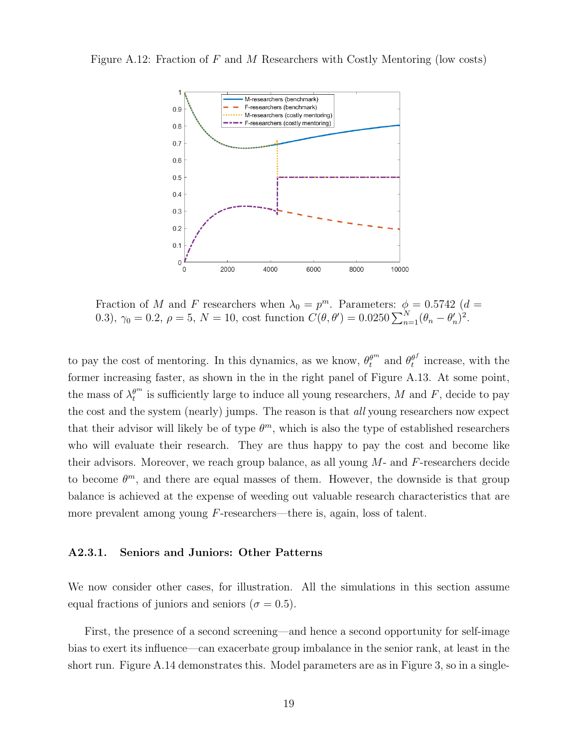Figure A.12: Fraction of $F$ and $M$ Researchers with Costly Mentoring (low costs)

Fraction of $M$ and $F$ researchers when $\lambda_0 = p^m$. Parameters: $\phi = 0.5742$ ($d = 0.3$), $\gamma_0 = 0.2$, $\rho = 5$, $N = 10$, cost function $C(\theta, \theta') = 0.0250 \sum_{n=1}^{N} (\theta_n - \theta'_n)^2$.

to pay the cost of mentoring. In this dynamics, as we know, $\theta_t^{\theta^m}$ and $\theta_t^{\theta^f}$ increase, with the former increasing faster, as shown in the in the right panel of Figure A.13. At some point, the mass of $\lambda_t^{\theta^m}$ is sufficiently large to induce all young researchers, $M$ and $F$, decide to pay the cost and the system (nearly) jumps. The reason is that *all* young researchers now expect that their advisor will likely be of type $\theta^m$, which is also the type of established researchers who will evaluate their research. They are thus happy to pay the cost and become like their advisors. Moreover, we reach group balance, as all young $M$- and $F$-researchers decide to become $\theta^m$, and there are equal masses of them. However, the downside is that group balance is achieved at the expense of weeding out valuable research characteristics that are more prevalent among young $F$-researchers—there is, again, loss of talent.

### A2.3.1. Seniors and Juniors: Other Patterns

We now consider other cases, for illustration. All the simulations in this section assume equal fractions of juniors and seniors ($\sigma = 0.5$).

First, the presence of a second screening—and hence a second opportunity for self-image bias to exert its influence—can exacerbate group imbalance in the senior rank, at least in the short run. Figure A.14 demonstrates this. Model parameters are as in Figure 3, so in a single-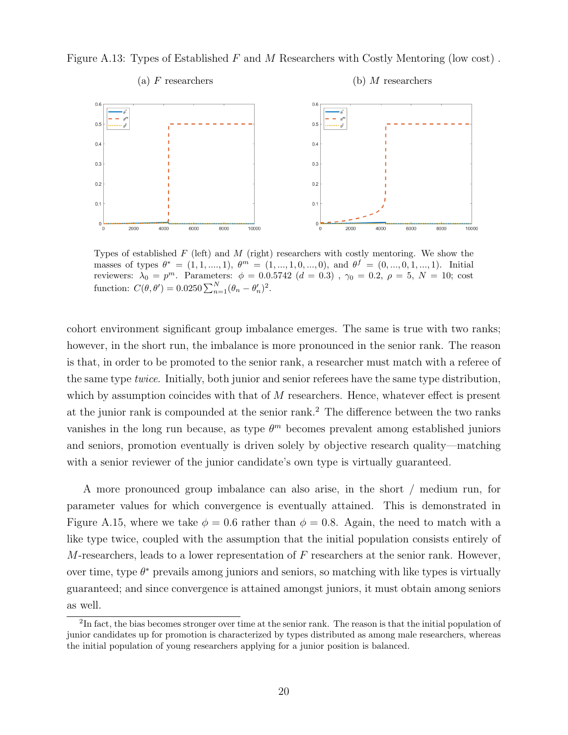Figure A.13: Types of Established $F$ and $M$ Researchers with Costly Mentoring (low cost) .

(a) $F$ researchers (b) $M$ researchers

Types of established $F$ (left) and $M$ (right) researchers with costly mentoring. We show the masses of types $\theta^* = (1, 1, ...., 1)$, $\theta^m = (1, ..., 1, 0, ..., 0)$, and $\theta^f = (0, ..., 0, 1, ..., 1)$. Initial reviewers: $\lambda_0 = p^m$. Parameters: $\phi = 0.0.5742$ ($d = 0.3$) , $\gamma_0 = 0.2$, $\rho = 5$, $N = 10$; cost function: $C(\theta, \theta') = 0.0250 \sum_{n=1}^{N} (\theta_n - \theta'_n)^2$.

cohort environment significant group imbalance emerges. The same is true with two ranks; however, in the short run, the imbalance is more pronounced in the senior rank. The reason is that, in order to be promoted to the senior rank, a researcher must match with a referee of the same type *twice*. Initially, both junior and senior referees have the same type distribution, which by assumption coincides with that of $M$ researchers. Hence, whatever effect is present at the junior rank is compounded at the senior rank.[2] The difference between the two ranks vanishes in the long run because, as type $\theta^m$ becomes prevalent among established juniors and seniors, promotion eventually is driven solely by objective research quality—matching with a senior reviewer of the junior candidate's own type is virtually guaranteed.

A more pronounced group imbalance can also arise, in the short / medium run, for parameter values for which convergence is eventually attained. This is demonstrated in Figure A.15, where we take $\phi = 0.6$ rather than $\phi = 0.8$. Again, the need to match with a like type twice, coupled with the assumption that the initial population consists entirely of $M$-researchers, leads to a lower representation of $F$ researchers at the senior rank. However, over time, type $\theta^*$ prevails among juniors and seniors, so matching with like types is virtually guaranteed; and since convergence is attained amongst juniors, it must obtain among seniors as well.

[2] In fact, the bias becomes stronger over time at the senior rank. The reason is that the initial population of junior candidates up for promotion is characterized by types distributed as among male researchers, whereas the initial population of young researchers applying for a junior position is balanced.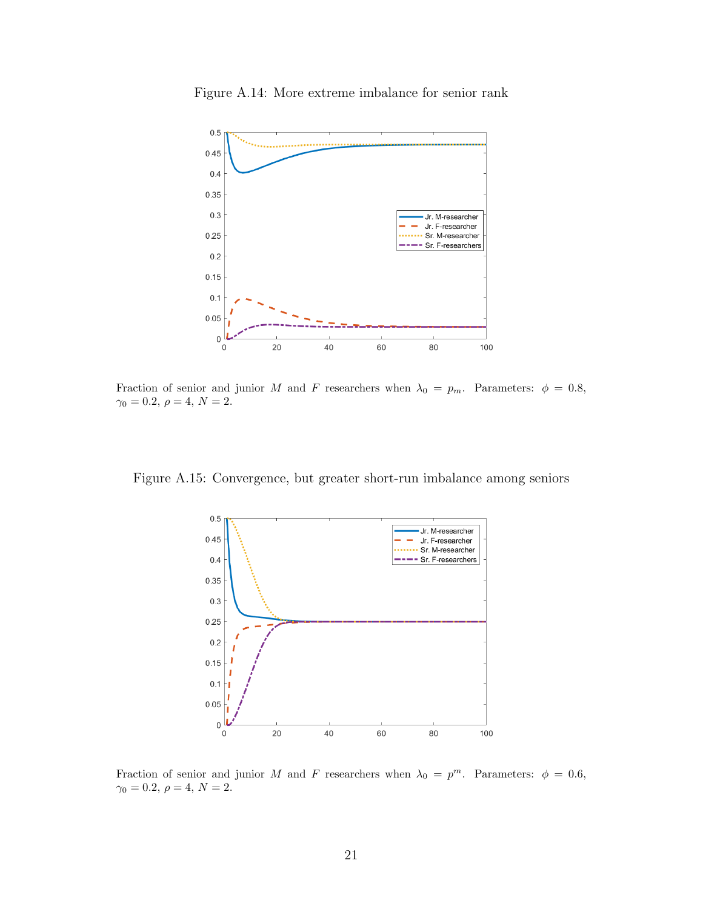Figure A.14: More extreme imbalance for senior rank

Fraction of senior and junior $M$ and $F$ researchers when $\lambda_0 = p_m$. Parameters: $\phi = 0.8$, $\gamma_0 = 0.2$, $\rho = 4$, $N = 2$.

Figure A.15: Convergence, but greater short-run imbalance among seniors

Fraction of senior and junior $M$ and $F$ researchers when $\lambda_0 = p^m$. Parameters: $\phi = 0.6$, $\gamma_0 = 0.2$, $\rho = 4$, $N = 2$.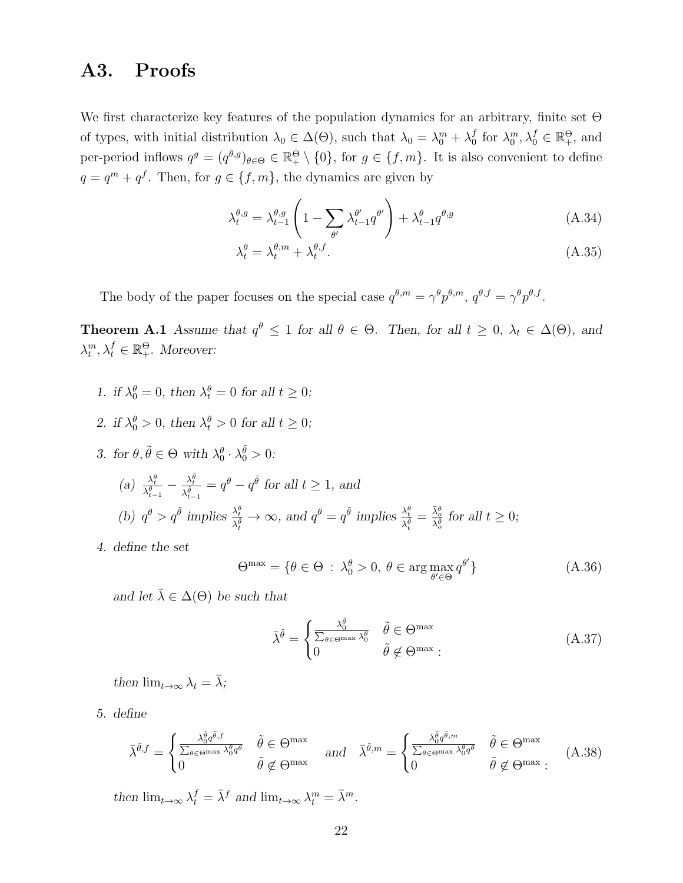## A3. Proofs

We first characterize key features of the population dynamics for an arbitrary, finite set $\Theta$ of types, with initial distribution $\lambda_0 \in \Delta(\Theta)$, such that $\lambda_0 = \lambda_0^m + \lambda_0^f$ for $\lambda_0^m, \lambda_0^f \in \mathbb{R}_+^\Theta$, and per-period inflows $q^g = (q^{\theta,g})_{\theta \in \Theta} \in \mathbb{R}_+^\Theta \setminus \{0\}$, for $g \in \{f, m\}$. It is also convenient to define $q = q^m + q^f$. Then, for $g \in \{f, m\}$, the dynamics are given by

$$\lambda_t^{\theta,g} = \lambda_{t-1}^{\theta,g} \left( 1 - \sum_{\theta'} \lambda_{t-1}^{\theta'} q^{\theta'} \right) + \lambda_{t-1}^{\theta} q^{\theta,g} \tag{A.34}$$

$$\lambda_t^{\theta} = \lambda_t^{\theta,m} + \lambda_t^{\theta,f}. \tag{A.35}$$

The body of the paper focuses on the special case $q^{\theta,m} = \gamma^\theta p^{\theta,m}$, $q^{\theta,f} = \gamma^\theta p^{\theta,f}$.

**Theorem A.1** *Assume that $q^\theta \leq 1$ for all $\theta \in \Theta$. Then, for all $t \geq 0$, $\lambda_t \in \Delta(\Theta)$, and $\lambda_t^m, \lambda_t^f \in \mathbb{R}_+^\Theta$. Moreover:*

1. *if $\lambda_0^\theta = 0$, then $\lambda_t^\theta = 0$ for all $t \geq 0$;*

2. *if $\lambda_0^\theta > 0$, then $\lambda_t^\theta > 0$ for all $t \geq 0$;*

3. *for $\theta, \tilde{\theta} \in \Theta$ with $\lambda_0^\theta \cdot \lambda_0^{\tilde{\theta}} > 0$:*

   *(a) $\frac{\lambda_t^\theta}{\lambda_{t-1}^\theta} - \frac{\lambda_t^{\tilde{\theta}}}{\lambda_{t-1}^{\tilde{\theta}}} = q^\theta - q^{\tilde{\theta}}$ for all $t \geq 1$, and*

   *(b) $q^\theta > q^{\tilde{\theta}}$ implies $\frac{\lambda_t^\theta}{\lambda_t^{\tilde{\theta}}} \to \infty$, and $q^\theta = q^{\tilde{\theta}}$ implies $\frac{\lambda_t^\theta}{\lambda_t^{\tilde{\theta}}} = \frac{\bar{\lambda}_o^\theta}{\bar{\lambda}_o^{\tilde{\theta}}}$ for all $t \geq 0$;*

4. *define the set*

$$\Theta^{\max} = \{\theta \in \Theta \ : \ \lambda_0^\theta > 0, \ \theta \in \arg\max_{\theta' \in \Theta} q^{\theta'}\} \tag{A.36}$$

   *and let $\bar{\lambda} \in \Delta(\Theta)$ be such that*

$$\bar{\lambda}^{\tilde{\theta}} = \begin{cases} \frac{\lambda_0^{\tilde{\theta}}}{\sum_{\theta \in \Theta^{\max}} \lambda_0^\theta} & \tilde{\theta} \in \Theta^{\max} \\ 0 & \tilde{\theta} \notin \Theta^{\max} : \end{cases} \tag{A.37}$$

   *then $\lim_{t \to \infty} \lambda_t = \bar{\lambda}$;*

5. *define*

$$\bar{\lambda}^{\tilde{\theta},f} = \begin{cases} \frac{\lambda_0^{\tilde{\theta}} q^{\tilde{\theta},f}}{\sum_{\theta \in \Theta^{\max}} \lambda_0^\theta q^\theta} & \tilde{\theta} \in \Theta^{\max} \\ 0 & \tilde{\theta} \notin \Theta^{\max} \end{cases} \quad \text{and} \quad \bar{\lambda}^{\tilde{\theta},m} = \begin{cases} \frac{\lambda_0^{\tilde{\theta}} q^{\tilde{\theta},m}}{\sum_{\theta \in \Theta^{\max}} \lambda_0^\theta q^\theta} & \tilde{\theta} \in \Theta^{\max} \\ 0 & \tilde{\theta} \notin \Theta^{\max} : \end{cases} \tag{A.38}$$

   *then $\lim_{t \to \infty} \lambda_t^f = \bar{\lambda}^f$ and $\lim_{t \to \infty} \lambda_t^m = \bar{\lambda}^m$.*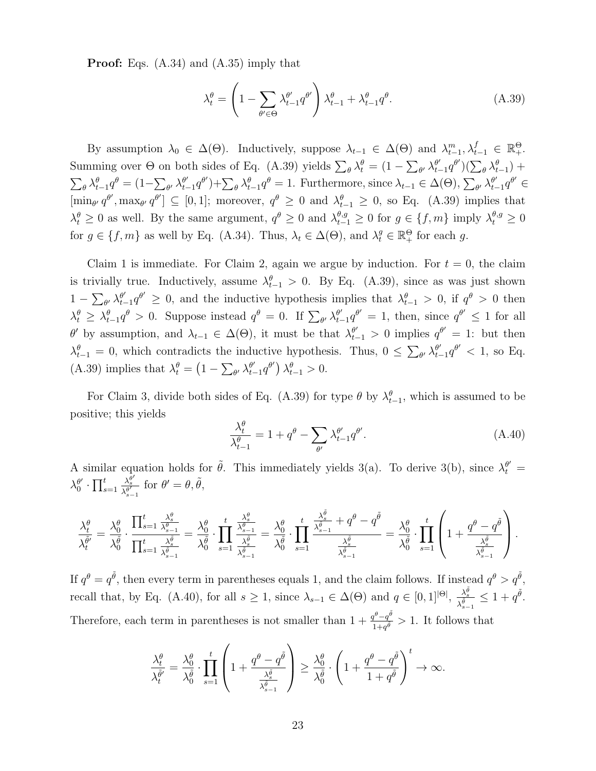**Proof:** Eqs. (A.34) and (A.35) imply that

$$\lambda_t^\theta = \left(1 - \sum_{\theta' \in \Theta} \lambda_{t-1}^{\theta'} q^{\theta'}\right) \lambda_{t-1}^\theta + \lambda_{t-1}^\theta q^\theta. \tag{A.39}$$

By assumption $\lambda_0 \in \Delta(\Theta)$. Inductively, suppose $\lambda_{t-1} \in \Delta(\Theta)$ and $\lambda_{t-1}^m, \lambda_{t-1}^f \in \mathbb{R}_+^\Theta$. Summing over $\Theta$ on both sides of Eq. (A.39) yields $\sum_\theta \lambda_t^\theta = (1 - \sum_{\theta'} \lambda_{t-1}^{\theta'} q^{\theta'})(\sum_\theta \lambda_{t-1}^\theta) + \sum_\theta \lambda_{t-1}^\theta q^\theta = (1 - \sum_{\theta'} \lambda_{t-1}^{\theta'} q^{\theta'}) + \sum_\theta \lambda_{t-1}^\theta q^\theta = 1$. Furthermore, since $\lambda_{t-1} \in \Delta(\Theta)$, $\sum_{\theta'} \lambda_{t-1}^{\theta'} q^{\theta'} \in [\min_{\theta'} q^{\theta'}, \max_{\theta'} q^{\theta'}] \subseteq [0,1]$; moreover, $q^\theta \geq 0$ and $\lambda_{t-1}^\theta \geq 0$, so Eq. (A.39) implies that $\lambda_t^\theta \geq 0$ as well. By the same argument, $q^\theta \geq 0$ and $\lambda_{t-1}^{\theta,g} \geq 0$ for $g \in \{f, m\}$ imply $\lambda_t^{\theta,g} \geq 0$ for $g \in \{f, m\}$ as well by Eq. (A.34). Thus, $\lambda_t \in \Delta(\Theta)$, and $\lambda_t^g \in \mathbb{R}_+^\Theta$ for each $g$.

Claim 1 is immediate. For Claim 2, again we argue by induction. For $t = 0$, the claim is trivially true. Inductively, assume $\lambda_{t-1}^\theta > 0$. By Eq. (A.39), since as was just shown $1 - \sum_{\theta'} \lambda_{t-1}^{\theta'} q^{\theta'} \geq 0$, and the inductive hypothesis implies that $\lambda_{t-1}^\theta > 0$, if $q^\theta > 0$ then $\lambda_t^\theta \geq \lambda_{t-1}^\theta q^\theta > 0$. Suppose instead $q^\theta = 0$. If $\sum_{\theta'} \lambda_{t-1}^{\theta'} q^{\theta'} = 1$, then, since $q^{\theta'} \leq 1$ for all $\theta'$ by assumption, and $\lambda_{t-1} \in \Delta(\Theta)$, it must be that $\lambda_{t-1}^{\theta'} > 0$ implies $q^{\theta'} = 1$: but then $\lambda_{t-1}^\theta = 0$, which contradicts the inductive hypothesis. Thus, $0 \leq \sum_{\theta'} \lambda_{t-1}^{\theta'} q^{\theta'} < 1$, so Eq. (A.39) implies that $\lambda_t^\theta = \left(1 - \sum_{\theta'} \lambda_{t-1}^{\theta'} q^{\theta'}\right) \lambda_{t-1}^\theta > 0$.

For Claim 3, divide both sides of Eq. (A.39) for type $\theta$ by $\lambda_{t-1}^\theta$, which is assumed to be positive; this yields

$$\frac{\lambda_t^\theta}{\lambda_{t-1}^\theta} = 1 + q^\theta - \sum_{\theta'} \lambda_{t-1}^{\theta'} q^{\theta'}. \tag{A.40}$$

A similar equation holds for $\tilde{\theta}$. This immediately yields 3(a). To derive 3(b), since $\lambda_t^{\theta'} = \lambda_0^{\theta'} \cdot \prod_{s=1}^t \frac{\lambda_s^{\theta'}}{\lambda_{s-1}^{\theta'}}$ for $\theta' = \theta, \tilde{\theta}$,

$$\frac{\lambda_t^\theta}{\lambda_t^{\tilde{\theta}}} = \frac{\lambda_0^\theta}{\lambda_0^{\tilde{\theta}}} \cdot \frac{\prod_{s=1}^t \frac{\lambda_s^\theta}{\lambda_{s-1}^\theta}}{\prod_{s=1}^t \frac{\lambda_s^{\tilde{\theta}}}{\lambda_{s-1}^{\tilde{\theta}}}} = \frac{\lambda_0^\theta}{\lambda_0^{\tilde{\theta}}} \cdot \prod_{s=1}^t \frac{\frac{\lambda_s^\theta}{\lambda_{s-1}^\theta}}{\frac{\lambda_s^{\tilde{\theta}}}{\lambda_{s-1}^{\tilde{\theta}}}} = \frac{\lambda_0^\theta}{\lambda_0^{\tilde{\theta}}} \cdot \prod_{s=1}^t \frac{\frac{\lambda_s^{\tilde{\theta}}}{\lambda_{s-1}^{\tilde{\theta}}} + q^\theta - q^{\tilde{\theta}}}{\frac{\lambda_s^{\tilde{\theta}}}{\lambda_{s-1}^{\tilde{\theta}}}} = \frac{\lambda_0^\theta}{\lambda_0^{\tilde{\theta}}} \cdot \prod_{s=1}^t \left(1 + \frac{q^\theta - q^{\tilde{\theta}}}{\frac{\lambda_s^{\tilde{\theta}}}{\lambda_{s-1}^{\tilde{\theta}}}}\right).$$

If $q^\theta = q^{\tilde{\theta}}$, then every term in parentheses equals 1, and the claim follows. If instead $q^\theta > q^{\tilde{\theta}}$, recall that, by Eq. (A.40), for all $s \geq 1$, since $\lambda_{s-1} \in \Delta(\Theta)$ and $q \in [0,1]^{|\Theta|}$, $\frac{\lambda_s^{\tilde{\theta}}}{\lambda_{s-1}^{\tilde{\theta}}} \leq 1 + q^{\tilde{\theta}}$. Therefore, each term in parentheses is not smaller than $1 + \frac{q^\theta - q^{\tilde{\theta}}}{1 + q^{\tilde{\theta}}} > 1$. It follows that

$$\frac{\lambda_t^\theta}{\lambda_t^{\tilde{\theta}}} = \frac{\lambda_0^\theta}{\lambda_0^{\tilde{\theta}}} \cdot \prod_{s=1}^t \left(1 + \frac{q^\theta - q^{\tilde{\theta}}}{\frac{\lambda_s^{\tilde{\theta}}}{\lambda_{s-1}^{\tilde{\theta}}}}\right) \geq \frac{\lambda_0^\theta}{\lambda_0^{\tilde{\theta}}} \cdot \left(1 + \frac{q^\theta - q^{\tilde{\theta}}}{1 + q^{\tilde{\theta}}}\right)^t \to \infty.$$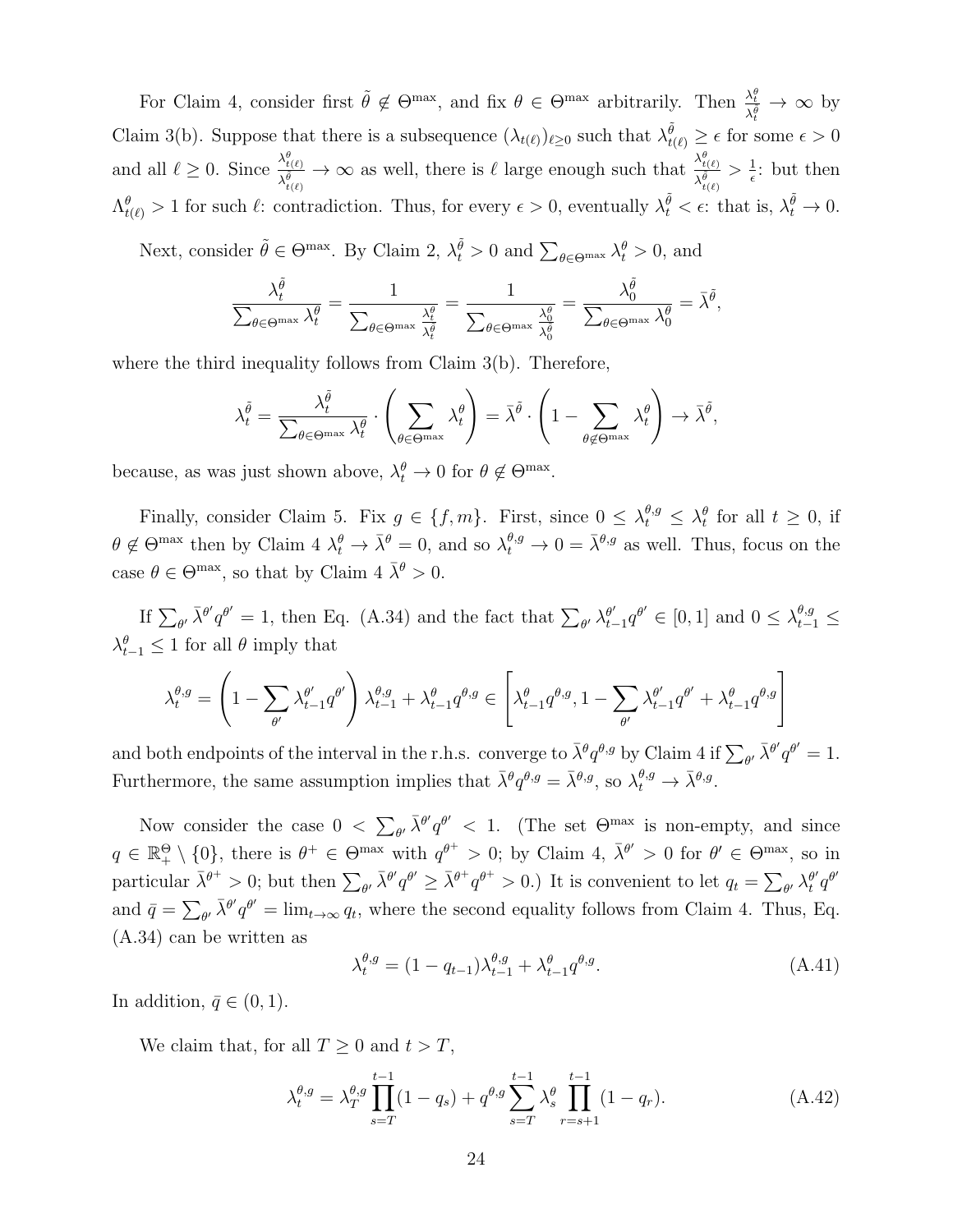For Claim 4, consider first $\tilde{\theta} \notin \Theta^{\max}$, and fix $\theta \in \Theta^{\max}$ arbitrarily. Then $\frac{\lambda_t^\theta}{\lambda_t^{\tilde{\theta}}} \to \infty$ by Claim 3(b). Suppose that there is a subsequence $(\lambda_{t(\ell)})_{\ell \geq 0}$ such that $\lambda_{t(\ell)}^{\tilde{\theta}} \geq \epsilon$ for some $\epsilon > 0$ and all $\ell \geq 0$. Since $\frac{\lambda_{t(\ell)}^\theta}{\lambda_{t(\ell)}^{\tilde{\theta}}} \to \infty$ as well, there is $\ell$ large enough such that $\frac{\lambda_{t(\ell)}^\theta}{\lambda_{t(\ell)}^{\tilde{\theta}}} > \frac{1}{\epsilon}$: but then $\Lambda_{t(\ell)}^\theta > 1$ for such $\ell$: contradiction. Thus, for every $\epsilon > 0$, eventually $\lambda_t^{\tilde{\theta}} < \epsilon$: that is, $\lambda_t^{\tilde{\theta}} \to 0$.

Next, consider $\tilde{\theta} \in \Theta^{\max}$. By Claim 2, $\lambda_t^{\tilde{\theta}} > 0$ and $\sum_{\theta \in \Theta^{\max}} \lambda_t^\theta > 0$, and

$$\frac{\lambda_t^{\tilde{\theta}}}{\sum_{\theta \in \Theta^{\max}} \lambda_t^\theta} = \frac{1}{\sum_{\theta \in \Theta^{\max}} \frac{\lambda_t^\theta}{\lambda_t^{\tilde{\theta}}}} = \frac{1}{\sum_{\theta \in \Theta^{\max}} \frac{\lambda_0^\theta}{\lambda_0^{\tilde{\theta}}}} = \frac{\lambda_0^{\tilde{\theta}}}{\sum_{\theta \in \Theta^{\max}} \lambda_0^\theta} = \bar{\lambda}^{\tilde{\theta}},$$

where the third inequality follows from Claim 3(b). Therefore,

$$\lambda_t^{\tilde{\theta}} = \frac{\lambda_t^{\tilde{\theta}}}{\sum_{\theta \in \Theta^{\max}} \lambda_t^\theta} \cdot \left( \sum_{\theta \in \Theta^{\max}} \lambda_t^\theta \right) = \bar{\lambda}^{\tilde{\theta}} \cdot \left( 1 - \sum_{\theta \notin \Theta^{\max}} \lambda_t^\theta \right) \to \bar{\lambda}^{\tilde{\theta}},$$

because, as was just shown above, $\lambda_t^\theta \to 0$ for $\theta \notin \Theta^{\max}$.

Finally, consider Claim 5. Fix $g \in \{f, m\}$. First, since $0 \leq \lambda_t^{\theta,g} \leq \lambda_t^\theta$ for all $t \geq 0$, if $\theta \notin \Theta^{\max}$ then by Claim 4 $\lambda_t^\theta \to \bar{\lambda}^\theta = 0$, and so $\lambda_t^{\theta,g} \to 0 = \bar{\lambda}^{\theta,g}$ as well. Thus, focus on the case $\theta \in \Theta^{\max}$, so that by Claim 4 $\bar{\lambda}^\theta > 0$.

If $\sum_{\theta'} \bar{\lambda}^{\theta'} q^{\theta'} = 1$, then Eq. (A.34) and the fact that $\sum_{\theta'} \lambda_{t-1}^{\theta'} q^{\theta'} \in [0, 1]$ and $0 \leq \lambda_{t-1}^{\theta,g} \leq \lambda_{t-1}^\theta \leq 1$ for all $\theta$ imply that

$$\lambda_t^{\theta,g} = \left( 1 - \sum_{\theta'} \lambda_{t-1}^{\theta'} q^{\theta'} \right) \lambda_{t-1}^{\theta,g} + \lambda_{t-1}^\theta q^{\theta,g} \in \left[ \lambda_{t-1}^\theta q^{\theta,g}, 1 - \sum_{\theta'} \lambda_{t-1}^{\theta'} q^{\theta'} + \lambda_{t-1}^\theta q^{\theta,g} \right]$$

and both endpoints of the interval in the r.h.s. converge to $\bar{\lambda}^\theta q^{\theta,g}$ by Claim 4 if $\sum_{\theta'} \bar{\lambda}^{\theta'} q^{\theta'} = 1$. Furthermore, the same assumption implies that $\bar{\lambda}^\theta q^{\theta,g} = \bar{\lambda}^{\theta,g}$, so $\lambda_t^{\theta,g} \to \bar{\lambda}^{\theta,g}$.

Now consider the case $0 < \sum_{\theta'} \bar{\lambda}^{\theta'} q^{\theta'} < 1$. (The set $\Theta^{\max}$ is non-empty, and since $q \in \mathbb{R}_+^\Theta \setminus \{0\}$, there is $\theta^+ \in \Theta^{\max}$ with $q^{\theta^+} > 0$; by Claim 4, $\bar{\lambda}^{\theta'} > 0$ for $\theta' \in \Theta^{\max}$, so in particular $\bar{\lambda}^{\theta^+} > 0$; but then $\sum_{\theta'} \bar{\lambda}^{\theta'} q^{\theta'} \geq \bar{\lambda}^{\theta^+} q^{\theta^+} > 0$.) It is convenient to let $q_t = \sum_{\theta'} \lambda_t^{\theta'} q^{\theta'}$ and $\bar{q} = \sum_{\theta'} \bar{\lambda}^{\theta'} q^{\theta'} = \lim_{t \to \infty} q_t$, where the second equality follows from Claim 4. Thus, Eq. (A.34) can be written as

$$\lambda_t^{\theta,g} = (1 - q_{t-1}) \lambda_{t-1}^{\theta,g} + \lambda_{t-1}^\theta q^{\theta,g}. \tag{A.41}$$

In addition, $\bar{q} \in (0, 1)$.

We claim that, for all $T \geq 0$ and $t > T$,

$$\lambda_t^{\theta,g} = \lambda_T^{\theta,g} \prod_{s=T}^{t-1} (1 - q_s) + q^{\theta,g} \sum_{s=T}^{t-1} \lambda_s^\theta \prod_{r=s+1}^{t-1} (1 - q_r). \tag{A.42}$$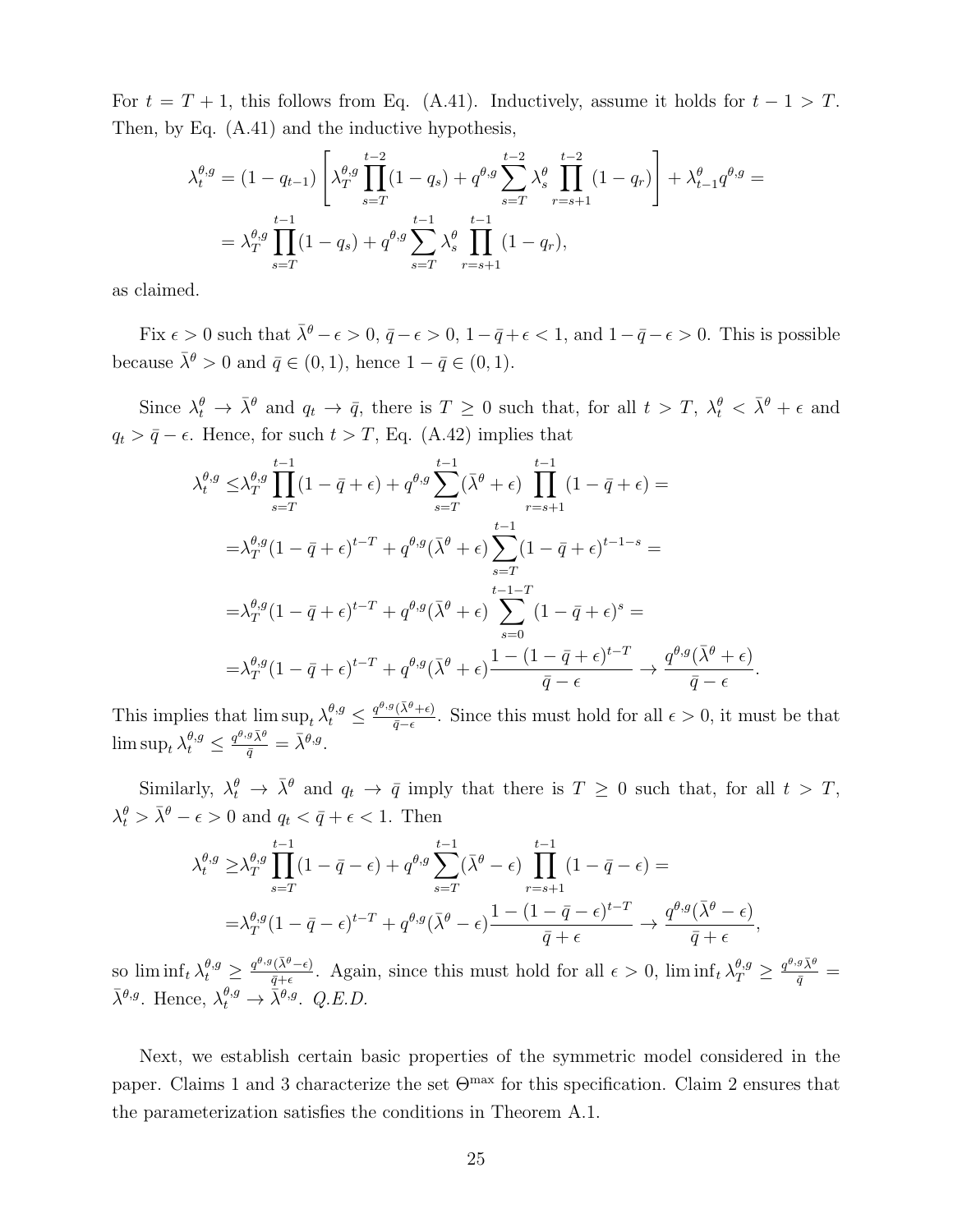For $t = T+1$, this follows from Eq. (A.41). Inductively, assume it holds for $t-1 > T$. Then, by Eq. (A.41) and the inductive hypothesis,

$$
\begin{aligned}
\lambda_t^{\theta,g} &= (1-q_{t-1})\left[\lambda_T^{\theta,g}\prod_{s=T}^{t-2}(1-q_s) + q^{\theta,g}\sum_{s=T}^{t-2}\lambda_s^{\theta}\prod_{r=s+1}^{t-2}(1-q_r)\right] + \lambda_{t-1}^{\theta}q^{\theta,g} = \\
&= \lambda_T^{\theta,g}\prod_{s=T}^{t-1}(1-q_s) + q^{\theta,g}\sum_{s=T}^{t-1}\lambda_s^{\theta}\prod_{r=s+1}^{t-1}(1-q_r),
\end{aligned}
$$

as claimed.

Fix $\epsilon > 0$ such that $\bar{\lambda}^\theta - \epsilon > 0$, $\bar{q} - \epsilon > 0$, $1 - \bar{q} + \epsilon < 1$, and $1 - \bar{q} - \epsilon > 0$. This is possible because $\bar{\lambda}^\theta > 0$ and $\bar{q} \in (0,1)$, hence $1 - \bar{q} \in (0,1)$.

Since $\lambda_t^\theta \to \bar{\lambda}^\theta$ and $q_t \to \bar{q}$, there is $T \geq 0$ such that, for all $t > T$, $\lambda_t^\theta < \bar{\lambda}^\theta + \epsilon$ and $q_t > \bar{q} - \epsilon$. Hence, for such $t > T$, Eq. (A.42) implies that

$$
\begin{aligned}
\lambda_t^{\theta,g} \leq& \lambda_T^{\theta,g}\prod_{s=T}^{t-1}(1-\bar{q}+\epsilon) + q^{\theta,g}\sum_{s=T}^{t-1}(\bar{\lambda}^\theta+\epsilon)\prod_{r=s+1}^{t-1}(1-\bar{q}+\epsilon) = \\
=& \lambda_T^{\theta,g}(1-\bar{q}+\epsilon)^{t-T} + q^{\theta,g}(\bar{\lambda}^\theta+\epsilon)\sum_{s=T}^{t-1}(1-\bar{q}+\epsilon)^{t-1-s} = \\
=& \lambda_T^{\theta,g}(1-\bar{q}+\epsilon)^{t-T} + q^{\theta,g}(\bar{\lambda}^\theta+\epsilon)\sum_{s=0}^{t-1-T}(1-\bar{q}+\epsilon)^{s} = \\
=& \lambda_T^{\theta,g}(1-\bar{q}+\epsilon)^{t-T} + q^{\theta,g}(\bar{\lambda}^\theta+\epsilon)\frac{1-(1-\bar{q}+\epsilon)^{t-T}}{\bar{q}-\epsilon} \to \frac{q^{\theta,g}(\bar{\lambda}^\theta+\epsilon)}{\bar{q}-\epsilon}.
\end{aligned}
$$

This implies that $\limsup_t \lambda_t^{\theta,g} \leq \frac{q^{\theta,g}(\bar{\lambda}^\theta+\epsilon)}{\bar{q}-\epsilon}$. Since this must hold for all $\epsilon > 0$, it must be that $\limsup_t \lambda_t^{\theta,g} \leq \frac{q^{\theta,g}\bar{\lambda}^\theta}{\bar{q}} = \bar{\lambda}^{\theta,g}$.

Similarly, $\lambda_t^\theta \to \bar{\lambda}^\theta$ and $q_t \to \bar{q}$ imply that there is $T \geq 0$ such that, for all $t > T$, $\lambda_t^\theta > \bar{\lambda}^\theta - \epsilon > 0$ and $q_t < \bar{q} + \epsilon < 1$. Then

$$
\begin{aligned}
\lambda_t^{\theta,g} \geq& \lambda_T^{\theta,g}\prod_{s=T}^{t-1}(1-\bar{q}-\epsilon) + q^{\theta,g}\sum_{s=T}^{t-1}(\bar{\lambda}^\theta-\epsilon)\prod_{r=s+1}^{t-1}(1-\bar{q}-\epsilon) = \\
=& \lambda_T^{\theta,g}(1-\bar{q}-\epsilon)^{t-T} + q^{\theta,g}(\bar{\lambda}^\theta-\epsilon)\frac{1-(1-\bar{q}-\epsilon)^{t-T}}{\bar{q}+\epsilon} \to \frac{q^{\theta,g}(\bar{\lambda}^\theta-\epsilon)}{\bar{q}+\epsilon},
\end{aligned}
$$

so $\liminf_t \lambda_t^{\theta,g} \geq \frac{q^{\theta,g}(\bar{\lambda}^\theta-\epsilon)}{\bar{q}+\epsilon}$. Again, since this must hold for all $\epsilon > 0$, $\liminf_t \lambda_T^{\theta,g} \geq \frac{q^{\theta,g}\bar{\lambda}^\theta}{\bar{q}} = \bar{\lambda}^{\theta,g}$. Hence, $\lambda_t^{\theta,g} \to \bar{\lambda}^{\theta,g}$. *Q.E.D.*

Next, we establish certain basic properties of the symmetric model considered in the paper. Claims 1 and 3 characterize the set $\Theta^{\max}$ for this specification. Claim 2 ensures that the parameterization satisfies the conditions in Theorem A.1.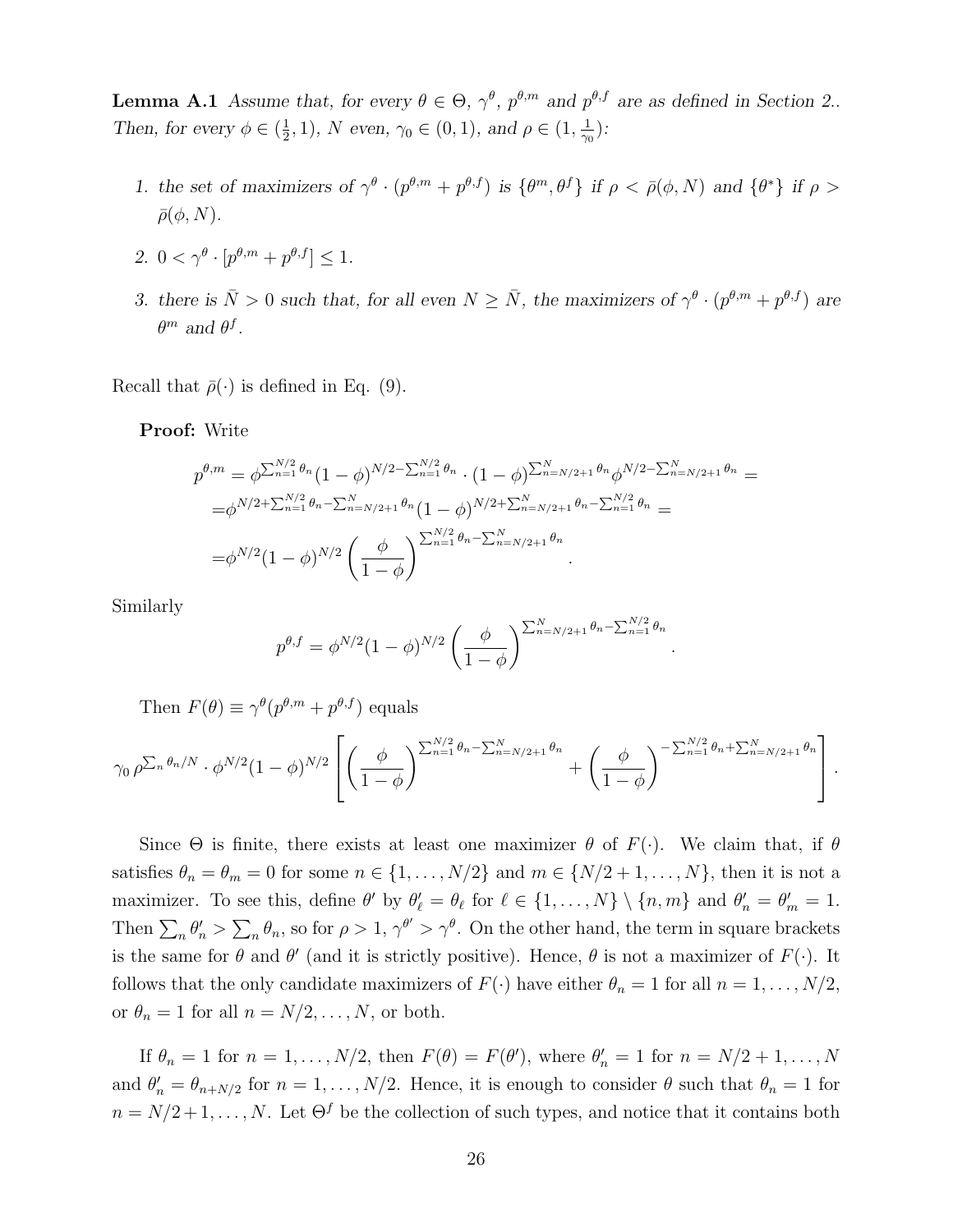**Lemma A.1** *Assume that, for every $\theta \in \Theta$, $\gamma^\theta$, $p^{\theta,m}$ and $p^{\theta,f}$ are as defined in Section 2.. Then, for every $\phi \in (\frac{1}{2}, 1)$, $N$ even, $\gamma_0 \in (0,1)$, and $\rho \in (1, \frac{1}{\gamma_0})$:*

1. *the set of maximizers of $\gamma^\theta \cdot (p^{\theta,m} + p^{\theta,f})$ is $\{\theta^m, \theta^f\}$ if $\rho < \bar{\rho}(\phi, N)$ and $\{\theta^*\}$ if $\rho > \bar{\rho}(\phi, N)$.*
2. *$0 < \gamma^\theta \cdot [p^{\theta,m} + p^{\theta,f}] \leq 1$.*
3. *there is $\bar{N} > 0$ such that, for all even $N \geq \bar{N}$, the maximizers of $\gamma^\theta \cdot (p^{\theta,m} + p^{\theta,f})$ are $\theta^m$ and $\theta^f$.*

Recall that $\bar{\rho}(\cdot)$ is defined in Eq. (9).

**Proof:** Write

$$
\begin{aligned}
p^{\theta,m} &= \phi^{\sum_{n=1}^{N/2} \theta_n} (1-\phi)^{N/2 - \sum_{n=1}^{N/2} \theta_n} \cdot (1-\phi)^{\sum_{n=N/2+1}^{N} \theta_n} \phi^{N/2 - \sum_{n=N/2+1}^{N} \theta_n} = \\
&= \phi^{N/2 + \sum_{n=1}^{N/2} \theta_n - \sum_{n=N/2+1}^{N} \theta_n} (1-\phi)^{N/2 + \sum_{n=N/2+1}^{N} \theta_n - \sum_{n=1}^{N/2} \theta_n} = \\
&= \phi^{N/2} (1-\phi)^{N/2} \left( \frac{\phi}{1-\phi} \right)^{\sum_{n=1}^{N/2} \theta_n - \sum_{n=N/2+1}^{N} \theta_n}.
\end{aligned}
$$

Similarly

$$
p^{\theta,f} = \phi^{N/2} (1-\phi)^{N/2} \left( \frac{\phi}{1-\phi} \right)^{\sum_{n=N/2+1}^{N} \theta_n - \sum_{n=1}^{N/2} \theta_n}.
$$

Then $F(\theta) \equiv \gamma^\theta (p^{\theta,m} + p^{\theta,f})$ equals

$$
\gamma_0 \, \rho^{\sum_n \theta_n / N} \cdot \phi^{N/2} (1-\phi)^{N/2} \left[ \left( \frac{\phi}{1-\phi} \right)^{\sum_{n=1}^{N/2} \theta_n - \sum_{n=N/2+1}^{N} \theta_n} + \left( \frac{\phi}{1-\phi} \right)^{-\sum_{n=1}^{N/2} \theta_n + \sum_{n=N/2+1}^{N} \theta_n} \right].
$$

Since $\Theta$ is finite, there exists at least one maximizer $\theta$ of $F(\cdot)$. We claim that, if $\theta$ satisfies $\theta_n = \theta_m = 0$ for some $n \in \{1, \ldots, N/2\}$ and $m \in \{N/2+1, \ldots, N\}$, then it is not a maximizer. To see this, define $\theta'$ by $\theta'_\ell = \theta_\ell$ for $\ell \in \{1, \ldots, N\} \setminus \{n, m\}$ and $\theta'_n = \theta'_m = 1$. Then $\sum_n \theta'_n > \sum_n \theta_n$, so for $\rho > 1$, $\gamma^{\theta'} > \gamma^\theta$. On the other hand, the term in square brackets is the same for $\theta$ and $\theta'$ (and it is strictly positive). Hence, $\theta$ is not a maximizer of $F(\cdot)$. It follows that the only candidate maximizers of $F(\cdot)$ have either $\theta_n = 1$ for all $n = 1, \ldots, N/2$, or $\theta_n = 1$ for all $n = N/2, \ldots, N$, or both.

If $\theta_n = 1$ for $n = 1, \ldots, N/2$, then $F(\theta) = F(\theta')$, where $\theta'_n = 1$ for $n = N/2+1, \ldots, N$ and $\theta'_n = \theta_{n+N/2}$ for $n = 1, \ldots, N/2$. Hence, it is enough to consider $\theta$ such that $\theta_n = 1$ for $n = N/2+1, \ldots, N$. Let $\Theta^f$ be the collection of such types, and notice that it contains both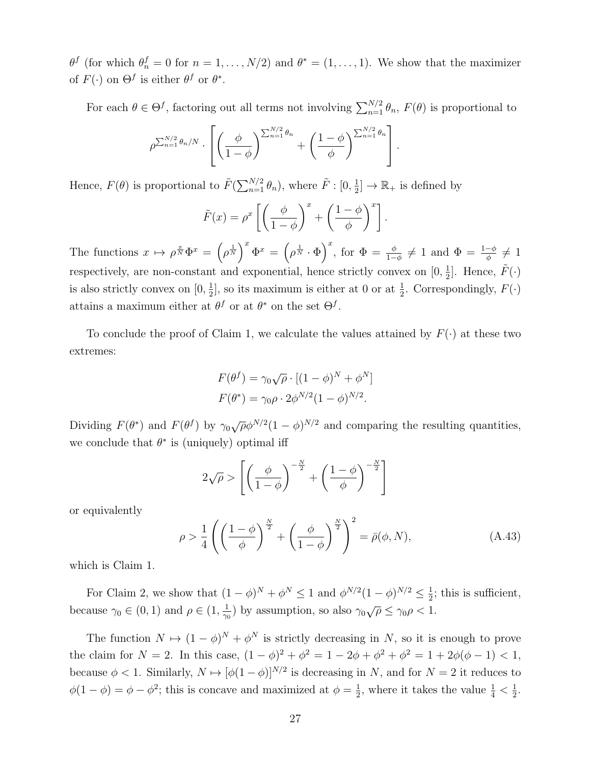$\theta^f$ (for which $\theta^f_n = 0$ for $n = 1, \ldots, N/2$) and $\theta^* = (1, \ldots, 1)$. We show that the maximizer of $F(\cdot)$ on $\Theta^f$ is either $\theta^f$ or $\theta^*$.

For each $\theta \in \Theta^f$, factoring out all terms not involving $\sum_{n=1}^{N/2} \theta_n$, $F(\theta)$ is proportional to

$$\rho^{\sum_{n=1}^{N/2} \theta_n / N} \cdot \left[ \left( \frac{\phi}{1-\phi} \right)^{\sum_{n=1}^{N/2} \theta_n} + \left( \frac{1-\phi}{\phi} \right)^{\sum_{n=1}^{N/2} \theta_n} \right].$$

Hence, $F(\theta)$ is proportional to $\tilde{F}(\sum_{n=1}^{N/2} \theta_n)$, where $\tilde{F} : [0, \frac{1}{2}] \to \mathbb{R}_+$ is defined by

$$\tilde{F}(x) = \rho^x \left[ \left( \frac{\phi}{1-\phi} \right)^x + \left( \frac{1-\phi}{\phi} \right)^x \right].$$

The functions $x \mapsto \rho^{\frac{x}{N}} \Phi^x = \left( \rho^{\frac{1}{N}} \right)^x \Phi^x = \left( \rho^{\frac{1}{N}} \cdot \Phi \right)^x$, for $\Phi = \frac{\phi}{1-\phi} \neq 1$ and $\Phi = \frac{1-\phi}{\phi} \neq 1$ respectively, are non-constant and exponential, hence strictly convex on $[0, \frac{1}{2}]$. Hence, $\tilde{F}(\cdot)$ is also strictly convex on $[0, \frac{1}{2}]$, so its maximum is either at 0 or at $\frac{1}{2}$. Correspondingly, $F(\cdot)$ attains a maximum either at $\theta^f$ or at $\theta^*$ on the set $\Theta^f$.

To conclude the proof of Claim 1, we calculate the values attained by $F(\cdot)$ at these two extremes:

$$F(\theta^f) = \gamma_0 \sqrt{\rho} \cdot [(1-\phi)^N + \phi^N]$$
$$F(\theta^*) = \gamma_0 \rho \cdot 2\phi^{N/2}(1-\phi)^{N/2}.$$

Dividing $F(\theta^*)$ and $F(\theta^f)$ by $\gamma_0 \sqrt{\rho} \phi^{N/2}(1-\phi)^{N/2}$ and comparing the resulting quantities, we conclude that $\theta^*$ is (uniquely) optimal iff

$$2\sqrt{\rho} > \left[ \left( \frac{\phi}{1-\phi} \right)^{-\frac{N}{2}} + \left( \frac{1-\phi}{\phi} \right)^{-\frac{N}{2}} \right]$$

or equivalently

$$\rho > \frac{1}{4} \left( \left( \frac{1-\phi}{\phi} \right)^{\frac{N}{2}} + \left( \frac{\phi}{1-\phi} \right)^{\frac{N}{2}} \right)^2 = \bar{\rho}(\phi, N), \tag{A.43}$$

which is Claim 1.

For Claim 2, we show that $(1-\phi)^N + \phi^N \leq 1$ and $\phi^{N/2}(1-\phi)^{N/2} \leq \frac{1}{2}$; this is sufficient, because $\gamma_0 \in (0, 1)$ and $\rho \in (1, \frac{1}{\gamma_0})$ by assumption, so also $\gamma_0 \sqrt{\rho} \leq \gamma_0 \rho < 1$.

The function $N \mapsto (1-\phi)^N + \phi^N$ is strictly decreasing in $N$, so it is enough to prove the claim for $N = 2$. In this case, $(1-\phi)^2 + \phi^2 = 1 - 2\phi + \phi^2 + \phi^2 = 1 + 2\phi(\phi - 1) < 1$, because $\phi < 1$. Similarly, $N \mapsto [\phi(1-\phi)]^{N/2}$ is decreasing in $N$, and for $N = 2$ it reduces to $\phi(1-\phi) = \phi - \phi^2$; this is concave and maximized at $\phi = \frac{1}{2}$, where it takes the value $\frac{1}{4} < \frac{1}{2}$.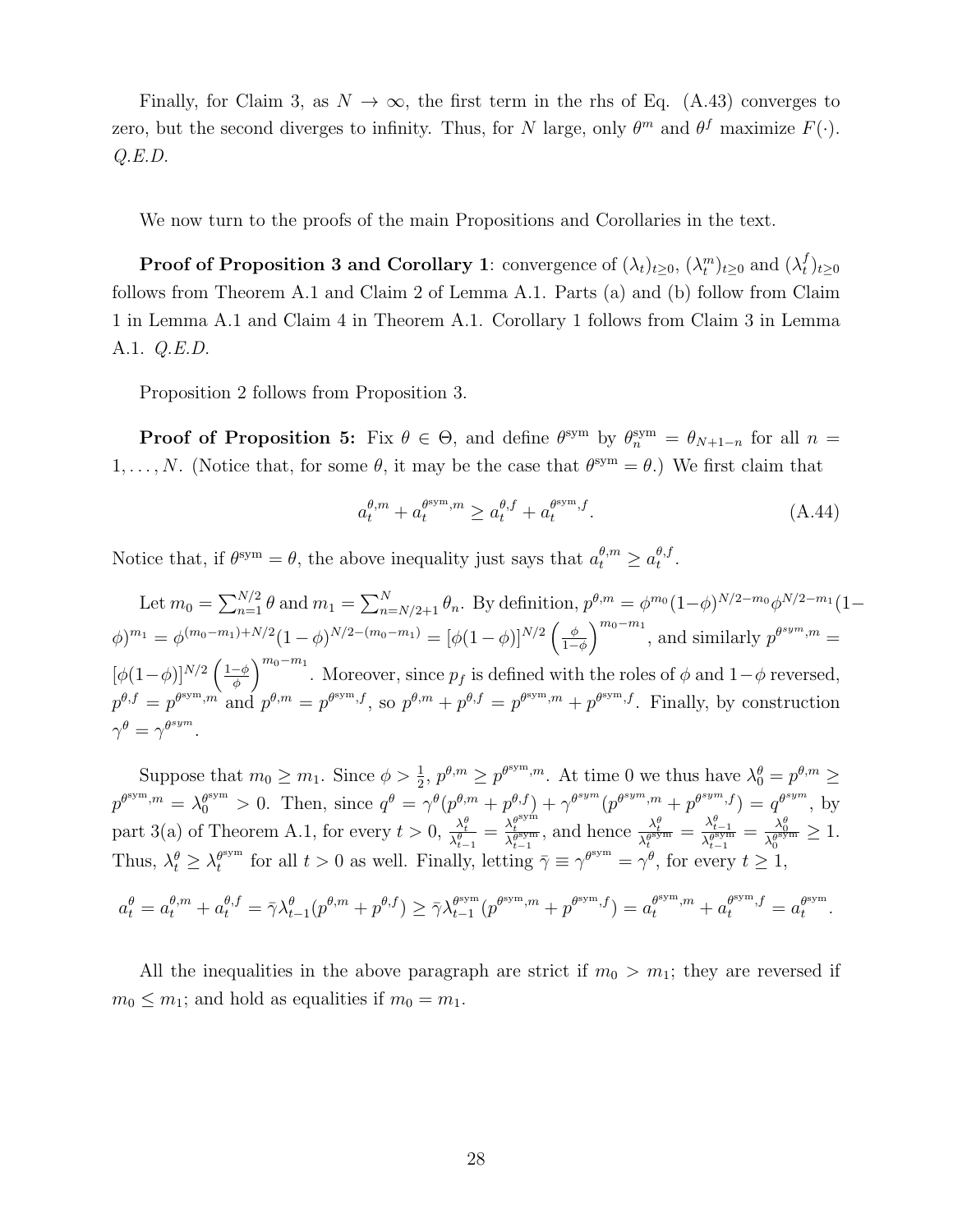Finally, for Claim 3, as $N \to \infty$, the first term in the rhs of Eq. (A.43) converges to zero, but the second diverges to infinity. Thus, for $N$ large, only $\theta^m$ and $\theta^f$ maximize $F(\cdot)$. *Q.E.D.*

We now turn to the proofs of the main Propositions and Corollaries in the text.

**Proof of Proposition 3 and Corollary 1**: convergence of $(\lambda_t)_{t\geq 0}$, $(\lambda_t^m)_{t\geq 0}$ and $(\lambda_t^f)_{t\geq 0}$ follows from Theorem A.1 and Claim 2 of Lemma A.1. Parts (a) and (b) follow from Claim 1 in Lemma A.1 and Claim 4 in Theorem A.1. Corollary 1 follows from Claim 3 in Lemma A.1. *Q.E.D.*

Proposition 2 follows from Proposition 3.

**Proof of Proposition 5:** Fix $\theta \in \Theta$, and define $\theta^{\text{sym}}$ by $\theta^{\text{sym}}_n = \theta_{N+1-n}$ for all $n = 1, \ldots, N$. (Notice that, for some $\theta$, it may be the case that $\theta^{\text{sym}} = \theta$.) We first claim that

$$a_t^{\theta,m} + a_t^{\theta^{\text{sym}},m} \geq a_t^{\theta,f} + a_t^{\theta^{\text{sym}},f}. \tag{A.44}$$

Notice that, if $\theta^{\text{sym}} = \theta$, the above inequality just says that $a_t^{\theta,m} \geq a_t^{\theta,f}$.

Let $m_0 = \sum_{n=1}^{N/2} \theta$ and $m_1 = \sum_{n=N/2+1}^{N} \theta_n$. By definition, $p^{\theta,m} = \phi^{m_0}(1-\phi)^{N/2-m_0}\phi^{N/2-m_1}(1-\phi)^{m_1} = \phi^{(m_0-m_1)+N/2}(1-\phi)^{N/2-(m_0-m_1)} = [\phi(1-\phi)]^{N/2}\left(\frac{\phi}{1-\phi}\right)^{m_0-m_1}$, and similarly $p^{\theta^{sym},m} = [\phi(1-\phi)]^{N/2}\left(\frac{1-\phi}{\phi}\right)^{m_0-m_1}$. Moreover, since $p_f$ is defined with the roles of $\phi$ and $1-\phi$ reversed, $p^{\theta,f} = p^{\theta^{\text{sym}},m}$ and $p^{\theta,m} = p^{\theta^{\text{sym}},f}$, so $p^{\theta,m} + p^{\theta,f} = p^{\theta^{\text{sym}},m} + p^{\theta^{\text{sym}},f}$. Finally, by construction $\gamma^{\theta} = \gamma^{\theta^{sym}}$.

Suppose that $m_0 \geq m_1$. Since $\phi > \frac{1}{2}$, $p^{\theta,m} \geq p^{\theta^{\text{sym}},m}$. At time 0 we thus have $\lambda_0^{\theta} = p^{\theta,m} \geq p^{\theta^{\text{sym}},m} = \lambda_0^{\theta^{\text{sym}}} > 0$. Then, since $q^{\theta} = \gamma^{\theta}(p^{\theta,m} + p^{\theta,f}) + \gamma^{\theta^{sym}}(p^{\theta^{sym},m} + p^{\theta^{sym},f}) = q^{\theta^{sym}}$, by part 3(a) of Theorem A.1, for every $t > 0$, $\frac{\lambda_t^{\theta}}{\lambda_{t-1}^{\theta}} = \frac{\lambda_t^{\theta^{\text{sym}}}}{\lambda_{t-1}^{\theta^{\text{sym}}}}$, and hence $\frac{\lambda_t^{\theta}}{\lambda_t^{\theta^{\text{sym}}}} = \frac{\lambda_{t-1}^{\theta}}{\lambda_{t-1}^{\theta^{\text{sym}}}} = \frac{\lambda_0^{\theta}}{\lambda_0^{\theta^{\text{sym}}}} \geq 1$. Thus, $\lambda_t^{\theta} \geq \lambda_t^{\theta^{\text{sym}}}$ for all $t > 0$ as well. Finally, letting $\bar{\gamma} \equiv \gamma^{\theta^{\text{sym}}} = \gamma^{\theta}$, for every $t \geq 1$,

$$a_t^{\theta} = a_t^{\theta,m} + a_t^{\theta,f} = \bar{\gamma}\lambda_{t-1}^{\theta}(p^{\theta,m} + p^{\theta,f}) \geq \bar{\gamma}\lambda_{t-1}^{\theta^{\text{sym}}}(p^{\theta^{\text{sym}},m} + p^{\theta^{\text{sym}},f}) = a_t^{\theta^{\text{sym}},m} + a_t^{\theta^{\text{sym}},f} = a_t^{\theta^{\text{sym}}}.$$

All the inequalities in the above paragraph are strict if $m_0 > m_1$; they are reversed if $m_0 \leq m_1$; and hold as equalities if $m_0 = m_1$.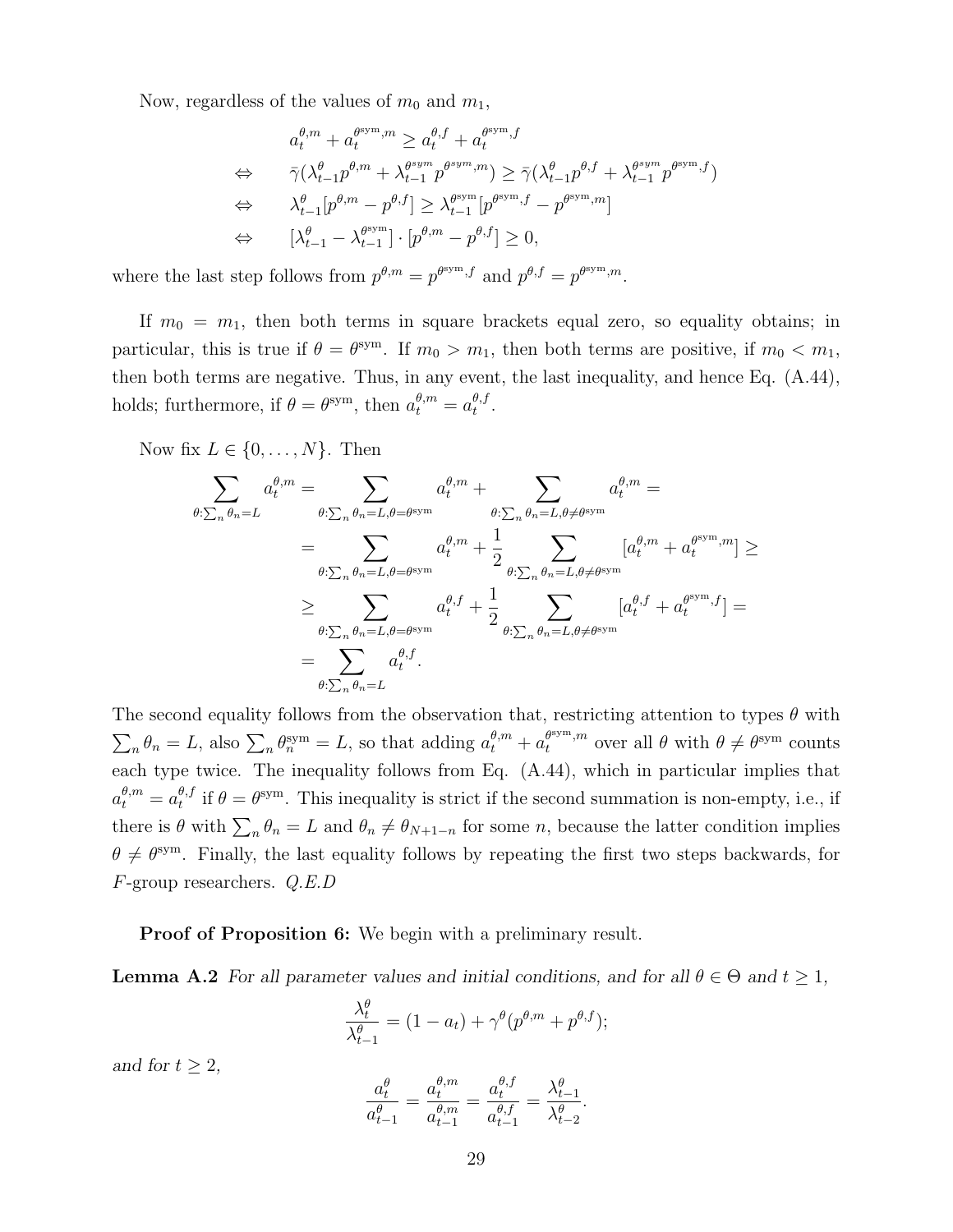Now, regardless of the values of $m_0$ and $m_1$,

$$
\begin{aligned}
& a_t^{\theta,m} + a_t^{\theta^{\text{sym}},m} \geq a_t^{\theta,f} + a_t^{\theta^{\text{sym}},f} \\
\Leftrightarrow \quad & \bar{\gamma}(\lambda_{t-1}^{\theta} p^{\theta,m} + \lambda_{t-1}^{\theta^{sym}} p^{\theta^{sym},m}) \geq \bar{\gamma}(\lambda_{t-1}^{\theta} p^{\theta,f} + \lambda_{t-1}^{\theta^{sym}} p^{\theta^{\text{sym}},f}) \\
\Leftrightarrow \quad & \lambda_{t-1}^{\theta}[p^{\theta,m} - p^{\theta,f}] \geq \lambda_{t-1}^{\theta^{\text{sym}}}[p^{\theta^{\text{sym}},f} - p^{\theta^{\text{sym}},m}] \\
\Leftrightarrow \quad & [\lambda_{t-1}^{\theta} - \lambda_{t-1}^{\theta^{\text{sym}}}] \cdot [p^{\theta,m} - p^{\theta,f}] \geq 0,
\end{aligned}
$$

where the last step follows from $p^{\theta,m} = p^{\theta^{\text{sym}},f}$ and $p^{\theta,f} = p^{\theta^{\text{sym}},m}$.

If $m_0 = m_1$, then both terms in square brackets equal zero, so equality obtains; in particular, this is true if $\theta = \theta^{\text{sym}}$. If $m_0 > m_1$, then both terms are positive, if $m_0 < m_1$, then both terms are negative. Thus, in any event, the last inequality, and hence Eq. (A.44), holds; furthermore, if $\theta = \theta^{\text{sym}}$, then $a_t^{\theta,m} = a_t^{\theta,f}$.

Now fix $L \in \{0, \ldots, N\}$. Then

$$
\begin{aligned}
\sum_{\theta:\sum_n \theta_n = L} a_t^{\theta,m} &= \sum_{\theta:\sum_n \theta_n = L, \theta = \theta^{\text{sym}}} a_t^{\theta,m} + \sum_{\theta:\sum_n \theta_n = L, \theta \neq \theta^{\text{sym}}} a_t^{\theta,m} = \\
&= \sum_{\theta:\sum_n \theta_n = L, \theta = \theta^{\text{sym}}} a_t^{\theta,m} + \frac{1}{2} \sum_{\theta:\sum_n \theta_n = L, \theta \neq \theta^{\text{sym}}} [a_t^{\theta,m} + a_t^{\theta^{\text{sym}},m}] \geq \\
&\geq \sum_{\theta:\sum_n \theta_n = L, \theta = \theta^{\text{sym}}} a_t^{\theta,f} + \frac{1}{2} \sum_{\theta:\sum_n \theta_n = L, \theta \neq \theta^{\text{sym}}} [a_t^{\theta,f} + a_t^{\theta^{\text{sym}},f}] = \\
&= \sum_{\theta:\sum_n \theta_n = L} a_t^{\theta,f}.
\end{aligned}
$$

The second equality follows from the observation that, restricting attention to types $\theta$ with $\sum_n \theta_n = L$, also $\sum_n \theta_n^{\text{sym}} = L$, so that adding $a_t^{\theta,m} + a_t^{\theta^{\text{sym}},m}$ over all $\theta$ with $\theta \neq \theta^{\text{sym}}$ counts each type twice. The inequality follows from Eq. (A.44), which in particular implies that $a_t^{\theta,m} = a_t^{\theta,f}$ if $\theta = \theta^{\text{sym}}$. This inequality is strict if the second summation is non-empty, i.e., if there is $\theta$ with $\sum_n \theta_n = L$ and $\theta_n \neq \theta_{N+1-n}$ for some $n$, because the latter condition implies $\theta \neq \theta^{\text{sym}}$. Finally, the last equality follows by repeating the first two steps backwards, for $F$-group researchers. *Q.E.D*

**Proof of Proposition 6:** We begin with a preliminary result.

**Lemma A.2** *For all parameter values and initial conditions, and for all $\theta \in \Theta$ and $t \geq 1$,*

$$
\frac{\lambda_t^{\theta}}{\lambda_{t-1}^{\theta}} = (1 - a_t) + \gamma^{\theta}(p^{\theta,m} + p^{\theta,f});
$$

*and for $t \geq 2$,*

$$
\frac{a_t^{\theta}}{a_{t-1}^{\theta}} = \frac{a_t^{\theta,m}}{a_{t-1}^{\theta,m}} = \frac{a_t^{\theta,f}}{a_{t-1}^{\theta,f}} = \frac{\lambda_{t-1}^{\theta}}{\lambda_{t-2}^{\theta}}.
$$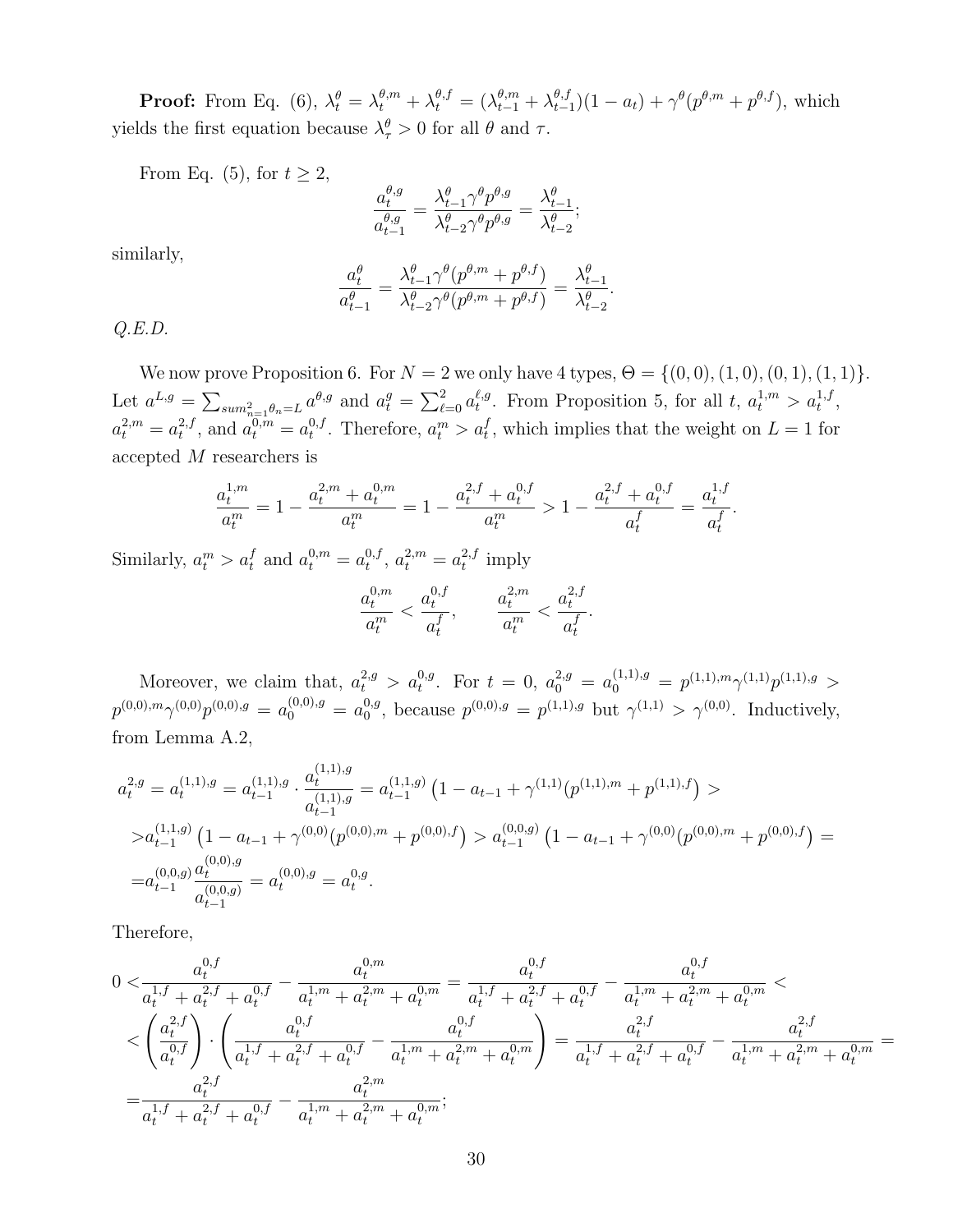**Proof:** From Eq. (6), $\lambda_t^\theta = \lambda_t^{\theta,m} + \lambda_t^{\theta,f} = (\lambda_{t-1}^{\theta,m} + \lambda_{t-1}^{\theta,f})(1-a_t) + \gamma^\theta(p^{\theta,m} + p^{\theta,f})$, which yields the first equation because $\lambda_\tau^\theta > 0$ for all $\theta$ and $\tau$.

From Eq. (5), for $t \geq 2$,

$$\frac{a_t^{\theta,g}}{a_{t-1}^{\theta,g}} = \frac{\lambda_{t-1}^\theta \gamma^\theta p^{\theta,g}}{\lambda_{t-2}^\theta \gamma^\theta p^{\theta,g}} = \frac{\lambda_{t-1}^\theta}{\lambda_{t-2}^\theta};$$

similarly,

$$\frac{a_t^\theta}{a_{t-1}^\theta} = \frac{\lambda_{t-1}^\theta \gamma^\theta (p^{\theta,m} + p^{\theta,f})}{\lambda_{t-2}^\theta \gamma^\theta (p^{\theta,m} + p^{\theta,f})} = \frac{\lambda_{t-1}^\theta}{\lambda_{t-2}^\theta}.$$

*Q.E.D.*

We now prove Proposition 6. For $N = 2$ we only have 4 types, $\Theta = \{(0,0),(1,0),(0,1),(1,1)\}$. Let $a^{L,g} = \sum_{sum_{n=1}^2 \theta_n = L} a^{\theta,g}$ and $a_t^g = \sum_{\ell=0}^2 a_t^{\ell,g}$. From Proposition 5, for all $t$, $a_t^{1,m} > a_t^{1,f}$, $a_t^{2,m} = a_t^{2,f}$, and $a_t^{0,m} = a_t^{0,f}$. Therefore, $a_t^m > a_t^f$, which implies that the weight on $L = 1$ for accepted $M$ researchers is

$$\frac{a_t^{1,m}}{a_t^m} = 1 - \frac{a_t^{2,m} + a_t^{0,m}}{a_t^m} = 1 - \frac{a_t^{2,f} + a_t^{0,f}}{a_t^m} > 1 - \frac{a_t^{2,f} + a_t^{0,f}}{a_t^f} = \frac{a_t^{1,f}}{a_t^f}.$$

Similarly, $a_t^m > a_t^f$ and $a_t^{0,m} = a_t^{0,f}$, $a_t^{2,m} = a_t^{2,f}$ imply

$$\frac{a_t^{0,m}}{a_t^m} < \frac{a_t^{0,f}}{a_t^f}, \qquad \frac{a_t^{2,m}}{a_t^m} < \frac{a_t^{2,f}}{a_t^f}.$$

Moreover, we claim that, $a_t^{2,g} > a_t^{0,g}$. For $t = 0$, $a_0^{2,g} = a_0^{(1,1),g} = p^{(1,1),m}\gamma^{(1,1)}p^{(1,1),g} > p^{(0,0),m}\gamma^{(0,0)}p^{(0,0),g} = a_0^{(0,0),g} = a_0^{0,g}$, because $p^{(0,0),g} = p^{(1,1),g}$ but $\gamma^{(1,1)} > \gamma^{(0,0)}$. Inductively, from Lemma A.2,

$$\begin{aligned}
a_t^{2,g} = a_t^{(1,1),g} &= a_{t-1}^{(1,1),g} \cdot \frac{a_t^{(1,1),g}}{a_{t-1}^{(1,1),g}} = a_{t-1}^{(1,1,g)}\left(1 - a_{t-1} + \gamma^{(1,1)}(p^{(1,1),m} + p^{(1,1),f}\right) > \\
&> a_{t-1}^{(1,1,g)}\left(1 - a_{t-1} + \gamma^{(0,0)}(p^{(0,0),m} + p^{(0,0),f}\right) > a_{t-1}^{(0,0,g)}\left(1 - a_{t-1} + \gamma^{(0,0)}(p^{(0,0),m} + p^{(0,0),f}\right) = \\
&= a_{t-1}^{(0,0,g)} \frac{a_t^{(0,0),g}}{a_{t-1}^{(0,0,g)}} = a_t^{(0,0),g} = a_t^{0,g}.
\end{aligned}$$

Therefore,

$$\begin{aligned}
0 &< \frac{a_t^{0,f}}{a_t^{1,f} + a_t^{2,f} + a_t^{0,f}} - \frac{a_t^{0,m}}{a_t^{1,m} + a_t^{2,m} + a_t^{0,m}} = \frac{a_t^{0,f}}{a_t^{1,f} + a_t^{2,f} + a_t^{0,f}} - \frac{a_t^{0,f}}{a_t^{1,m} + a_t^{2,m} + a_t^{0,m}} < \\
&< \left(\frac{a_t^{2,f}}{a_t^{0,f}}\right) \cdot \left(\frac{a_t^{0,f}}{a_t^{1,f} + a_t^{2,f} + a_t^{0,f}} - \frac{a_t^{0,f}}{a_t^{1,m} + a_t^{2,m} + a_t^{0,m}}\right) = \frac{a_t^{2,f}}{a_t^{1,f} + a_t^{2,f} + a_t^{0,f}} - \frac{a_t^{2,f}}{a_t^{1,m} + a_t^{2,m} + a_t^{0,m}} = \\
&= \frac{a_t^{2,f}}{a_t^{1,f} + a_t^{2,f} + a_t^{0,f}} - \frac{a_t^{2,m}}{a_t^{1,m} + a_t^{2,m} + a_t^{0,m}};
\end{aligned}$$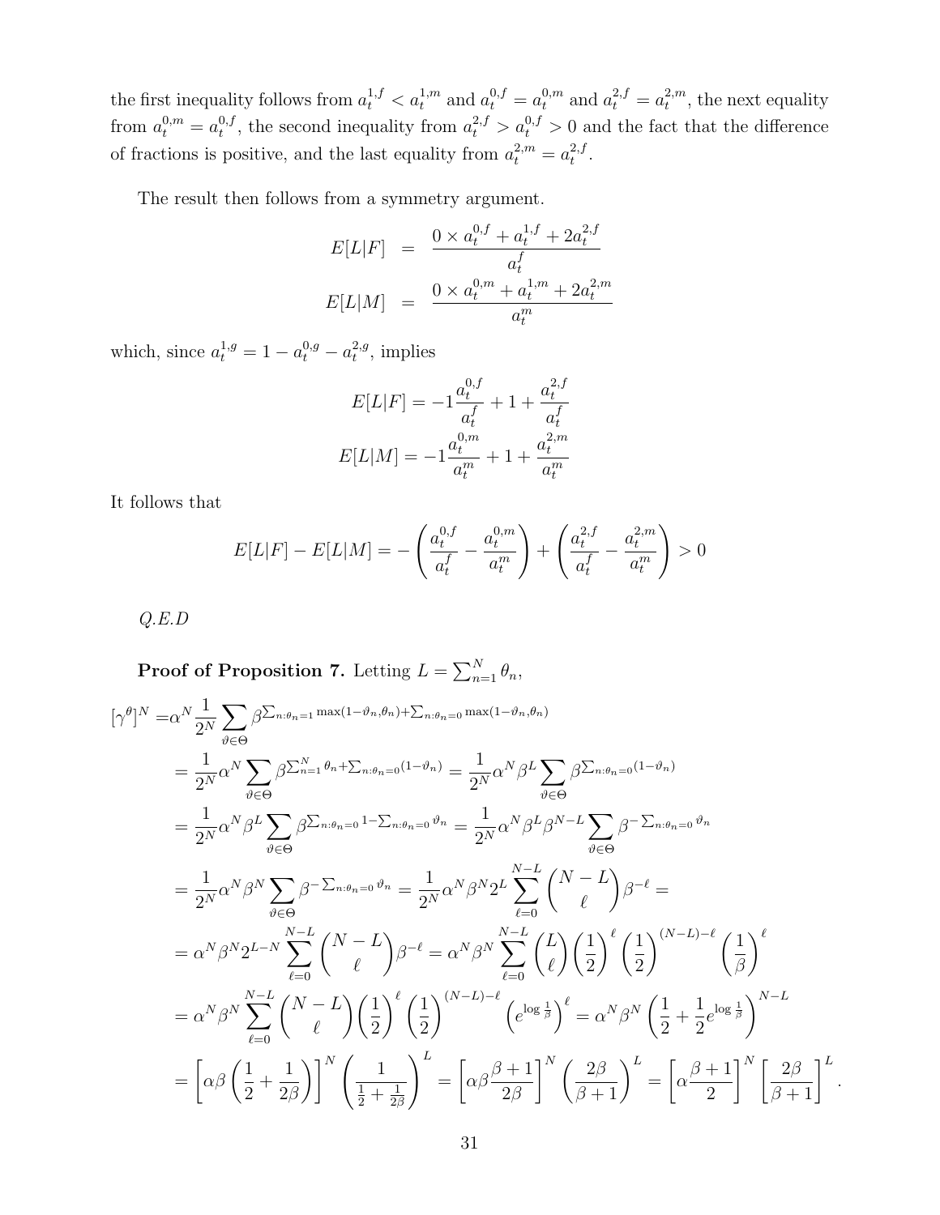the first inequality follows from $a_t^{1,f} < a_t^{1,m}$ and $a_t^{0,f} = a_t^{0,m}$ and $a_t^{2,f} = a_t^{2,m}$, the next equality from $a_t^{0,m} = a_t^{0,f}$, the second inequality from $a_t^{2,f} > a_t^{0,f} > 0$ and the fact that the difference of fractions is positive, and the last equality from $a_t^{2,m} = a_t^{2,f}$.

The result then follows from a symmetry argument.

$$
\begin{aligned}
E[L|F] &= \frac{0 \times a_t^{0,f} + a_t^{1,f} + 2a_t^{2,f}}{a_t^f} \\
E[L|M] &= \frac{0 \times a_t^{0,m} + a_t^{1,m} + 2a_t^{2,m}}{a_t^m}
\end{aligned}
$$

which, since $a_t^{1,g} = 1 - a_t^{0,g} - a_t^{2,g}$, implies

$$
E[L|F] = -1\frac{a_t^{0,f}}{a_t^f} + 1 + \frac{a_t^{2,f}}{a_t^f}
$$

$$
E[L|M] = -1\frac{a_t^{0,m}}{a_t^m} + 1 + \frac{a_t^{2,m}}{a_t^m}
$$

It follows that

$$
E[L|F] - E[L|M] = -\left(\frac{a_t^{0,f}}{a_t^f} - \frac{a_t^{0,m}}{a_t^m}\right) + \left(\frac{a_t^{2,f}}{a_t^f} - \frac{a_t^{2,m}}{a_t^m}\right) > 0
$$

*Q.E.D*

**Proof of Proposition 7.** Letting $L = \sum_{n=1}^N \theta_n$,

$$
\begin{aligned}
[\gamma^\theta]^N =& \alpha^N \frac{1}{2^N} \sum_{\vartheta \in \Theta} \beta^{\sum_{n:\theta_n=1} \max(1-\vartheta_n,\theta_n) + \sum_{n:\theta_n=0} \max(1-\vartheta_n,\theta_n)} \\
&= \frac{1}{2^N}\alpha^N \sum_{\vartheta \in \Theta} \beta^{\sum_{n=1}^N \theta_n + \sum_{n:\theta_n=0}(1-\vartheta_n)} = \frac{1}{2^N}\alpha^N \beta^L \sum_{\vartheta \in \Theta} \beta^{\sum_{n:\theta_n=0}(1-\vartheta_n)} \\
&= \frac{1}{2^N}\alpha^N \beta^L \sum_{\vartheta \in \Theta} \beta^{\sum_{n:\theta_n=0} 1 - \sum_{n:\theta_n=0}\vartheta_n} = \frac{1}{2^N}\alpha^N \beta^L \beta^{N-L} \sum_{\vartheta \in \Theta} \beta^{-\sum_{n:\theta_n=0}\vartheta_n} \\
&= \frac{1}{2^N}\alpha^N \beta^N \sum_{\vartheta \in \Theta} \beta^{-\sum_{n:\theta_n=0}\vartheta_n} = \frac{1}{2^N}\alpha^N \beta^N 2^L \sum_{\ell=0}^{N-L} \binom{N-L}{\ell} \beta^{-\ell} = \\
&= \alpha^N \beta^N 2^{L-N} \sum_{\ell=0}^{N-L} \binom{N-L}{\ell} \beta^{-\ell} = \alpha^N \beta^N \sum_{\ell=0}^{N-L} \binom{L}{\ell} \left(\frac{1}{2}\right)^\ell \left(\frac{1}{2}\right)^{(N-L)-\ell} \left(\frac{1}{\beta}\right)^\ell \\
&= \alpha^N \beta^N \sum_{\ell=0}^{N-L} \binom{N-L}{\ell} \left(\frac{1}{2}\right)^\ell \left(\frac{1}{2}\right)^{(N-L)-\ell} \left(e^{\log\frac{1}{\beta}}\right)^\ell = \alpha^N \beta^N \left(\frac{1}{2} + \frac{1}{2}e^{\log\frac{1}{\beta}}\right)^{N-L} \\
&= \left[\alpha\beta\left(\frac{1}{2} + \frac{1}{2\beta}\right)\right]^N \left(\frac{1}{\frac{1}{2}+\frac{1}{2\beta}}\right)^L = \left[\alpha\beta\frac{\beta+1}{2\beta}\right]^N \left(\frac{2\beta}{\beta+1}\right)^L = \left[\alpha\frac{\beta+1}{2}\right]^N \left[\frac{2\beta}{\beta+1}\right]^L.
\end{aligned}
$$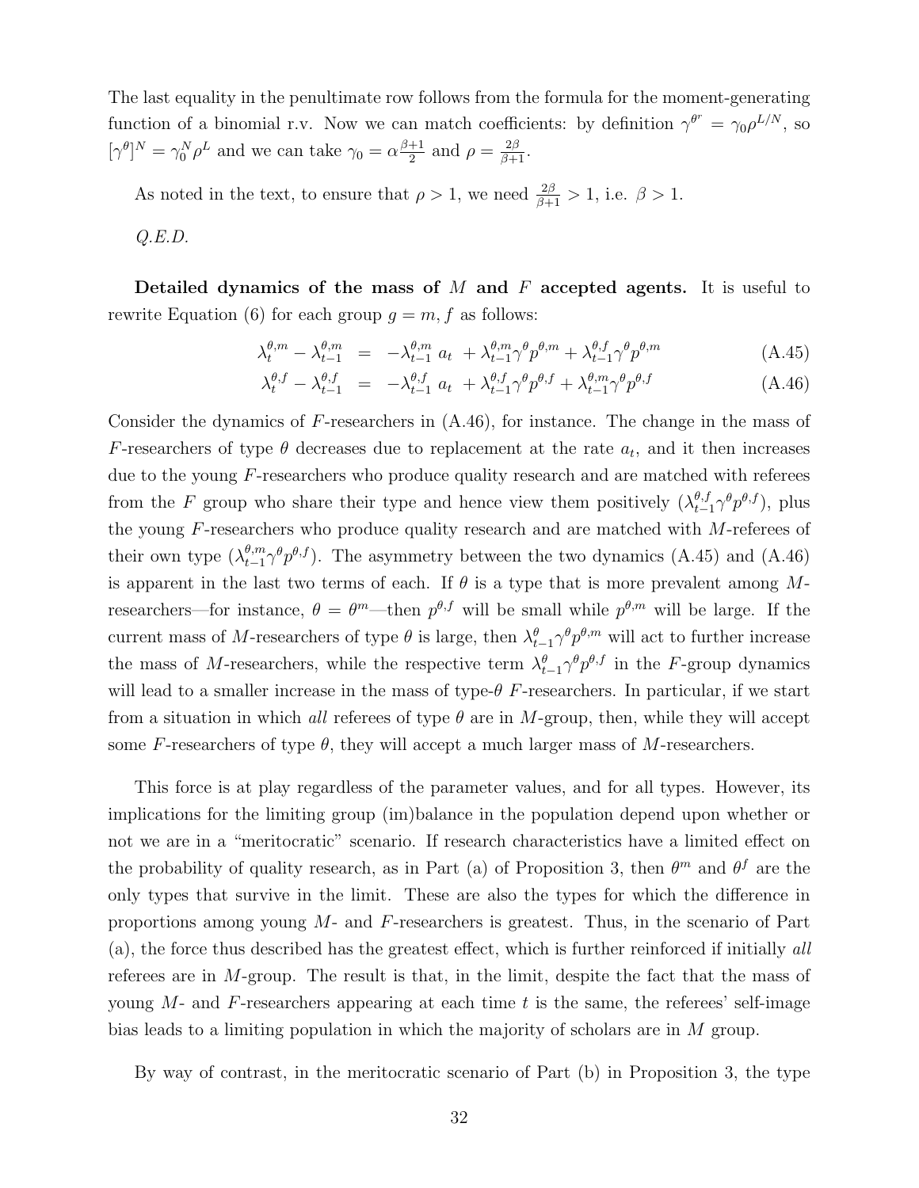The last equality in the penultimate row follows from the formula for the moment-generating function of a binomial r.v. Now we can match coefficients: by definition $\gamma^{\theta r} = \gamma_0 \rho^{L/N}$, so $[\gamma^{\theta}]^N = \gamma_0^N \rho^L$ and we can take $\gamma_0 = \alpha \frac{\beta+1}{2}$ and $\rho = \frac{2\beta}{\beta+1}$.

As noted in the text, to ensure that $\rho > 1$, we need $\frac{2\beta}{\beta+1} > 1$, i.e. $\beta > 1$.

*Q.E.D.*

**Detailed dynamics of the mass of $M$ and $F$ accepted agents.** It is useful to rewrite Equation (6) for each group $g = m, f$ as follows:

$$\lambda_t^{\theta,m} - \lambda_{t-1}^{\theta,m} = -\lambda_{t-1}^{\theta,m}\, a_t + \lambda_{t-1}^{\theta,m} \gamma^{\theta} p^{\theta,m} + \lambda_{t-1}^{\theta,f} \gamma^{\theta} p^{\theta,m} \tag{A.45}$$

$$\lambda_t^{\theta,f} - \lambda_{t-1}^{\theta,f} = -\lambda_{t-1}^{\theta,f}\, a_t + \lambda_{t-1}^{\theta,f} \gamma^{\theta} p^{\theta,f} + \lambda_{t-1}^{\theta,m} \gamma^{\theta} p^{\theta,f} \tag{A.46}$$

Consider the dynamics of $F$-researchers in (A.46), for instance. The change in the mass of $F$-researchers of type $\theta$ decreases due to replacement at the rate $a_t$, and it then increases due to the young $F$-researchers who produce quality research and are matched with referees from the $F$ group who share their type and hence view them positively ($\lambda_{t-1}^{\theta,f} \gamma^{\theta} p^{\theta,f}$), plus the young $F$-researchers who produce quality research and are matched with $M$-referees of their own type ($\lambda_{t-1}^{\theta,m} \gamma^{\theta} p^{\theta,f}$). The asymmetry between the two dynamics (A.45) and (A.46) is apparent in the last two terms of each. If $\theta$ is a type that is more prevalent among $M$-researchers—for instance, $\theta = \theta^m$—then $p^{\theta,f}$ will be small while $p^{\theta,m}$ will be large. If the current mass of $M$-researchers of type $\theta$ is large, then $\lambda_{t-1}^{\theta} \gamma^{\theta} p^{\theta,m}$ will act to further increase the mass of $M$-researchers, while the respective term $\lambda_{t-1}^{\theta} \gamma^{\theta} p^{\theta,f}$ in the $F$-group dynamics will lead to a smaller increase in the mass of type-$\theta$ $F$-researchers. In particular, if we start from a situation in which *all* referees of type $\theta$ are in $M$-group, then, while they will accept some $F$-researchers of type $\theta$, they will accept a much larger mass of $M$-researchers.

This force is at play regardless of the parameter values, and for all types. However, its implications for the limiting group (im)balance in the population depend upon whether or not we are in a "meritocratic" scenario. If research characteristics have a limited effect on the probability of quality research, as in Part (a) of Proposition 3, then $\theta^m$ and $\theta^f$ are the only types that survive in the limit. These are also the types for which the difference in proportions among young $M$- and $F$-researchers is greatest. Thus, in the scenario of Part (a), the force thus described has the greatest effect, which is further reinforced if initially *all* referees are in $M$-group. The result is that, in the limit, despite the fact that the mass of young $M$- and $F$-researchers appearing at each time $t$ is the same, the referees' self-image bias leads to a limiting population in which the majority of scholars are in $M$ group.

By way of contrast, in the meritocratic scenario of Part (b) in Proposition 3, the type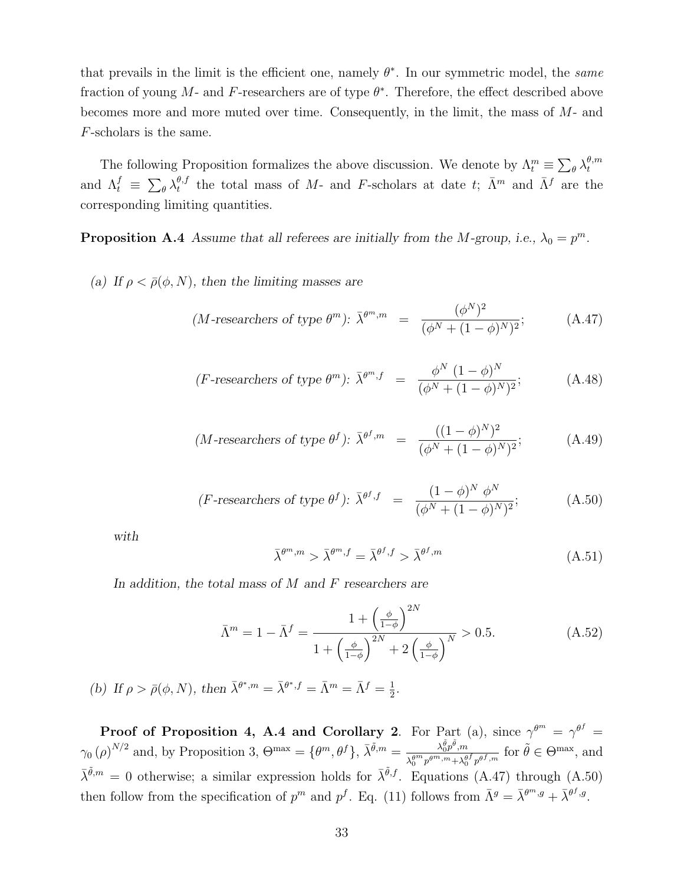that prevails in the limit is the efficient one, namely $\theta^*$. In our symmetric model, the *same* fraction of young $M$- and $F$-researchers are of type $\theta^*$. Therefore, the effect described above becomes more and more muted over time. Consequently, in the limit, the mass of $M$- and $F$-scholars is the same.

The following Proposition formalizes the above discussion. We denote by $\Lambda_t^m \equiv \sum_\theta \lambda_t^{\theta,m}$ and $\Lambda_t^f \equiv \sum_\theta \lambda_t^{\theta,f}$ the total mass of $M$- and $F$-scholars at date $t$; $\bar{\Lambda}^m$ and $\bar{\Lambda}^f$ are the corresponding limiting quantities.

**Proposition A.4** *Assume that all referees are initially from the $M$-group, i.e., $\lambda_0 = p^m$.*

*(a) If $\rho < \bar{\rho}(\phi, N)$, then the limiting masses are*

$$\text{($M$-researchers of type $\theta^m$): } \bar{\lambda}^{\theta^m,m} = \frac{(\phi^N)^2}{(\phi^N + (1-\phi)^N)^2}; \tag{A.47}$$

$$\text{($F$-researchers of type $\theta^m$): } \bar{\lambda}^{\theta^m,f} = \frac{\phi^N \, (1-\phi)^N}{(\phi^N + (1-\phi)^N)^2}; \tag{A.48}$$

$$\text{($M$-researchers of type $\theta^f$): } \bar{\lambda}^{\theta^f,m} = \frac{((1-\phi)^N)^2}{(\phi^N + (1-\phi)^N)^2}; \tag{A.49}$$

$$\text{($F$-researchers of type $\theta^f$): } \bar{\lambda}^{\theta^f,f} = \frac{(1-\phi)^N \, \phi^N}{(\phi^N + (1-\phi)^N)^2}; \tag{A.50}$$

*with*

$$\bar{\lambda}^{\theta^m,m} > \bar{\lambda}^{\theta^m,f} = \bar{\lambda}^{\theta^f,f} > \bar{\lambda}^{\theta^f,m} \tag{A.51}$$

*In addition, the total mass of $M$ and $F$ researchers are*

$$\bar{\Lambda}^m = 1 - \bar{\Lambda}^f = \frac{1 + \left(\frac{\phi}{1-\phi}\right)^{2N}}{1 + \left(\frac{\phi}{1-\phi}\right)^{2N} + 2\left(\frac{\phi}{1-\phi}\right)^{N}} > 0.5. \tag{A.52}$$

*(b) If $\rho > \bar{\rho}(\phi, N)$, then $\bar{\lambda}^{\theta^*,m} = \bar{\lambda}^{\theta^*,f} = \bar{\Lambda}^m = \bar{\Lambda}^f = \frac{1}{2}$.*

**Proof of Proposition 4, A.4 and Corollary 2**. For Part (a), since $\gamma^{\theta^m} = \gamma^{\theta^f} = \gamma_0(\rho)^{N/2}$ and, by Proposition 3, $\Theta^{\max} = \{\theta^m, \theta^f\}$, $\bar{\lambda}^{\tilde{\theta},m} = \frac{\lambda_0^{\tilde{\theta}} p^{\tilde{\theta},m}}{\lambda_0^{\theta^m} p^{\theta^m,m} + \lambda_0^{\theta^f} p^{\theta^f,m}}$ for $\tilde{\theta} \in \Theta^{\max}$, and $\bar{\lambda}^{\tilde{\theta},m} = 0$ otherwise; a similar expression holds for $\bar{\lambda}^{\tilde{\theta},f}$. Equations (A.47) through (A.50) then follow from the specification of $p^m$ and $p^f$. Eq. (11) follows from $\bar{\Lambda}^g = \bar{\lambda}^{\theta^m,g} + \bar{\lambda}^{\theta^f,g}$.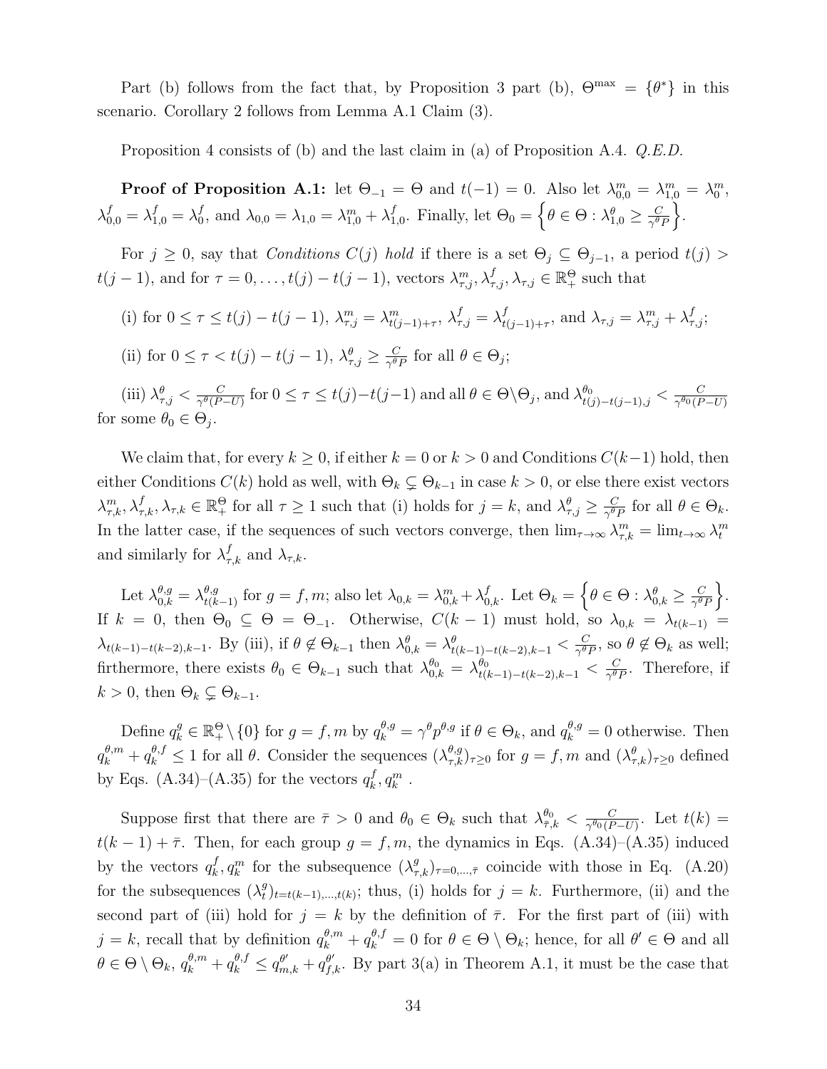Part (b) follows from the fact that, by Proposition 3 part (b), $\Theta^{\max} = \{\theta^*\}$ in this scenario. Corollary 2 follows from Lemma A.1 Claim (3).

Proposition 4 consists of (b) and the last claim in (a) of Proposition A.4. *Q.E.D.*

**Proof of Proposition A.1:** let $\Theta_{-1} = \Theta$ and $t(-1) = 0$. Also let $\lambda^m_{0,0} = \lambda^m_{1,0} = \lambda^m_0$, $\lambda^f_{0,0} = \lambda^f_{1,0} = \lambda^f_0$, and $\lambda_{0,0} = \lambda_{1,0} = \lambda^m_{1,0} + \lambda^f_{1,0}$. Finally, let $\Theta_0 = \left\{\theta \in \Theta : \lambda^\theta_{1,0} \geq \frac{C}{\gamma^\theta P}\right\}$.

For $j \geq 0$, say that *Conditions $C(j)$ hold* if there is a set $\Theta_j \subseteq \Theta_{j-1}$, a period $t(j) > t(j-1)$, and for $\tau = 0, \ldots, t(j) - t(j-1)$, vectors $\lambda^m_{\tau,j}, \lambda^f_{\tau,j}, \lambda_{\tau,j} \in \mathbb{R}^\Theta_+$ such that

(i) for $0 \leq \tau \leq t(j) - t(j-1)$, $\lambda^m_{\tau,j} = \lambda^m_{t(j-1)+\tau}$, $\lambda^f_{\tau,j} = \lambda^f_{t(j-1)+\tau}$, and $\lambda_{\tau,j} = \lambda^m_{\tau,j} + \lambda^f_{\tau,j}$;

(ii) for $0 \leq \tau < t(j) - t(j-1)$, $\lambda^\theta_{\tau,j} \geq \frac{C}{\gamma^\theta P}$ for all $\theta \in \Theta_j$;

(iii) $\lambda^\theta_{\tau,j} < \frac{C}{\gamma^\theta (P-U)}$ for $0 \leq \tau \leq t(j)-t(j-1)$ and all $\theta \in \Theta \backslash \Theta_j$, and $\lambda^{\theta_0}_{t(j)-t(j-1),j} < \frac{C}{\gamma^{\theta_0}(P-U)}$ for some $\theta_0 \in \Theta_j$.

We claim that, for every $k \geq 0$, if either $k = 0$ or $k > 0$ and Conditions $C(k-1)$ hold, then either Conditions $C(k)$ hold as well, with $\Theta_k \subsetneq \Theta_{k-1}$ in case $k > 0$, or else there exist vectors $\lambda^m_{\tau,k}, \lambda^f_{\tau,k}, \lambda_{\tau,k} \in \mathbb{R}^\Theta_+$ for all $\tau \geq 1$ such that (i) holds for $j = k$, and $\lambda^\theta_{\tau,j} \geq \frac{C}{\gamma^\theta P}$ for all $\theta \in \Theta_k$. In the latter case, if the sequences of such vectors converge, then $\lim_{\tau\to\infty} \lambda^m_{\tau,k} = \lim_{t\to\infty} \lambda^m_t$ and similarly for $\lambda^f_{\tau,k}$ and $\lambda_{\tau,k}$.

Let $\lambda^{\theta,g}_{0,k} = \lambda^{\theta,g}_{t(k-1)}$ for $g = f, m$; also let $\lambda_{0,k} = \lambda^m_{0,k} + \lambda^f_{0,k}$. Let $\Theta_k = \left\{\theta \in \Theta : \lambda^\theta_{0,k} \geq \frac{C}{\gamma^\theta P}\right\}$. If $k = 0$, then $\Theta_0 \subseteq \Theta = \Theta_{-1}$. Otherwise, $C(k-1)$ must hold, so $\lambda_{0,k} = \lambda_{t(k-1)} = \lambda_{t(k-1)-t(k-2),k-1}$. By (iii), if $\theta \notin \Theta_{k-1}$ then $\lambda^\theta_{0,k} = \lambda^\theta_{t(k-1)-t(k-2),k-1} < \frac{C}{\gamma^\theta P}$, so $\theta \notin \Theta_k$ as well; firthermore, there exists $\theta_0 \in \Theta_{k-1}$ such that $\lambda^{\theta_0}_{0,k} = \lambda^{\theta_0}_{t(k-1)-t(k-2),k-1} < \frac{C}{\gamma^\theta P}$. Therefore, if $k > 0$, then $\Theta_k \subsetneq \Theta_{k-1}$.

Define $q^g_k \in \mathbb{R}^\Theta_+ \setminus \{0\}$ for $g = f, m$ by $q^{\theta,g}_k = \gamma^\theta p^{\theta,g}$ if $\theta \in \Theta_k$, and $q^{\theta,g}_k = 0$ otherwise. Then $q^{\theta,m}_k + q^{\theta,f}_k \leq 1$ for all $\theta$. Consider the sequences $(\lambda^{\theta,g}_{\tau,k})_{\tau\geq 0}$ for $g = f, m$ and $(\lambda^\theta_{\tau,k})_{\tau\geq 0}$ defined by Eqs. (A.34)–(A.35) for the vectors $q^f_k, q^m_k$ .

Suppose first that there are $\bar\tau > 0$ and $\theta_0 \in \Theta_k$ such that $\lambda^{\theta_0}_{\bar\tau,k} < \frac{C}{\gamma^{\theta_0}(P-U)}$. Let $t(k) = t(k-1) + \bar\tau$. Then, for each group $g = f, m$, the dynamics in Eqs. (A.34)–(A.35) induced by the vectors $q^f_k, q^m_k$ for the subsequence $(\lambda^g_{\tau,k})_{\tau=0,\ldots,\bar\tau}$ coincide with those in Eq. (A.20) for the subsequences $(\lambda^g_t)_{t=t(k-1),\ldots,t(k)}$; thus, (i) holds for $j = k$. Furthermore, (ii) and the second part of (iii) hold for $j = k$ by the definition of $\bar\tau$. For the first part of (iii) with $j = k$, recall that by definition $q^{\theta,m}_k + q^{\theta,f}_k = 0$ for $\theta \in \Theta \setminus \Theta_k$; hence, for all $\theta' \in \Theta$ and all $\theta \in \Theta \setminus \Theta_k$, $q^{\theta,m}_k + q^{\theta,f}_k \leq q^{\theta'}_{m,k} + q^{\theta'}_{f,k}$. By part 3(a) in Theorem A.1, it must be the case that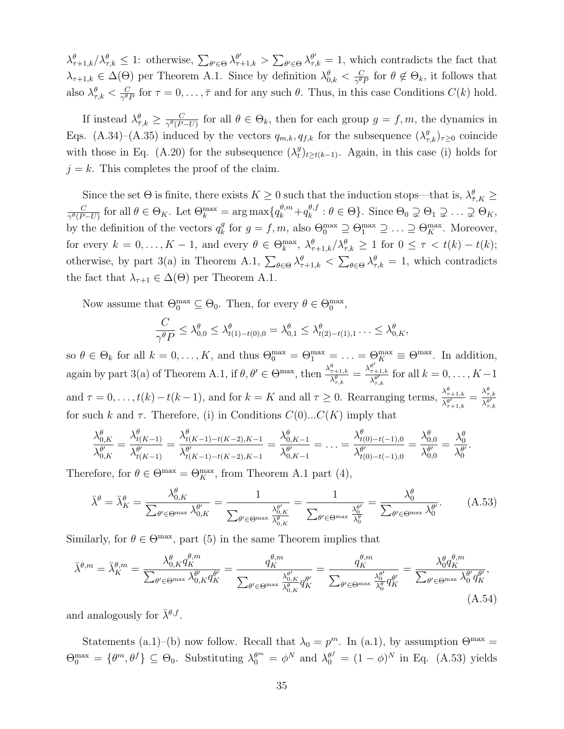$\lambda^\theta_{\tau+1,k}/\lambda^\theta_{\tau,k} \leq 1$: otherwise, $\sum_{\theta' \in \Theta} \lambda^{\theta'}_{\tau+1,k} > \sum_{\theta' \in \Theta} \lambda^{\theta'}_{\tau,k} = 1$, which contradicts the fact that $\lambda_{\tau+1,k} \in \Delta(\Theta)$ per Theorem A.1. Since by definition $\lambda^\theta_{0,k} < \frac{C}{\gamma^\theta P}$ for $\theta \notin \Theta_k$, it follows that also $\lambda^\theta_{\tau,k} < \frac{C}{\gamma^\theta P}$ for $\tau = 0, \ldots, \bar{\tau}$ and for any such $\theta$. Thus, in this case Conditions $C(k)$ hold.

If instead $\lambda^\theta_{\bar{\tau},k} \geq \frac{C}{\gamma^\theta (P-U)}$ for all $\theta \in \Theta_k$, then for each group $g = f, m$, the dynamics in Eqs. (A.34)–(A.35) induced by the vectors $q_{m,k}, q_{f,k}$ for the subsequence $(\lambda^g_{\tau,k})_{\tau \geq 0}$ coincide with those in Eq. (A.20) for the subsequence $(\lambda^g_t)_{t \geq t(k-1)}$. Again, in this case (i) holds for $j = k$. This completes the proof of the claim.

Since the set $\Theta$ is finite, there exists $K \geq 0$ such that the induction stops—that is, $\lambda^\theta_{\bar{\tau},K} \geq \frac{C}{\gamma^\theta (P-U)}$ for all $\theta \in \Theta_K$. Let $\Theta^{\max}_k = \arg\max\{q^{\theta,m}_k + q^{\theta,f}_k : \theta \in \Theta\}$. Since $\Theta_0 \supsetneq \Theta_1 \supsetneq \ldots \supsetneq \Theta_K$, by the definition of the vectors $q^g_k$ for $g = f, m$, also $\Theta^{\max}_0 \supseteq \Theta^{\max}_1 \supseteq \ldots \supseteq \Theta^{\max}_K$. Moreover, for every $k = 0, \ldots, K-1$, and every $\theta \in \Theta^{\max}_k$, $\lambda^\theta_{\tau+1,k}/\lambda^\theta_{\tau,k} \geq 1$ for $0 \leq \tau < t(k) - t(k)$; otherwise, by part 3(a) in Theorem A.1, $\sum_{\theta \in \Theta} \lambda^\theta_{\tau+1,k} < \sum_{\theta \in \Theta} \lambda^\theta_{\tau,k} = 1$, which contradicts the fact that $\lambda_{\tau+1} \in \Delta(\Theta)$ per Theorem A.1.

Now assume that $\Theta^{\max}_0 \subseteq \Theta_0$. Then, for every $\theta \in \Theta^{\max}_0$,

$$\frac{C}{\gamma^\theta P} \leq \lambda^\theta_{0,0} \leq \lambda^\theta_{t(1)-t(0),0} = \lambda^\theta_{0,1} \leq \lambda^\theta_{t(2)-t(1),1} \cdots \leq \lambda^\theta_{0,K},$$

so $\theta \in \Theta_k$ for all $k = 0, \ldots, K$, and thus $\Theta^{\max}_0 = \Theta^{\max}_1 = \ldots = \Theta^{\max}_K \equiv \Theta^{\max}$. In addition, again by part 3(a) of Theorem A.1, if $\theta, \theta' \in \Theta^{\max}$, then $\frac{\lambda^\theta_{\tau+1,k}}{\lambda^\theta_{\tau,k}} = \frac{\lambda^{\theta'}_{\tau+1,k}}{\lambda^{\theta'}_{\tau,k}}$ for all $k = 0, \ldots, K-1$ and $\tau = 0, \ldots, t(k) - t(k-1)$, and for $k = K$ and all $\tau \geq 0$. Rearranging terms, $\frac{\lambda^\theta_{\tau+1,k}}{\lambda^{\theta'}_{\tau+1,k}} = \frac{\lambda^\theta_{\tau,k}}{\lambda^{\theta'}_{\tau,k}}$ for such $k$ and $\tau$. Therefore, (i) in Conditions $C(0)...C(K)$ imply that

$$\frac{\lambda^\theta_{0,K}}{\lambda^{\theta'}_{0,K}} = \frac{\lambda^\theta_{t(K-1)}}{\lambda^{\theta'}_{t(K-1)}} = \frac{\lambda^\theta_{t(K-1)-t(K-2),K-1}}{\lambda^{\theta'}_{t(K-1)-t(K-2),K-1}} = \frac{\lambda^\theta_{0,K-1}}{\lambda^{\theta'}_{0,K-1}} = \ldots = \frac{\lambda^\theta_{t(0)-t(-1),0}}{\lambda^{\theta'}_{t(0)-t(-1),0}} = \frac{\lambda^\theta_{0,0}}{\lambda^{\theta'}_{0,0}} = \frac{\lambda^\theta_0}{\lambda^{\theta'}_0}.$$

Therefore, for $\theta \in \Theta^{\max} = \Theta^{\max}_K$, from Theorem A.1 part (4),

$$\bar{\lambda}^\theta = \bar{\lambda}^\theta_K = \frac{\lambda^\theta_{0,K}}{\sum_{\theta' \in \Theta^{\max}} \lambda^{\theta'}_{0,K}} = \frac{1}{\sum_{\theta' \in \Theta^{\max}} \frac{\lambda^{\theta'}_{0,K}}{\lambda^\theta_{0,K}}} = \frac{1}{\sum_{\theta' \in \Theta^{\max}} \frac{\lambda^{\theta'}_0}{\lambda^\theta_0}} = \frac{\lambda^\theta_0}{\sum_{\theta' \in \Theta^{\max}} \lambda^{\theta'}_0}. \tag{A.53}$$

Similarly, for $\theta \in \Theta^{\max}$, part (5) in the same Theorem implies that

$$\bar{\lambda}^{\theta,m} = \bar{\lambda}^{\theta,m}_K = \frac{\lambda^\theta_{0,K} q^{\theta,m}_K}{\sum_{\theta' \in \Theta^{\max}} \lambda^{\theta'}_{0,K} q^{\theta'}_K} = \frac{q^{\theta,m}_K}{\sum_{\theta' \in \Theta^{\max}} \frac{\lambda^{\theta'}_{0,K}}{\lambda^\theta_{0,K}} q^{\theta'}_K} = \frac{q^{\theta,m}_K}{\sum_{\theta' \in \Theta^{\max}} \frac{\lambda^{\theta'}_0}{\lambda^\theta_0} q^{\theta'}_K} = \frac{\lambda^\theta_0 q^{\theta,m}_K}{\sum_{\theta' \in \Theta^{\max}} \lambda^{\theta'}_0 q^{\theta'}_K}, \tag{A.54}$$

and analogously for $\bar{\lambda}^{\theta,f}$.

Statements (a.1)–(b) now follow. Recall that $\lambda_0 = p^m$. In (a.1), by assumption $\Theta^{\max} = \Theta^{\max}_0 = \{\theta^m, \theta^f\} \subseteq \Theta_0$. Substituting $\lambda^{\theta^m}_0 = \phi^N$ and $\lambda^{\theta^f}_0 = (1-\phi)^N$ in Eq. (A.53) yields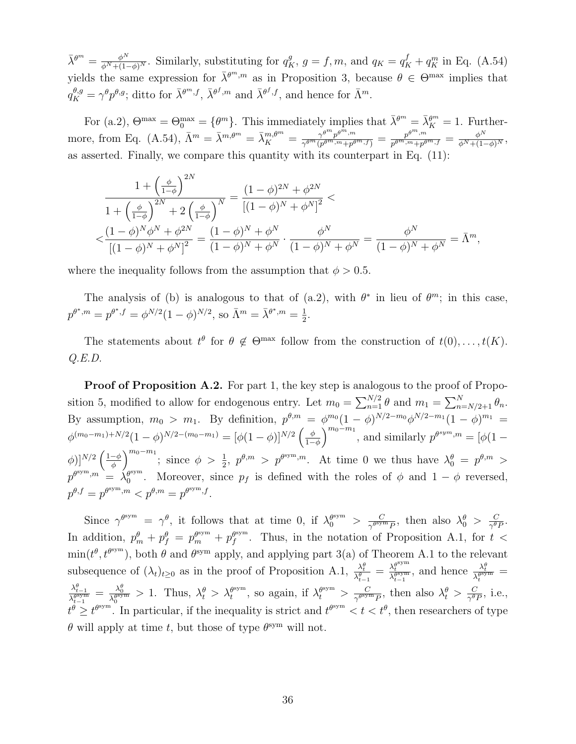$\bar{\lambda}^{\theta^m} = \frac{\phi^N}{\phi^N + (1-\phi)^N}$. Similarly, substituting for $q_K^g$, $g = f, m$, and $q_K = q_K^f + q_K^m$ in Eq. (A.54) yields the same expression for $\bar{\lambda}^{\theta^m, m}$ as in Proposition 3, because $\theta \in \Theta^{\max}$ implies that $q_K^{\theta, g} = \gamma^\theta p^{\theta, g}$; ditto for $\bar{\lambda}^{\theta^m, f}$, $\bar{\lambda}^{\theta^f, m}$ and $\bar{\lambda}^{\theta^f, f}$, and hence for $\bar{\Lambda}^m$.

For (a.2), $\Theta^{\max} = \Theta_0^{\max} = \{\theta^m\}$. This immediately implies that $\bar{\lambda}^{\theta^m} = \bar{\lambda}_K^{\theta^m} = 1$. Furthermore, from Eq. (A.54), $\bar{\Lambda}^m = \bar{\lambda}^{m, \theta^m} = \bar{\lambda}_K^{m, \theta^m} = \frac{\gamma^{\theta^m} p^{\theta^m, m}}{\gamma^{\theta^m}(p^{\theta^m, m} + p^{\theta^m, f})} = \frac{p^{\theta^m, m}}{p^{\theta^m, m} + p^{\theta^m, f}} = \frac{\phi^N}{\phi^N + (1-\phi)^N}$, as asserted. Finally, we compare this quantity with its counterpart in Eq. (11):

$$
\begin{aligned}
&\frac{1 + \left(\frac{\phi}{1-\phi}\right)^{2N}}{1 + \left(\frac{\phi}{1-\phi}\right)^{2N} + 2\left(\frac{\phi}{1-\phi}\right)^N} = \frac{(1-\phi)^{2N} + \phi^{2N}}{\left[(1-\phi)^N + \phi^N\right]^2} < \\
<&\frac{(1-\phi)^N \phi^N + \phi^{2N}}{\left[(1-\phi)^N + \phi^N\right]^2} = \frac{(1-\phi)^N + \phi^N}{(1-\phi)^N + \phi^N} \cdot \frac{\phi^N}{(1-\phi)^N + \phi^N} = \frac{\phi^N}{(1-\phi)^N + \phi^N} = \bar{\Lambda}^m,
\end{aligned}
$$

where the inequality follows from the assumption that $\phi > 0.5$.

The analysis of (b) is analogous to that of (a.2), with $\theta^*$ in lieu of $\theta^m$; in this case, $p^{\theta^*, m} = p^{\theta^*, f} = \phi^{N/2}(1-\phi)^{N/2}$, so $\bar{\Lambda}^m = \bar{\lambda}^{\theta^*, m} = \frac{1}{2}$.

The statements about $t^\theta$ for $\theta \notin \Theta^{\max}$ follow from the construction of $t(0), \ldots, t(K)$. *Q.E.D.*

**Proof of Proposition A.2.** For part 1, the key step is analogous to the proof of Proposition 5, modified to allow for endogenous entry. Let $m_0 = \sum_{n=1}^{N/2} \theta$ and $m_1 = \sum_{n=N/2+1}^{N} \theta_n$. By assumption, $m_0 > m_1$. By definition, $p^{\theta, m} = \phi^{m_0}(1-\phi)^{N/2 - m_0} \phi^{N/2 - m_1}(1-\phi)^{m_1} = \phi^{(m_0 - m_1) + N/2}(1-\phi)^{N/2 - (m_0 - m_1)} = [\phi(1-\phi)]^{N/2}\left(\frac{\phi}{1-\phi}\right)^{m_0 - m_1}$, and similarly $p^{\theta^{sym}, m} = [\phi(1-\phi)]^{N/2}\left(\frac{1-\phi}{\phi}\right)^{m_0 - m_1}$; since $\phi > \frac{1}{2}$, $p^{\theta, m} > p^{\theta^{\text{sym}}, m}$. At time 0 we thus have $\lambda_0^\theta = p^{\theta, m} > p^{\theta^{\text{sym}}, m} = \lambda_0^{\theta^{\text{sym}}}$. Moreover, since $p_f$ is defined with the roles of $\phi$ and $1-\phi$ reversed, $p^{\theta, f} = p^{\theta^{\text{sym}}, m} < p^{\theta, m} = p^{\theta^{\text{sym}}, f}$.

Since $\gamma^{\theta^{\text{sym}}} = \gamma^\theta$, it follows that at time 0, if $\lambda_0^{\theta^{\text{sym}}} > \frac{C}{\gamma^{\theta^{\text{sym}}} P}$, then also $\lambda_0^\theta > \frac{C}{\gamma^\theta P}$. In addition, $p_m^\theta + p_f^\theta = p_m^{\theta^{\text{sym}}} + p_f^{\theta^{\text{sym}}}$. Thus, in the notation of Proposition A.1, for $t < \min(t^\theta, t^{\theta^{\text{sym}}})$, both $\theta$ and $\theta^{\text{sym}}$ apply, and applying part 3(a) of Theorem A.1 to the relevant subsequence of $(\lambda_t)_{t \geq 0}$ as in the proof of Proposition A.1, $\frac{\lambda_t^\theta}{\lambda_{t-1}^\theta} = \frac{\lambda_t^{\theta^{\text{sym}}}}{\lambda_{t-1}^{\theta^{\text{sym}}}}$, and hence $\frac{\lambda_t^\theta}{\lambda_t^{\theta^{\text{sym}}}} = \frac{\lambda_{t-1}^\theta}{\lambda_{t-1}^{\theta^{\text{sym}}}} = \frac{\lambda_0^\theta}{\lambda_0^{\theta^{\text{sym}}}} > 1$. Thus, $\lambda_t^\theta > \lambda_t^{\theta^{\text{sym}}}$, so again, if $\lambda_t^{\theta^{\text{sym}}} > \frac{C}{\gamma^{\theta^{\text{sym}}} P}$, then also $\lambda_t^\theta > \frac{C}{\gamma^\theta P}$, i.e., $t^\theta \geq t^{\theta^{\text{sym}}}$. In particular, if the inequality is strict and $t^{\theta^{\text{sym}}} < t < t^\theta$, then researchers of type $\theta$ will apply at time $t$, but those of type $\theta^{\text{sym}}$ will not.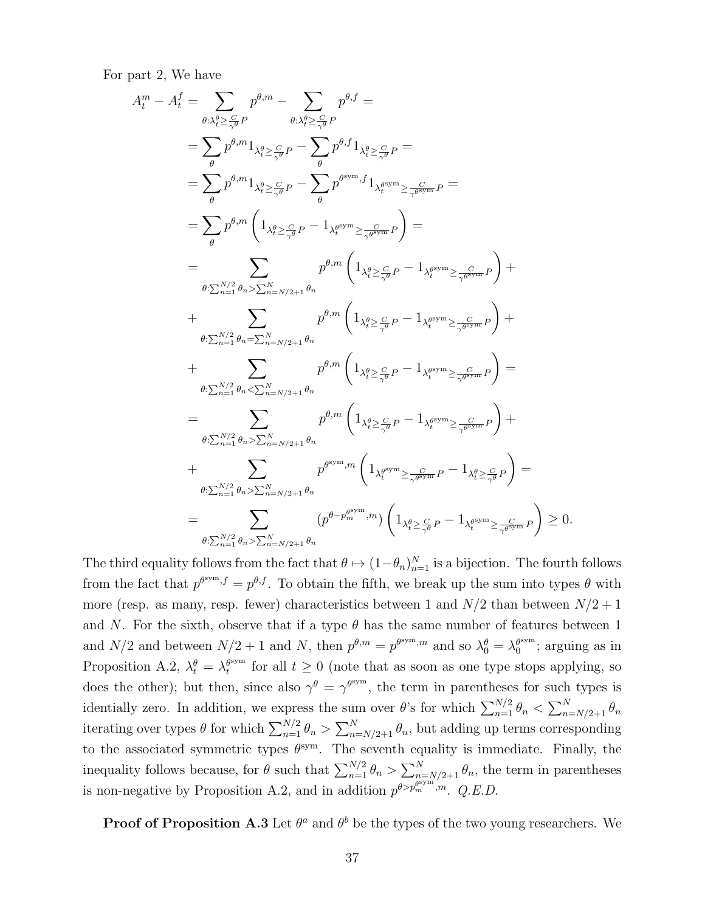For part 2, We have

$$
\begin{aligned}
A_t^m - A_t^f &= \sum_{\theta:\lambda_t^\theta \geq \frac{C}{\gamma^\theta}P} p^{\theta,m} - \sum_{\theta:\lambda_t^\theta \geq \frac{C}{\gamma^\theta}P} p^{\theta,f} = \\
&= \sum_\theta p^{\theta,m} 1_{\lambda_t^\theta \geq \frac{C}{\gamma^\theta}P} - \sum_\theta p^{\theta,f} 1_{\lambda_t^\theta \geq \frac{C}{\gamma^\theta}P} = \\
&= \sum_\theta p^{\theta,m} 1_{\lambda_t^\theta \geq \frac{C}{\gamma^\theta}P} - \sum_\theta p^{\theta^{\text{sym}},f} 1_{\lambda_t^{\theta^{\text{sym}}} \geq \frac{C}{\gamma^{\theta^{\text{sym}}}}P} = \\
&= \sum_\theta p^{\theta,m} \left( 1_{\lambda_t^\theta \geq \frac{C}{\gamma^\theta}P} - 1_{\lambda_t^{\theta^{\text{sym}}} \geq \frac{C}{\gamma^{\theta^{\text{sym}}}}P} \right) = \\
&= \sum_{\theta:\sum_{n=1}^{N/2}\theta_n > \sum_{n=N/2+1}^{N}\theta_n} p^{\theta,m} \left( 1_{\lambda_t^\theta \geq \frac{C}{\gamma^\theta}P} - 1_{\lambda_t^{\theta^{\text{sym}}} \geq \frac{C}{\gamma^{\theta^{\text{sym}}}}P} \right) + \\
&+ \sum_{\theta:\sum_{n=1}^{N/2}\theta_n = \sum_{n=N/2+1}^{N}\theta_n} p^{\theta,m} \left( 1_{\lambda_t^\theta \geq \frac{C}{\gamma^\theta}P} - 1_{\lambda_t^{\theta^{\text{sym}}} \geq \frac{C}{\gamma^{\theta^{\text{sym}}}}P} \right) + \\
&+ \sum_{\theta:\sum_{n=1}^{N/2}\theta_n < \sum_{n=N/2+1}^{N}\theta_n} p^{\theta,m} \left( 1_{\lambda_t^\theta \geq \frac{C}{\gamma^\theta}P} - 1_{\lambda_t^{\theta^{\text{sym}}} \geq \frac{C}{\gamma^{\theta^{\text{sym}}}}P} \right) = \\
&= \sum_{\theta:\sum_{n=1}^{N/2}\theta_n > \sum_{n=N/2+1}^{N}\theta_n} p^{\theta,m} \left( 1_{\lambda_t^\theta \geq \frac{C}{\gamma^\theta}P} - 1_{\lambda_t^{\theta^{\text{sym}}} \geq \frac{C}{\gamma^{\theta^{\text{sym}}}}P} \right) + \\
&+ \sum_{\theta:\sum_{n=1}^{N/2}\theta_n > \sum_{n=N/2+1}^{N}\theta_n} p^{\theta^{\text{sym}},m} \left( 1_{\lambda_t^{\theta^{\text{sym}}} \geq \frac{C}{\gamma^{\theta^{\text{sym}}}}P} - 1_{\lambda_t^\theta \geq \frac{C}{\gamma^\theta}P} \right) = \\
&= \sum_{\theta:\sum_{n=1}^{N/2}\theta_n > \sum_{n=N/2+1}^{N}\theta_n} (p^{\theta - p_m^{\theta^{\text{sym}}},m}) \left( 1_{\lambda_t^\theta \geq \frac{C}{\gamma^\theta}P} - 1_{\lambda_t^{\theta^{\text{sym}}} \geq \frac{C}{\gamma^{\theta^{\text{sym}}}}P} \right) \geq 0.
\end{aligned}
$$

The third equality follows from the fact that $\theta \mapsto (1-\theta_n)_{n=1}^N$ is a bijection. The fourth follows from the fact that $p^{\theta^{\text{sym}},f} = p^{\theta,f}$. To obtain the fifth, we break up the sum into types $\theta$ with more (resp. as many, resp. fewer) characteristics between 1 and $N/2$ than between $N/2+1$ and $N$. For the sixth, observe that if a type $\theta$ has the same number of features between 1 and $N/2$ and between $N/2+1$ and $N$, then $p^{\theta,m} = p^{\theta^{\text{sym}},m}$ and so $\lambda_0^\theta = \lambda_0^{\theta^{\text{sym}}}$; arguing as in Proposition A.2, $\lambda_t^\theta = \lambda_t^{\theta^{\text{sym}}}$ for all $t \geq 0$ (note that as soon as one type stops applying, so does the other); but then, since also $\gamma^\theta = \gamma^{\theta^{\text{sym}}}$, the term in parentheses for such types is identially zero. In addition, we express the sum over $\theta$'s for which $\sum_{n=1}^{N/2}\theta_n < \sum_{n=N/2+1}^{N}\theta_n$ iterating over types $\theta$ for which $\sum_{n=1}^{N/2}\theta_n > \sum_{n=N/2+1}^{N}\theta_n$, but adding up terms corresponding to the associated symmetric types $\theta^{\text{sym}}$. The seventh equality is immediate. Finally, the inequality follows because, for $\theta$ such that $\sum_{n=1}^{N/2}\theta_n > \sum_{n=N/2+1}^{N}\theta_n$, the term in parentheses is non-negative by Proposition A.2, and in addition $p^{\theta > p_m^{\theta^{\text{sym}}},m}$. *Q.E.D.*

**Proof of Proposition A.3** Let $\theta^a$ and $\theta^b$ be the types of the two young researchers. We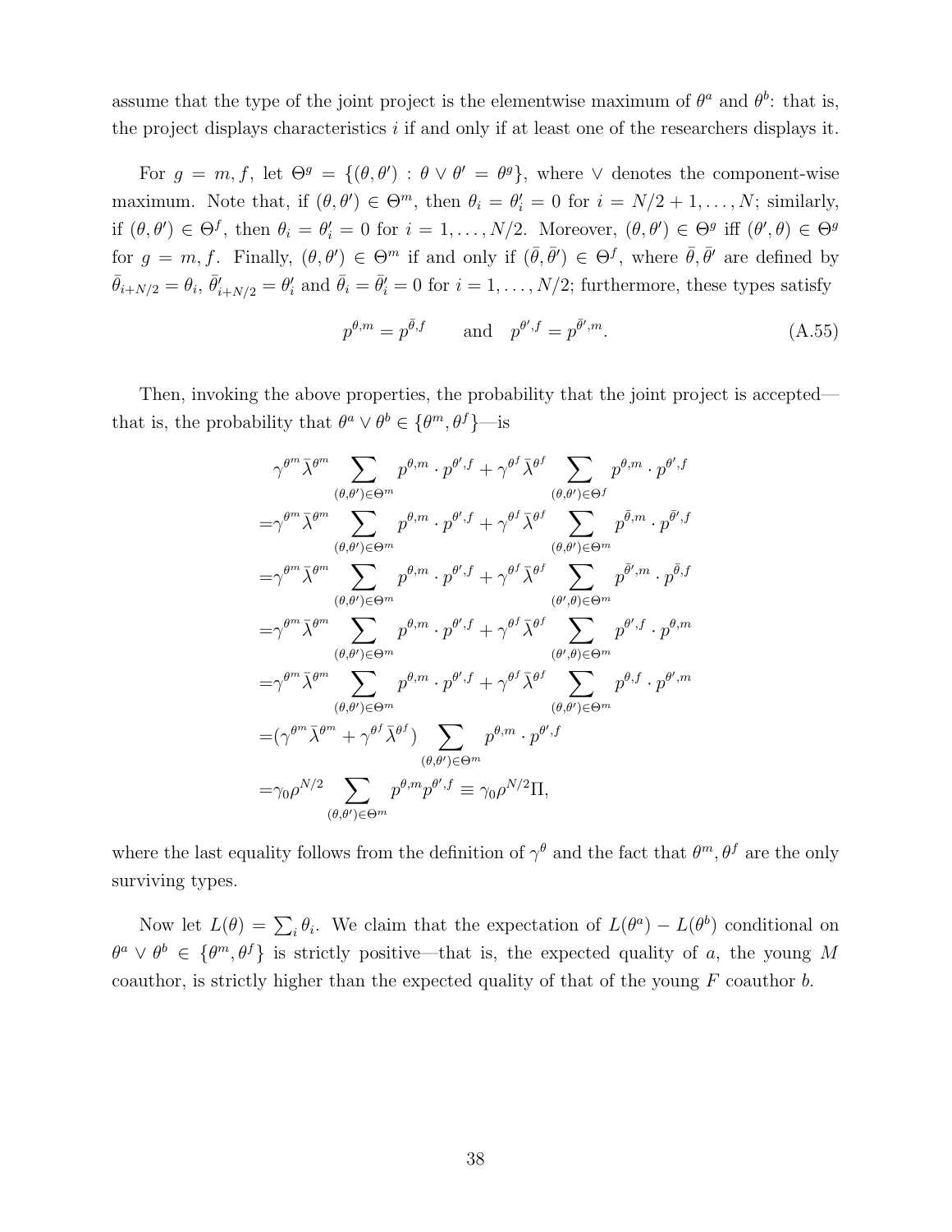assume that the type of the joint project is the elementwise maximum of $\theta^a$ and $\theta^b$: that is, the project displays characteristics $i$ if and only if at least one of the researchers displays it.

For $g = m, f$, let $\Theta^g = \{(\theta, \theta') : \theta \vee \theta' = \theta^g\}$, where $\vee$ denotes the component-wise maximum. Note that, if $(\theta, \theta') \in \Theta^m$, then $\theta_i = \theta'_i = 0$ for $i = N/2+1, \ldots, N$; similarly, if $(\theta, \theta') \in \Theta^f$, then $\theta_i = \theta'_i = 0$ for $i = 1, \ldots, N/2$. Moreover, $(\theta, \theta') \in \Theta^g$ iff $(\theta', \theta) \in \Theta^g$ for $g = m, f$. Finally, $(\theta, \theta') \in \Theta^m$ if and only if $(\bar{\theta}, \bar{\theta}') \in \Theta^f$, where $\bar{\theta}, \bar{\theta}'$ are defined by $\bar{\theta}_{i+N/2} = \theta_i$, $\bar{\theta}'_{i+N/2} = \theta'_i$ and $\bar{\theta}_i = \bar{\theta}'_i = 0$ for $i = 1, \ldots, N/2$; furthermore, these types satisfy

$$p^{\theta,m} = p^{\bar{\theta},f} \qquad \text{and} \quad p^{\theta',f} = p^{\bar{\theta}',m}. \tag{A.55}$$

Then, invoking the above properties, the probability that the joint project is accepted—that is, the probability that $\theta^a \vee \theta^b \in \{\theta^m, \theta^f\}$—is

$$\begin{aligned}
&\gamma^{\theta^m}\bar{\lambda}^{\theta^m} \sum_{(\theta,\theta')\in\Theta^m} p^{\theta,m}\cdot p^{\theta',f} + \gamma^{\theta^f}\bar{\lambda}^{\theta^f} \sum_{(\theta,\theta')\in\Theta^f} p^{\theta,m}\cdot p^{\theta',f} \\
=&\gamma^{\theta^m}\bar{\lambda}^{\theta^m} \sum_{(\theta,\theta')\in\Theta^m} p^{\theta,m}\cdot p^{\theta',f} + \gamma^{\theta^f}\bar{\lambda}^{\theta^f} \sum_{(\theta,\theta')\in\Theta^m} p^{\bar{\theta},m}\cdot p^{\bar{\theta}',f} \\
=&\gamma^{\theta^m}\bar{\lambda}^{\theta^m} \sum_{(\theta,\theta')\in\Theta^m} p^{\theta,m}\cdot p^{\theta',f} + \gamma^{\theta^f}\bar{\lambda}^{\theta^f} \sum_{(\theta',\theta)\in\Theta^m} p^{\bar{\theta}',m}\cdot p^{\bar{\theta},f} \\
=&\gamma^{\theta^m}\bar{\lambda}^{\theta^m} \sum_{(\theta,\theta')\in\Theta^m} p^{\theta,m}\cdot p^{\theta',f} + \gamma^{\theta^f}\bar{\lambda}^{\theta^f} \sum_{(\theta',\theta)\in\Theta^m} p^{\theta',f}\cdot p^{\theta,m} \\
=&\gamma^{\theta^m}\bar{\lambda}^{\theta^m} \sum_{(\theta,\theta')\in\Theta^m} p^{\theta,m}\cdot p^{\theta',f} + \gamma^{\theta^f}\bar{\lambda}^{\theta^f} \sum_{(\theta,\theta')\in\Theta^m} p^{\theta,f}\cdot p^{\theta',m} \\
=&(\gamma^{\theta^m}\bar{\lambda}^{\theta^m} + \gamma^{\theta^f}\bar{\lambda}^{\theta^f}) \sum_{(\theta,\theta')\in\Theta^m} p^{\theta,m}\cdot p^{\theta',f} \\
=&\gamma_0\rho^{N/2} \sum_{(\theta,\theta')\in\Theta^m} p^{\theta,m} p^{\theta',f} \equiv \gamma_0\rho^{N/2}\Pi,
\end{aligned}$$

where the last equality follows from the definition of $\gamma^\theta$ and the fact that $\theta^m, \theta^f$ are the only surviving types.

Now let $L(\theta) = \sum_i \theta_i$. We claim that the expectation of $L(\theta^a) - L(\theta^b)$ conditional on $\theta^a \vee \theta^b \in \{\theta^m, \theta^f\}$ is strictly positive—that is, the expected quality of $a$, the young $M$ coauthor, is strictly higher than the expected quality of that of the young $F$ coauthor $b$.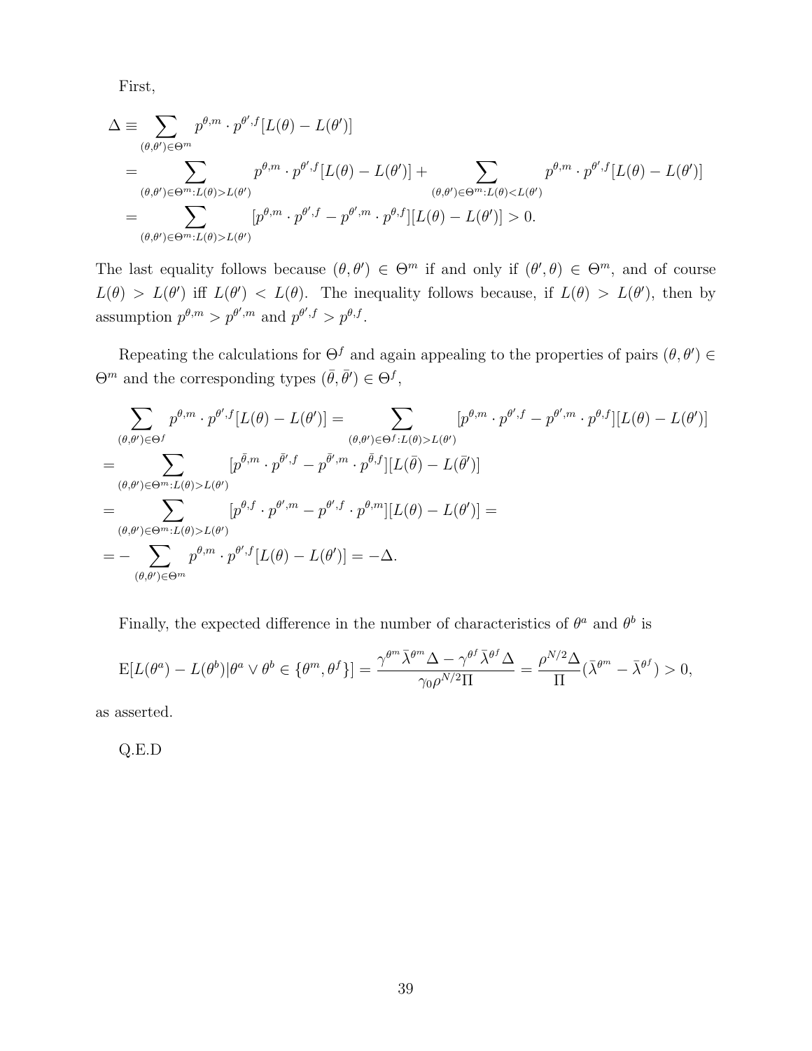First,

$$
\begin{aligned}
\Delta &\equiv \sum_{(\theta,\theta')\in\Theta^m} p^{\theta,m}\cdot p^{\theta',f}[L(\theta)-L(\theta')] \\
&= \sum_{(\theta,\theta')\in\Theta^m:L(\theta)>L(\theta')} p^{\theta,m}\cdot p^{\theta',f}[L(\theta)-L(\theta')] + \sum_{(\theta,\theta')\in\Theta^m:L(\theta)<L(\theta')} p^{\theta,m}\cdot p^{\theta',f}[L(\theta)-L(\theta')] \\
&= \sum_{(\theta,\theta')\in\Theta^m:L(\theta)>L(\theta')} [p^{\theta,m}\cdot p^{\theta',f} - p^{\theta',m}\cdot p^{\theta,f}][L(\theta)-L(\theta')] > 0.
\end{aligned}
$$

The last equality follows because $(\theta,\theta')\in\Theta^m$ if and only if $(\theta',\theta)\in\Theta^m$, and of course $L(\theta)>L(\theta')$ iff $L(\theta')<L(\theta)$. The inequality follows because, if $L(\theta)>L(\theta')$, then by assumption $p^{\theta,m}>p^{\theta',m}$ and $p^{\theta',f}>p^{\theta,f}$.

Repeating the calculations for $\Theta^f$ and again appealing to the properties of pairs $(\theta,\theta')\in\Theta^m$ and the corresponding types $(\bar{\theta},\bar{\theta}')\in\Theta^f$,

$$
\begin{aligned}
&\sum_{(\theta,\theta')\in\Theta^f} p^{\theta,m}\cdot p^{\theta',f}[L(\theta)-L(\theta')] = \sum_{(\theta,\theta')\in\Theta^f:L(\theta)>L(\theta')} [p^{\theta,m}\cdot p^{\theta',f} - p^{\theta',m}\cdot p^{\theta,f}][L(\theta)-L(\theta')] \\
&= \sum_{(\theta,\theta')\in\Theta^m:L(\theta)>L(\theta')} [p^{\bar{\theta},m}\cdot p^{\bar{\theta}',f} - p^{\bar{\theta}',m}\cdot p^{\bar{\theta},f}][L(\bar{\theta})-L(\bar{\theta}')] \\
&= \sum_{(\theta,\theta')\in\Theta^m:L(\theta)>L(\theta')} [p^{\theta,f}\cdot p^{\theta',m} - p^{\theta',f}\cdot p^{\theta,m}][L(\theta)-L(\theta')] = \\
&= -\sum_{(\theta,\theta')\in\Theta^m} p^{\theta,m}\cdot p^{\theta',f}[L(\theta)-L(\theta')] = -\Delta.
\end{aligned}
$$

Finally, the expected difference in the number of characteristics of $\theta^a$ and $\theta^b$ is

$$
\mathrm{E}[L(\theta^a)-L(\theta^b)|\theta^a \vee \theta^b \in \{\theta^m,\theta^f\}] = \frac{\gamma^{\theta^m}\bar{\lambda}^{\theta^m}\Delta - \gamma^{\theta^f}\bar{\lambda}^{\theta^f}\Delta}{\gamma_0\rho^{N/2}\Pi} = \frac{\rho^{N/2}\Delta}{\Pi}(\bar{\lambda}^{\theta^m}-\bar{\lambda}^{\theta^f}) > 0,
$$

as asserted.

Q.E.D